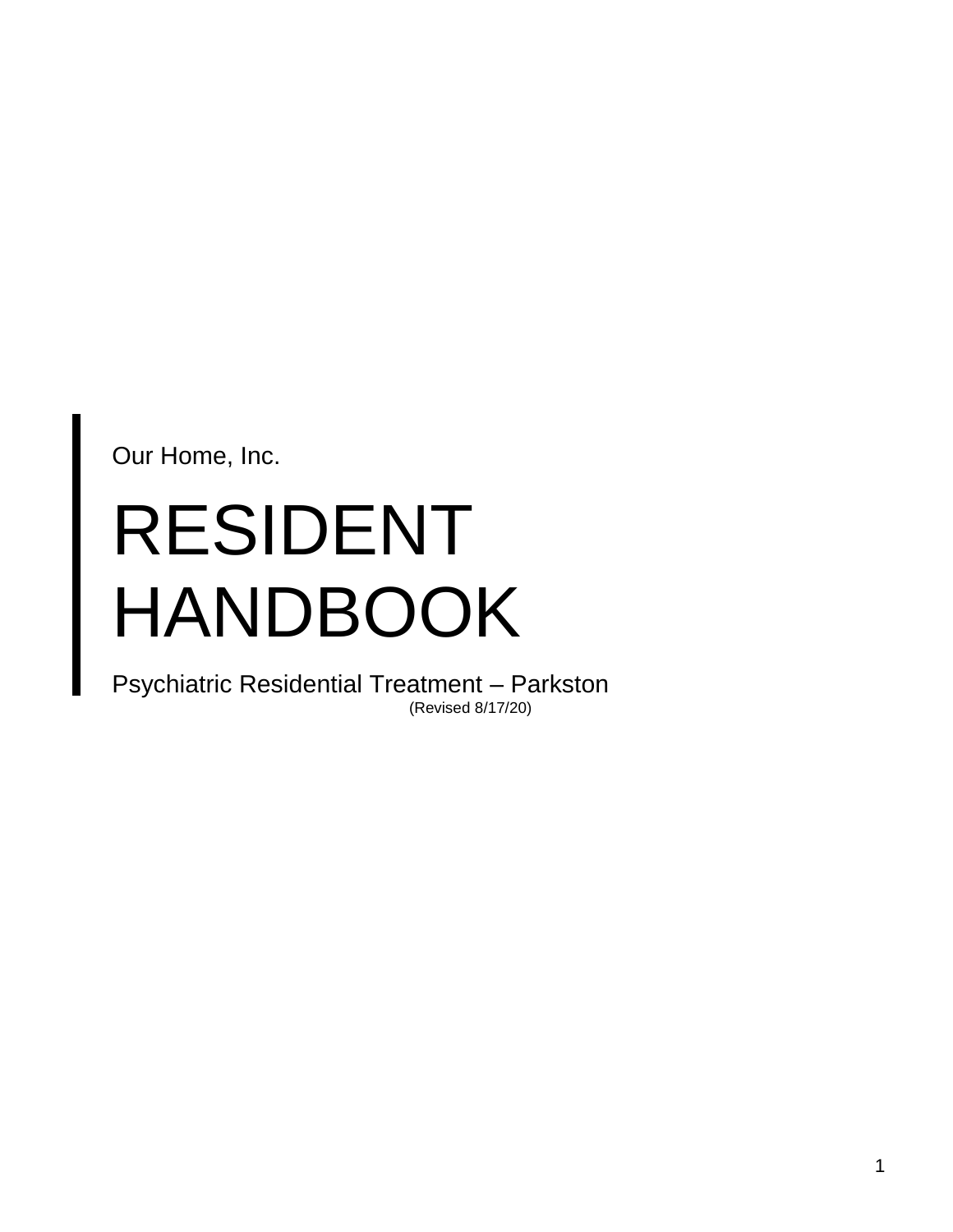Our Home, Inc.

# RESIDENT HANDBOOK

Psychiatric Residential Treatment – Parkston

(Revised 8/17/20)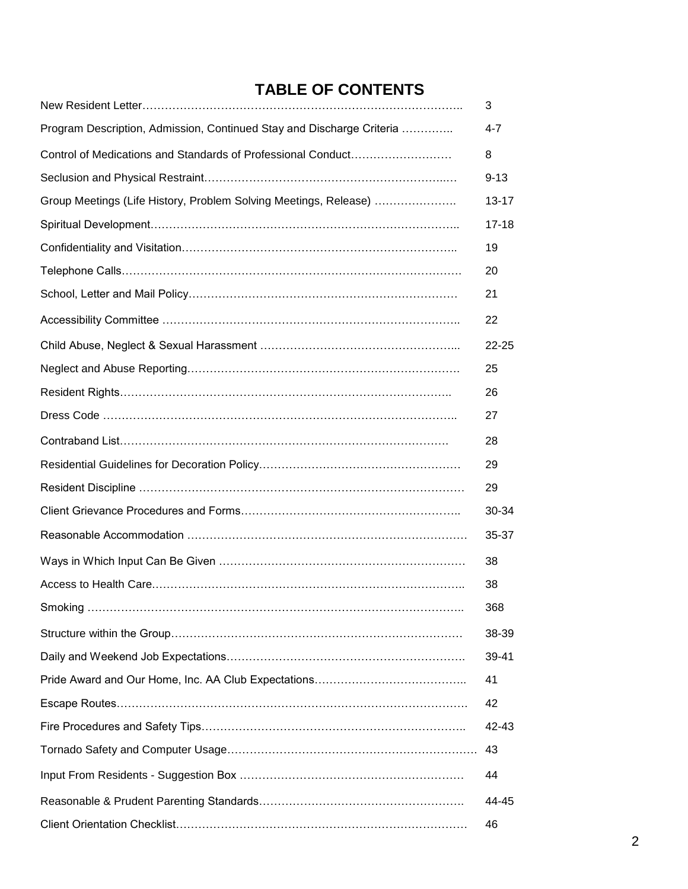# TABLE OF CONTENTS

| Section | Page |
|---|---|
| New Resident Letter | 3 |
| Program Description, Admission, Continued Stay and Discharge Criteria | 4-7 |
| Control of Medications and Standards of Professional Conduct | 8 |
| Seclusion and Physical Restraint | 9-13 |
| Group Meetings (Life History, Problem Solving Meetings, Release) | 13-17 |
| Spiritual Development | 17-18 |
| Confidentiality and Visitation | 19 |
| Telephone Calls | 20 |
| School, Letter and Mail Policy | 21 |
| Accessibility Committee | 22 |
| Child Abuse, Neglect & Sexual Harassment | 22-25 |
| Neglect and Abuse Reporting | 25 |
| Resident Rights | 26 |
| Dress Code | 27 |
| Contraband List | 28 |
| Residential Guidelines for Decoration Policy | 29 |
| Resident Discipline | 29 |
| Client Grievance Procedures and Forms | 30-34 |
| Reasonable Accommodation | 35-37 |
| Ways in Which Input Can Be Given | 38 |
| Access to Health Care | 38 |
| Smoking | 368 |
| Structure within the Group | 38-39 |
| Daily and Weekend Job Expectations | 39-41 |
| Pride Award and Our Home, Inc. AA Club Expectations | 41 |
| Escape Routes | 42 |
| Fire Procedures and Safety Tips | 42-43 |
| Tornado Safety and Computer Usage | 43 |
| Input From Residents - Suggestion Box | 44 |
| Reasonable & Prudent Parenting Standards | 44-45 |
| Client Orientation Checklist | 46 |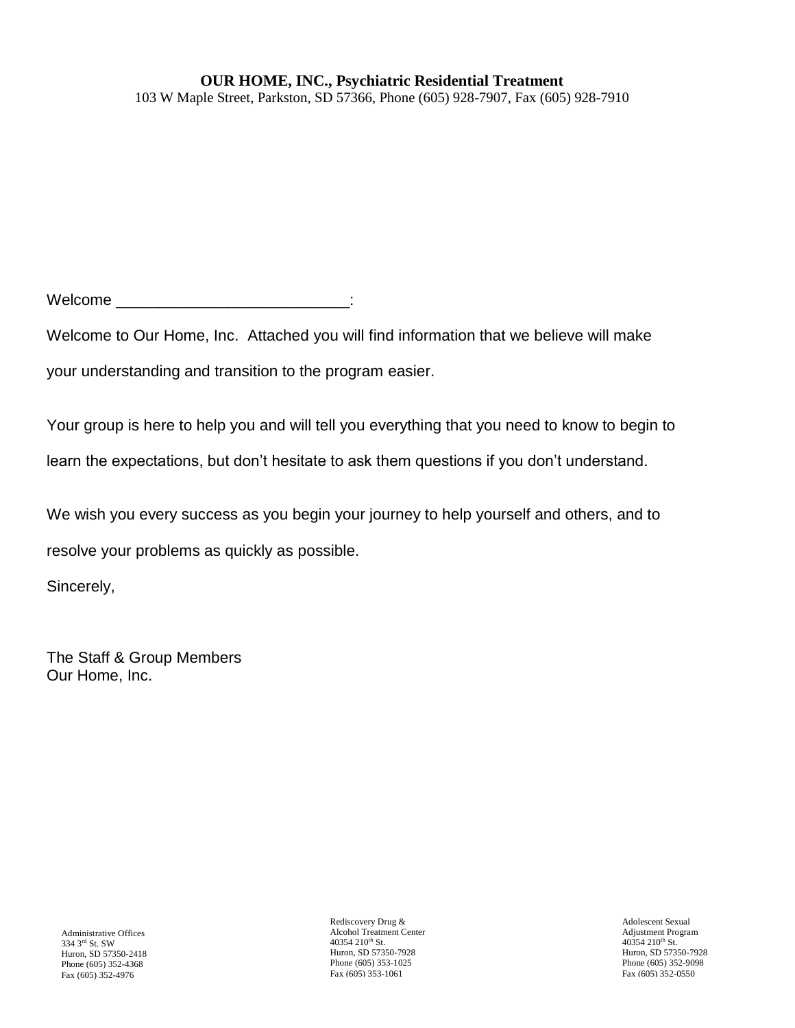**OUR HOME, INC., Psychiatric Residential Treatment**
103 W Maple Street, Parkston, SD 57366, Phone (605) 928-7907, Fax (605) 928-7910

Welcome ___________________________:

Welcome to Our Home, Inc. Attached you will find information that we believe will make your understanding and transition to the program easier.

Your group is here to help you and will tell you everything that you need to know to begin to learn the expectations, but don't hesitate to ask them questions if you don't understand.

We wish you every success as you begin your journey to help yourself and others, and to resolve your problems as quickly as possible.

Sincerely,

The Staff & Group Members
Our Home, Inc.

Administrative Offices
334 3rd St. SW
Huron, SD 57350-2418
Phone (605) 352-4368
Fax (605) 352-4976

Rediscovery Drug & Alcohol Treatment Center
40354 210th St.
Huron, SD 57350-7928
Phone (605) 353-1025
Fax (605) 353-1061

Adolescent Sexual Adjustment Program
40354 210th St.
Huron, SD 57350-7928
Phone (605) 352-9098
Fax (605) 352-0550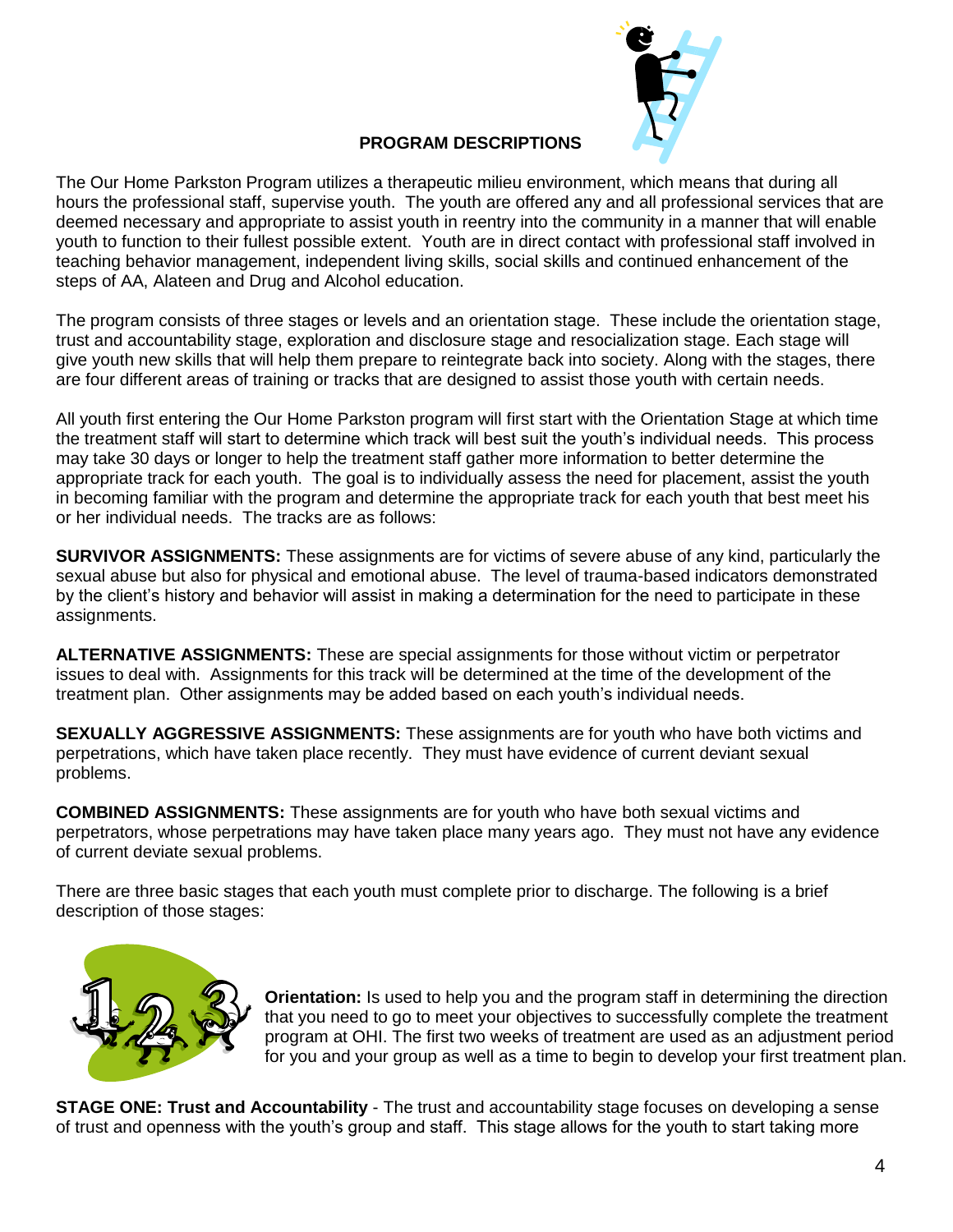## PROGRAM DESCRIPTIONS

The Our Home Parkston Program utilizes a therapeutic milieu environment, which means that during all hours the professional staff, supervise youth. The youth are offered any and all professional services that are deemed necessary and appropriate to assist youth in reentry into the community in a manner that will enable youth to function to their fullest possible extent. Youth are in direct contact with professional staff involved in teaching behavior management, independent living skills, social skills and continued enhancement of the steps of AA, Alateen and Drug and Alcohol education.

The program consists of three stages or levels and an orientation stage. These include the orientation stage, trust and accountability stage, exploration and disclosure stage and resocialization stage. Each stage will give youth new skills that will help them prepare to reintegrate back into society. Along with the stages, there are four different areas of training or tracks that are designed to assist those youth with certain needs.

All youth first entering the Our Home Parkston program will first start with the Orientation Stage at which time the treatment staff will start to determine which track will best suit the youth's individual needs. This process may take 30 days or longer to help the treatment staff gather more information to better determine the appropriate track for each youth. The goal is to individually assess the need for placement, assist the youth in becoming familiar with the program and determine the appropriate track for each youth that best meet his or her individual needs. The tracks are as follows:

**SURVIVOR ASSIGNMENTS:** These assignments are for victims of severe abuse of any kind, particularly the sexual abuse but also for physical and emotional abuse. The level of trauma-based indicators demonstrated by the client's history and behavior will assist in making a determination for the need to participate in these assignments.

**ALTERNATIVE ASSIGNMENTS:** These are special assignments for those without victim or perpetrator issues to deal with. Assignments for this track will be determined at the time of the development of the treatment plan. Other assignments may be added based on each youth's individual needs.

**SEXUALLY AGGRESSIVE ASSIGNMENTS:** These assignments are for youth who have both victims and perpetrations, which have taken place recently. They must have evidence of current deviant sexual problems.

**COMBINED ASSIGNMENTS:** These assignments are for youth who have both sexual victims and perpetrators, whose perpetrations may have taken place many years ago. They must not have any evidence of current deviate sexual problems.

There are three basic stages that each youth must complete prior to discharge. The following is a brief description of those stages:

**Orientation:** Is used to help you and the program staff in determining the direction that you need to go to meet your objectives to successfully complete the treatment program at OHI. The first two weeks of treatment are used as an adjustment period for you and your group as well as a time to begin to develop your first treatment plan.

**STAGE ONE: Trust and Accountability** - The trust and accountability stage focuses on developing a sense of trust and openness with the youth's group and staff. This stage allows for the youth to start taking more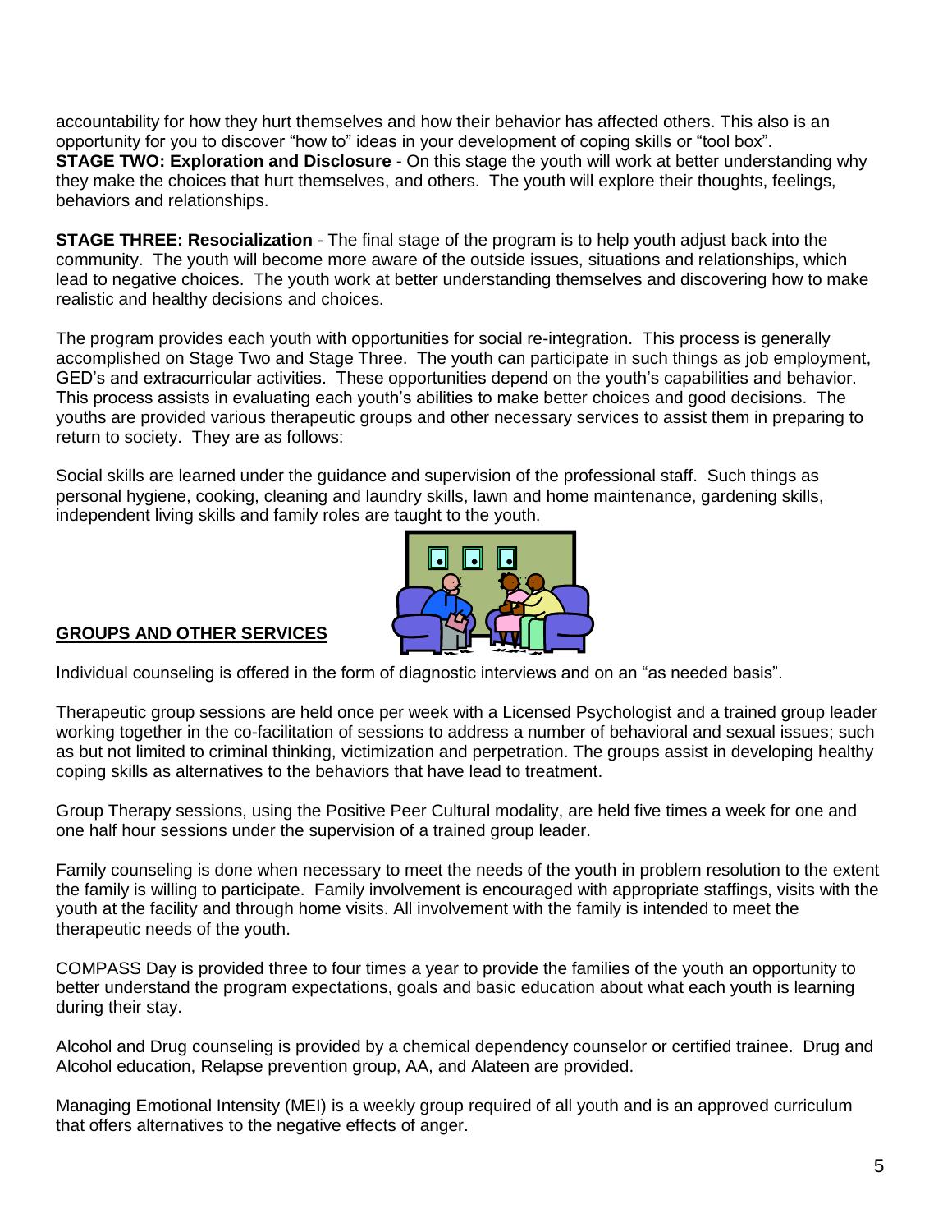accountability for how they hurt themselves and how their behavior has affected others. This also is an opportunity for you to discover "how to" ideas in your development of coping skills or "tool box".

**STAGE TWO: Exploration and Disclosure** - On this stage the youth will work at better understanding why they make the choices that hurt themselves, and others. The youth will explore their thoughts, feelings, behaviors and relationships.

**STAGE THREE: Resocialization** - The final stage of the program is to help youth adjust back into the community. The youth will become more aware of the outside issues, situations and relationships, which lead to negative choices. The youth work at better understanding themselves and discovering how to make realistic and healthy decisions and choices.

The program provides each youth with opportunities for social re-integration. This process is generally accomplished on Stage Two and Stage Three. The youth can participate in such things as job employment, GED's and extracurricular activities. These opportunities depend on the youth's capabilities and behavior. This process assists in evaluating each youth's abilities to make better choices and good decisions. The youths are provided various therapeutic groups and other necessary services to assist them in preparing to return to society. They are as follows:

Social skills are learned under the guidance and supervision of the professional staff. Such things as personal hygiene, cooking, cleaning and laundry skills, lawn and home maintenance, gardening skills, independent living skills and family roles are taught to the youth.

## GROUPS AND OTHER SERVICES

Individual counseling is offered in the form of diagnostic interviews and on an "as needed basis".

Therapeutic group sessions are held once per week with a Licensed Psychologist and a trained group leader working together in the co-facilitation of sessions to address a number of behavioral and sexual issues; such as but not limited to criminal thinking, victimization and perpetration. The groups assist in developing healthy coping skills as alternatives to the behaviors that have lead to treatment.

Group Therapy sessions, using the Positive Peer Cultural modality, are held five times a week for one and one half hour sessions under the supervision of a trained group leader.

Family counseling is done when necessary to meet the needs of the youth in problem resolution to the extent the family is willing to participate. Family involvement is encouraged with appropriate staffings, visits with the youth at the facility and through home visits. All involvement with the family is intended to meet the therapeutic needs of the youth.

COMPASS Day is provided three to four times a year to provide the families of the youth an opportunity to better understand the program expectations, goals and basic education about what each youth is learning during their stay.

Alcohol and Drug counseling is provided by a chemical dependency counselor or certified trainee. Drug and Alcohol education, Relapse prevention group, AA, and Alateen are provided.

Managing Emotional Intensity (MEI) is a weekly group required of all youth and is an approved curriculum that offers alternatives to the negative effects of anger.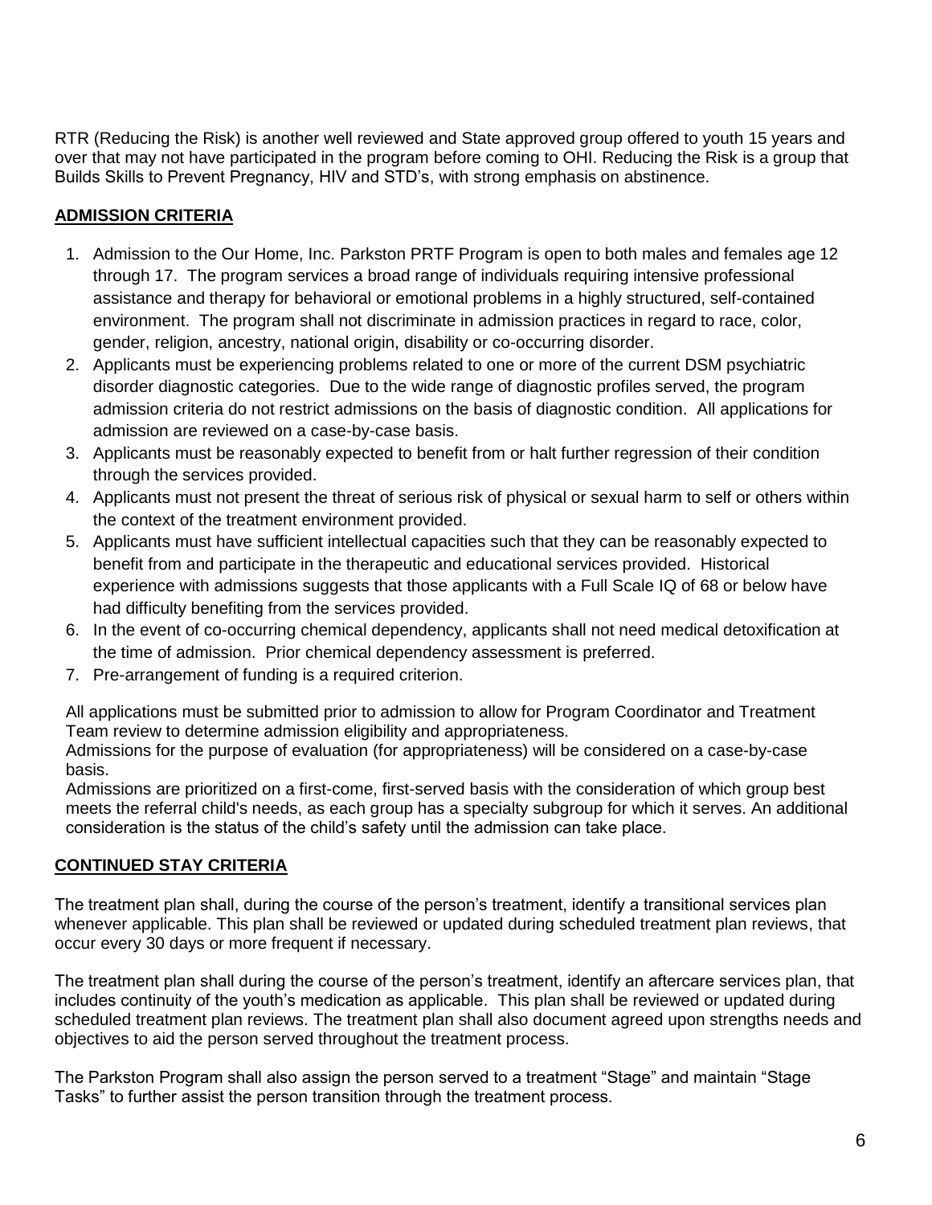RTR (Reducing the Risk) is another well reviewed and State approved group offered to youth 15 years and over that may not have participated in the program before coming to OHI. Reducing the Risk is a group that Builds Skills to Prevent Pregnancy, HIV and STD's, with strong emphasis on abstinence.

## ADMISSION CRITERIA

1. Admission to the Our Home, Inc. Parkston PRTF Program is open to both males and females age 12 through 17. The program services a broad range of individuals requiring intensive professional assistance and therapy for behavioral or emotional problems in a highly structured, self-contained environment. The program shall not discriminate in admission practices in regard to race, color, gender, religion, ancestry, national origin, disability or co-occurring disorder.
2. Applicants must be experiencing problems related to one or more of the current DSM psychiatric disorder diagnostic categories. Due to the wide range of diagnostic profiles served, the program admission criteria do not restrict admissions on the basis of diagnostic condition. All applications for admission are reviewed on a case-by-case basis.
3. Applicants must be reasonably expected to benefit from or halt further regression of their condition through the services provided.
4. Applicants must not present the threat of serious risk of physical or sexual harm to self or others within the context of the treatment environment provided.
5. Applicants must have sufficient intellectual capacities such that they can be reasonably expected to benefit from and participate in the therapeutic and educational services provided. Historical experience with admissions suggests that those applicants with a Full Scale IQ of 68 or below have had difficulty benefiting from the services provided.
6. In the event of co-occurring chemical dependency, applicants shall not need medical detoxification at the time of admission. Prior chemical dependency assessment is preferred.
7. Pre-arrangement of funding is a required criterion.

All applications must be submitted prior to admission to allow for Program Coordinator and Treatment Team review to determine admission eligibility and appropriateness.
Admissions for the purpose of evaluation (for appropriateness) will be considered on a case-by-case basis.
Admissions are prioritized on a first-come, first-served basis with the consideration of which group best meets the referral child's needs, as each group has a specialty subgroup for which it serves. An additional consideration is the status of the child's safety until the admission can take place.

## CONTINUED STAY CRITERIA

The treatment plan shall, during the course of the person's treatment, identify a transitional services plan whenever applicable. This plan shall be reviewed or updated during scheduled treatment plan reviews, that occur every 30 days or more frequent if necessary.

The treatment plan shall during the course of the person's treatment, identify an aftercare services plan, that includes continuity of the youth's medication as applicable. This plan shall be reviewed or updated during scheduled treatment plan reviews. The treatment plan shall also document agreed upon strengths needs and objectives to aid the person served throughout the treatment process.

The Parkston Program shall also assign the person served to a treatment "Stage" and maintain "Stage Tasks" to further assist the person transition through the treatment process.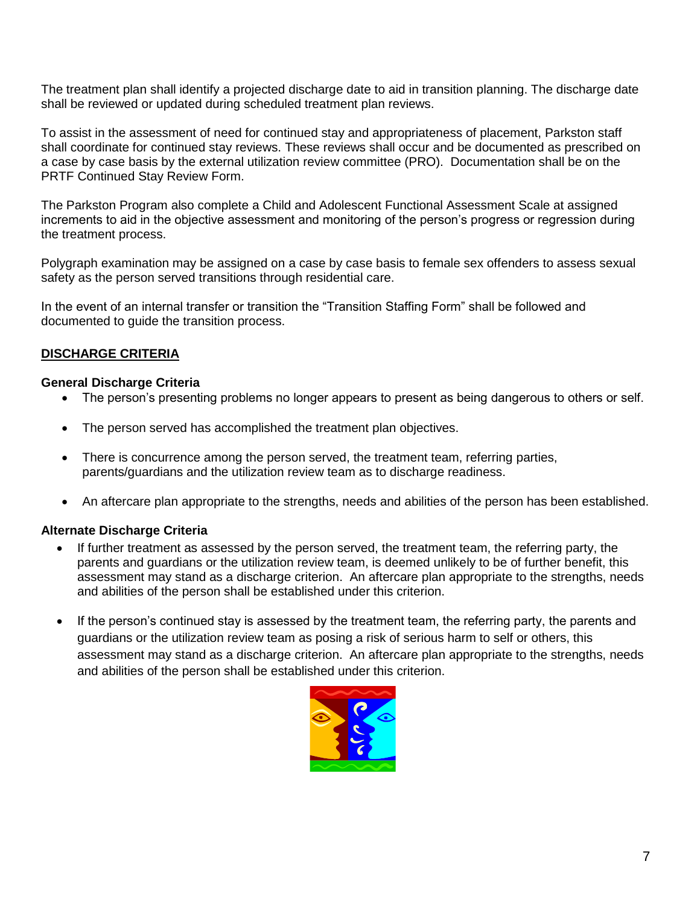The treatment plan shall identify a projected discharge date to aid in transition planning. The discharge date shall be reviewed or updated during scheduled treatment plan reviews.

To assist in the assessment of need for continued stay and appropriateness of placement, Parkston staff shall coordinate for continued stay reviews. These reviews shall occur and be documented as prescribed on a case by case basis by the external utilization review committee (PRO). Documentation shall be on the PRTF Continued Stay Review Form.

The Parkston Program also complete a Child and Adolescent Functional Assessment Scale at assigned increments to aid in the objective assessment and monitoring of the person's progress or regression during the treatment process.

Polygraph examination may be assigned on a case by case basis to female sex offenders to assess sexual safety as the person served transitions through residential care.

In the event of an internal transfer or transition the "Transition Staffing Form" shall be followed and documented to guide the transition process.

## DISCHARGE CRITERIA

### General Discharge Criteria

- The person's presenting problems no longer appears to present as being dangerous to others or self.
- The person served has accomplished the treatment plan objectives.
- There is concurrence among the person served, the treatment team, referring parties, parents/guardians and the utilization review team as to discharge readiness.
- An aftercare plan appropriate to the strengths, needs and abilities of the person has been established.

### Alternate Discharge Criteria

- If further treatment as assessed by the person served, the treatment team, the referring party, the parents and guardians or the utilization review team, is deemed unlikely to be of further benefit, this assessment may stand as a discharge criterion. An aftercare plan appropriate to the strengths, needs and abilities of the person shall be established under this criterion.
- If the person's continued stay is assessed by the treatment team, the referring party, the parents and guardians or the utilization review team as posing a risk of serious harm to self or others, this assessment may stand as a discharge criterion. An aftercare plan appropriate to the strengths, needs and abilities of the person shall be established under this criterion.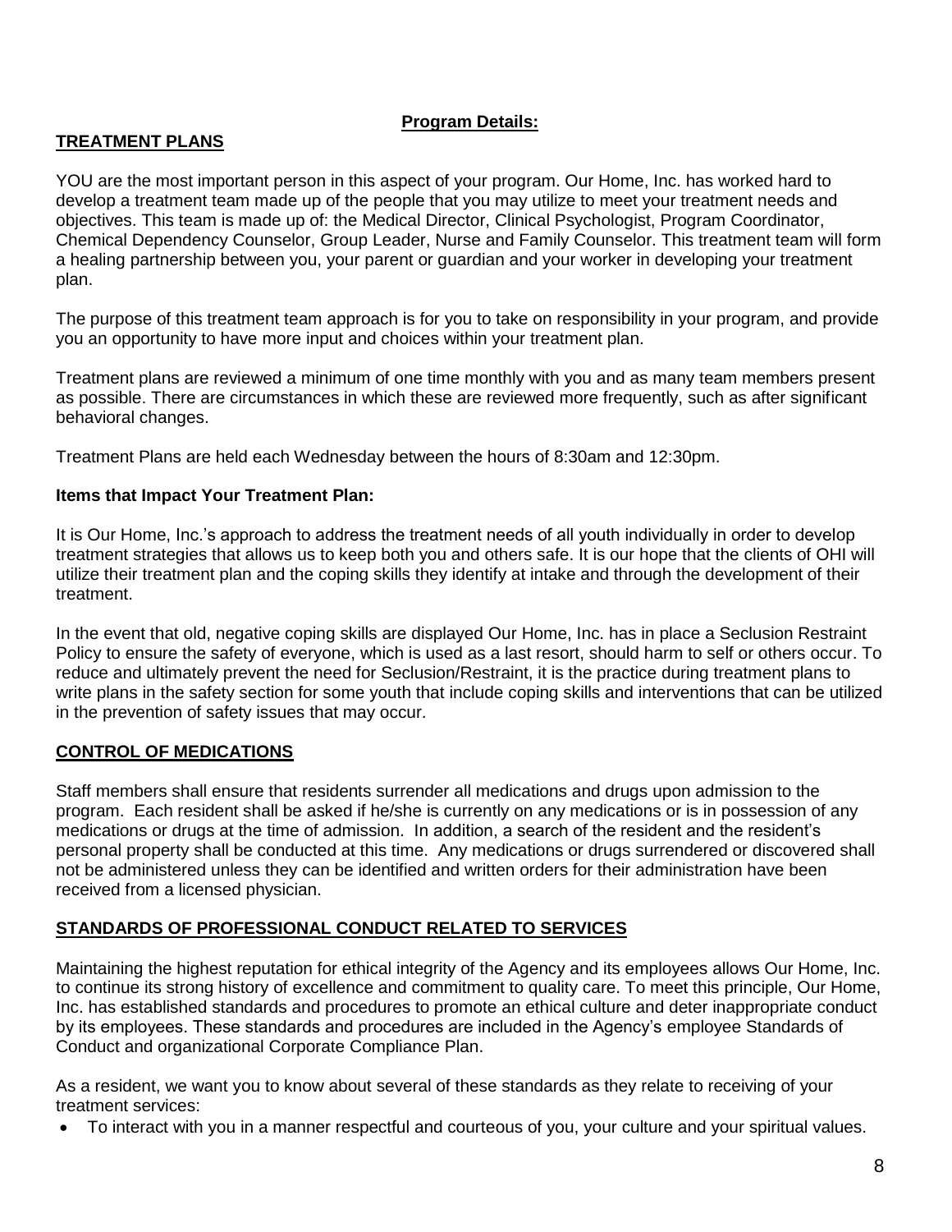## Program Details:

## TREATMENT PLANS

YOU are the most important person in this aspect of your program. Our Home, Inc. has worked hard to develop a treatment team made up of the people that you may utilize to meet your treatment needs and objectives. This team is made up of: the Medical Director, Clinical Psychologist, Program Coordinator, Chemical Dependency Counselor, Group Leader, Nurse and Family Counselor. This treatment team will form a healing partnership between you, your parent or guardian and your worker in developing your treatment plan.

The purpose of this treatment team approach is for you to take on responsibility in your program, and provide you an opportunity to have more input and choices within your treatment plan.

Treatment plans are reviewed a minimum of one time monthly with you and as many team members present as possible. There are circumstances in which these are reviewed more frequently, such as after significant behavioral changes.

Treatment Plans are held each Wednesday between the hours of 8:30am and 12:30pm.

### Items that Impact Your Treatment Plan:

It is Our Home, Inc.'s approach to address the treatment needs of all youth individually in order to develop treatment strategies that allows us to keep both you and others safe. It is our hope that the clients of OHI will utilize their treatment plan and the coping skills they identify at intake and through the development of their treatment.

In the event that old, negative coping skills are displayed Our Home, Inc. has in place a Seclusion Restraint Policy to ensure the safety of everyone, which is used as a last resort, should harm to self or others occur. To reduce and ultimately prevent the need for Seclusion/Restraint, it is the practice during treatment plans to write plans in the safety section for some youth that include coping skills and interventions that can be utilized in the prevention of safety issues that may occur.

## CONTROL OF MEDICATIONS

Staff members shall ensure that residents surrender all medications and drugs upon admission to the program. Each resident shall be asked if he/she is currently on any medications or is in possession of any medications or drugs at the time of admission. In addition, a search of the resident and the resident's personal property shall be conducted at this time. Any medications or drugs surrendered or discovered shall not be administered unless they can be identified and written orders for their administration have been received from a licensed physician.

## STANDARDS OF PROFESSIONAL CONDUCT RELATED TO SERVICES

Maintaining the highest reputation for ethical integrity of the Agency and its employees allows Our Home, Inc. to continue its strong history of excellence and commitment to quality care. To meet this principle, Our Home, Inc. has established standards and procedures to promote an ethical culture and deter inappropriate conduct by its employees. These standards and procedures are included in the Agency's employee Standards of Conduct and organizational Corporate Compliance Plan.

As a resident, we want you to know about several of these standards as they relate to receiving of your treatment services:

- To interact with you in a manner respectful and courteous of you, your culture and your spiritual values.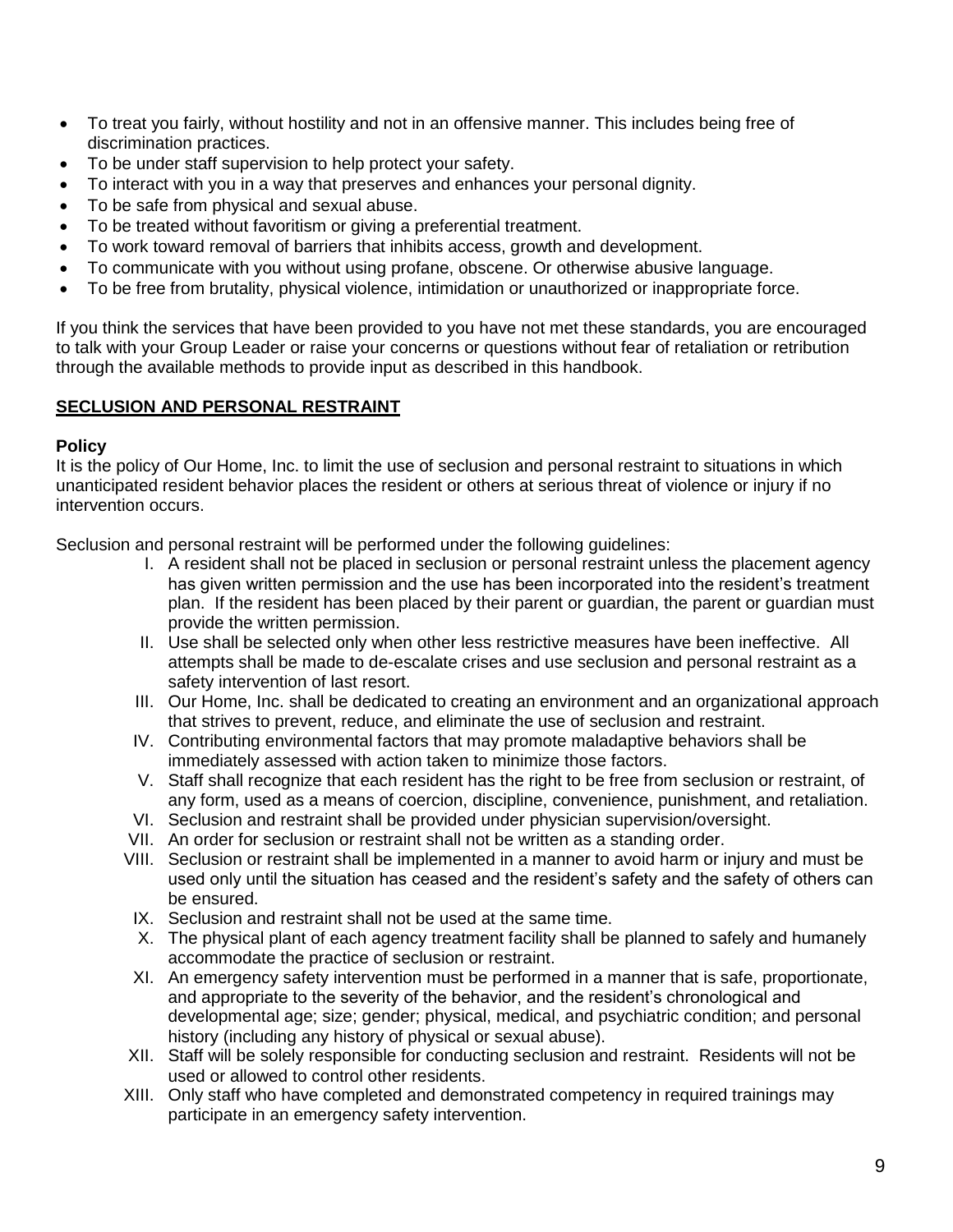- To treat you fairly, without hostility and not in an offensive manner. This includes being free of discrimination practices.
- To be under staff supervision to help protect your safety.
- To interact with you in a way that preserves and enhances your personal dignity.
- To be safe from physical and sexual abuse.
- To be treated without favoritism or giving a preferential treatment.
- To work toward removal of barriers that inhibits access, growth and development.
- To communicate with you without using profane, obscene. Or otherwise abusive language.
- To be free from brutality, physical violence, intimidation or unauthorized or inappropriate force.

If you think the services that have been provided to you have not met these standards, you are encouraged to talk with your Group Leader or raise your concerns or questions without fear of retaliation or retribution through the available methods to provide input as described in this handbook.

## SECLUSION AND PERSONAL RESTRAINT

**Policy**

It is the policy of Our Home, Inc. to limit the use of seclusion and personal restraint to situations in which unanticipated resident behavior places the resident or others at serious threat of violence or injury if no intervention occurs.

Seclusion and personal restraint will be performed under the following guidelines:

I. A resident shall not be placed in seclusion or personal restraint unless the placement agency has given written permission and the use has been incorporated into the resident's treatment plan. If the resident has been placed by their parent or guardian, the parent or guardian must provide the written permission.

II. Use shall be selected only when other less restrictive measures have been ineffective. All attempts shall be made to de-escalate crises and use seclusion and personal restraint as a safety intervention of last resort.

III. Our Home, Inc. shall be dedicated to creating an environment and an organizational approach that strives to prevent, reduce, and eliminate the use of seclusion and restraint.

IV. Contributing environmental factors that may promote maladaptive behaviors shall be immediately assessed with action taken to minimize those factors.

V. Staff shall recognize that each resident has the right to be free from seclusion or restraint, of any form, used as a means of coercion, discipline, convenience, punishment, and retaliation.

VI. Seclusion and restraint shall be provided under physician supervision/oversight.

VII. An order for seclusion or restraint shall not be written as a standing order.

VIII. Seclusion or restraint shall be implemented in a manner to avoid harm or injury and must be used only until the situation has ceased and the resident's safety and the safety of others can be ensured.

IX. Seclusion and restraint shall not be used at the same time.

X. The physical plant of each agency treatment facility shall be planned to safely and humanely accommodate the practice of seclusion or restraint.

XI. An emergency safety intervention must be performed in a manner that is safe, proportionate, and appropriate to the severity of the behavior, and the resident's chronological and developmental age; size; gender; physical, medical, and psychiatric condition; and personal history (including any history of physical or sexual abuse).

XII. Staff will be solely responsible for conducting seclusion and restraint. Residents will not be used or allowed to control other residents.

XIII. Only staff who have completed and demonstrated competency in required trainings may participate in an emergency safety intervention.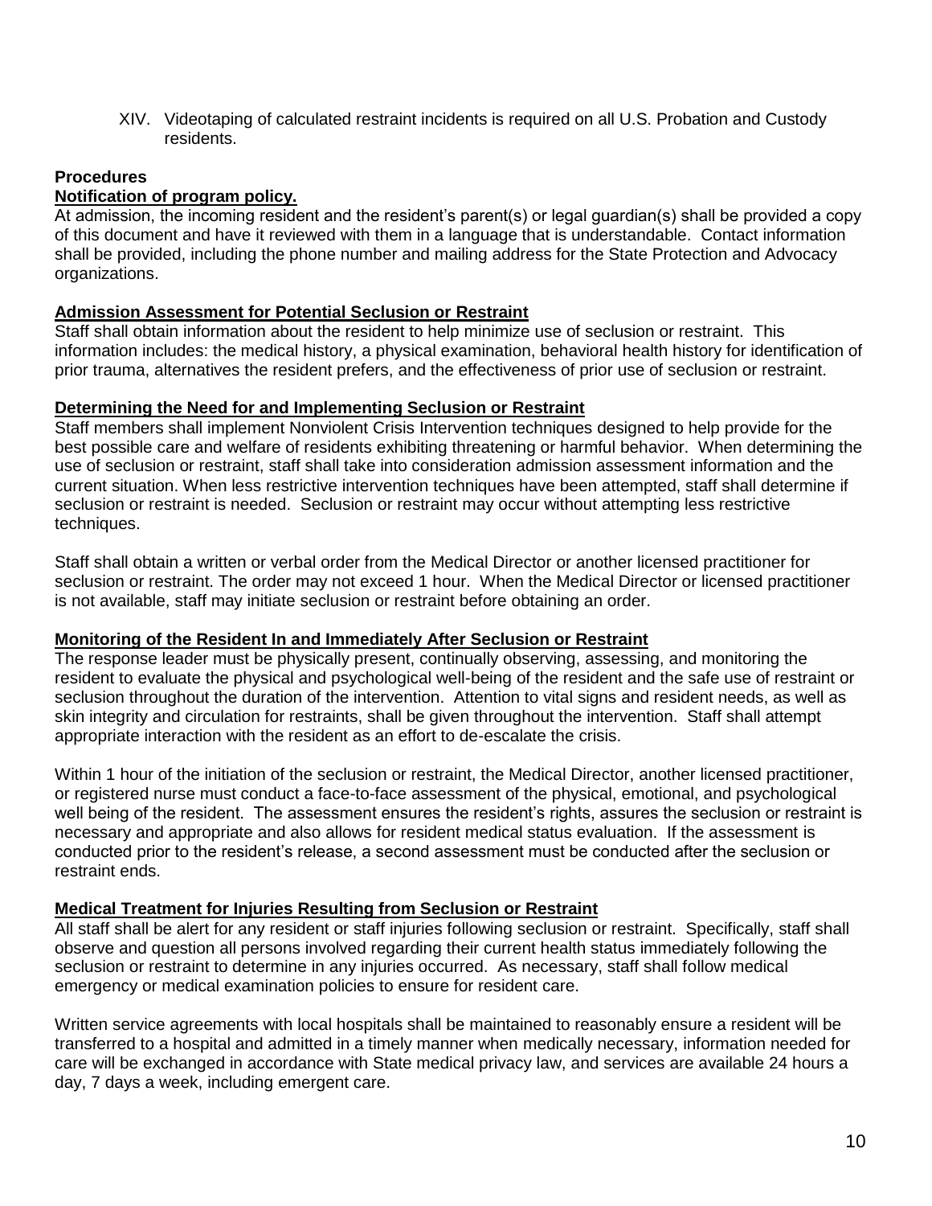XIV. Videotaping of calculated restraint incidents is required on all U.S. Probation and Custody residents.

**Procedures**

**Notification of program policy.**

At admission, the incoming resident and the resident's parent(s) or legal guardian(s) shall be provided a copy of this document and have it reviewed with them in a language that is understandable. Contact information shall be provided, including the phone number and mailing address for the State Protection and Advocacy organizations.

**Admission Assessment for Potential Seclusion or Restraint**

Staff shall obtain information about the resident to help minimize use of seclusion or restraint. This information includes: the medical history, a physical examination, behavioral health history for identification of prior trauma, alternatives the resident prefers, and the effectiveness of prior use of seclusion or restraint.

**Determining the Need for and Implementing Seclusion or Restraint**

Staff members shall implement Nonviolent Crisis Intervention techniques designed to help provide for the best possible care and welfare of residents exhibiting threatening or harmful behavior. When determining the use of seclusion or restraint, staff shall take into consideration admission assessment information and the current situation. When less restrictive intervention techniques have been attempted, staff shall determine if seclusion or restraint is needed. Seclusion or restraint may occur without attempting less restrictive techniques.

Staff shall obtain a written or verbal order from the Medical Director or another licensed practitioner for seclusion or restraint. The order may not exceed 1 hour. When the Medical Director or licensed practitioner is not available, staff may initiate seclusion or restraint before obtaining an order.

**Monitoring of the Resident In and Immediately After Seclusion or Restraint**

The response leader must be physically present, continually observing, assessing, and monitoring the resident to evaluate the physical and psychological well-being of the resident and the safe use of restraint or seclusion throughout the duration of the intervention. Attention to vital signs and resident needs, as well as skin integrity and circulation for restraints, shall be given throughout the intervention. Staff shall attempt appropriate interaction with the resident as an effort to de-escalate the crisis.

Within 1 hour of the initiation of the seclusion or restraint, the Medical Director, another licensed practitioner, or registered nurse must conduct a face-to-face assessment of the physical, emotional, and psychological well being of the resident. The assessment ensures the resident's rights, assures the seclusion or restraint is necessary and appropriate and also allows for resident medical status evaluation. If the assessment is conducted prior to the resident's release, a second assessment must be conducted after the seclusion or restraint ends.

**Medical Treatment for Injuries Resulting from Seclusion or Restraint**

All staff shall be alert for any resident or staff injuries following seclusion or restraint. Specifically, staff shall observe and question all persons involved regarding their current health status immediately following the seclusion or restraint to determine in any injuries occurred. As necessary, staff shall follow medical emergency or medical examination policies to ensure for resident care.

Written service agreements with local hospitals shall be maintained to reasonably ensure a resident will be transferred to a hospital and admitted in a timely manner when medically necessary, information needed for care will be exchanged in accordance with State medical privacy law, and services are available 24 hours a day, 7 days a week, including emergent care.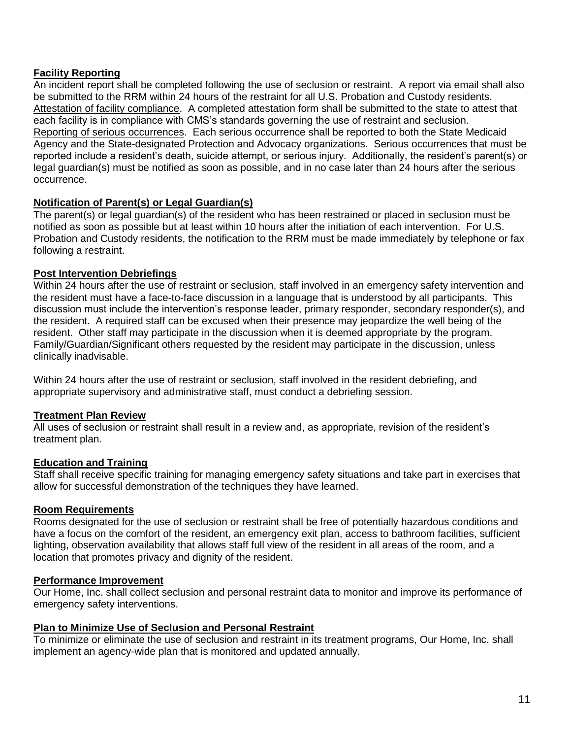**Facility Reporting**

An incident report shall be completed following the use of seclusion or restraint. A report via email shall also be submitted to the RRM within 24 hours of the restraint for all U.S. Probation and Custody residents.

Attestation of facility compliance. A completed attestation form shall be submitted to the state to attest that each facility is in compliance with CMS's standards governing the use of restraint and seclusion.

Reporting of serious occurrences. Each serious occurrence shall be reported to both the State Medicaid Agency and the State-designated Protection and Advocacy organizations. Serious occurrences that must be reported include a resident's death, suicide attempt, or serious injury. Additionally, the resident's parent(s) or legal guardian(s) must be notified as soon as possible, and in no case later than 24 hours after the serious occurrence.

**Notification of Parent(s) or Legal Guardian(s)**

The parent(s) or legal guardian(s) of the resident who has been restrained or placed in seclusion must be notified as soon as possible but at least within 10 hours after the initiation of each intervention. For U.S. Probation and Custody residents, the notification to the RRM must be made immediately by telephone or fax following a restraint.

**Post Intervention Debriefings**

Within 24 hours after the use of restraint or seclusion, staff involved in an emergency safety intervention and the resident must have a face-to-face discussion in a language that is understood by all participants. This discussion must include the intervention's response leader, primary responder, secondary responder(s), and the resident. A required staff can be excused when their presence may jeopardize the well being of the resident. Other staff may participate in the discussion when it is deemed appropriate by the program. Family/Guardian/Significant others requested by the resident may participate in the discussion, unless clinically inadvisable.

Within 24 hours after the use of restraint or seclusion, staff involved in the resident debriefing, and appropriate supervisory and administrative staff, must conduct a debriefing session.

**Treatment Plan Review**

All uses of seclusion or restraint shall result in a review and, as appropriate, revision of the resident's treatment plan.

**Education and Training**

Staff shall receive specific training for managing emergency safety situations and take part in exercises that allow for successful demonstration of the techniques they have learned.

**Room Requirements**

Rooms designated for the use of seclusion or restraint shall be free of potentially hazardous conditions and have a focus on the comfort of the resident, an emergency exit plan, access to bathroom facilities, sufficient lighting, observation availability that allows staff full view of the resident in all areas of the room, and a location that promotes privacy and dignity of the resident.

**Performance Improvement**

Our Home, Inc. shall collect seclusion and personal restraint data to monitor and improve its performance of emergency safety interventions.

**Plan to Minimize Use of Seclusion and Personal Restraint**

To minimize or eliminate the use of seclusion and restraint in its treatment programs, Our Home, Inc. shall implement an agency-wide plan that is monitored and updated annually.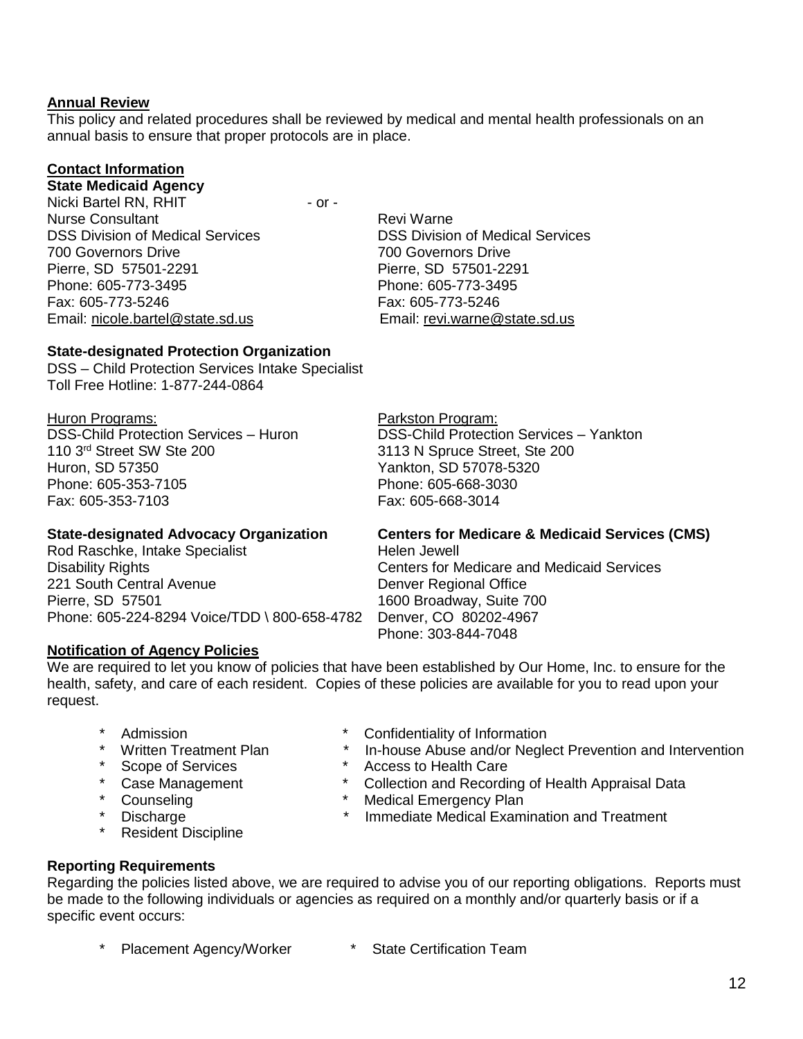**Annual Review**

This policy and related procedures shall be reviewed by medical and mental health professionals on an annual basis to ensure that proper protocols are in place.

**Contact Information**

**State Medicaid Agency**

Nicki Bartel RN, RHIT
Nurse Consultant
DSS Division of Medical Services
700 Governors Drive
Pierre, SD 57501-2291
Phone: 605-773-3495
Fax: 605-773-5246
Email: nicole.bartel@state.sd.us

\- or -

Revi Warne
DSS Division of Medical Services
700 Governors Drive
Pierre, SD 57501-2291
Phone: 605-773-3495
Fax: 605-773-5246
Email: revi.warne@state.sd.us

**State-designated Protection Organization**

DSS – Child Protection Services Intake Specialist
Toll Free Hotline: 1-877-244-0864

Huron Programs:
DSS-Child Protection Services – Huron
110 3rd Street SW Ste 200
Huron, SD 57350
Phone: 605-353-7105
Fax: 605-353-7103

Parkston Program:
DSS-Child Protection Services – Yankton
3113 N Spruce Street, Ste 200
Yankton, SD 57078-5320
Phone: 605-668-3030
Fax: 605-668-3014

**State-designated Advocacy Organization**

Rod Raschke, Intake Specialist
Disability Rights
221 South Central Avenue
Pierre, SD 57501
Phone: 605-224-8294 Voice/TDD \ 800-658-4782

**Centers for Medicare & Medicaid Services (CMS)**

Helen Jewell
Centers for Medicare and Medicaid Services
Denver Regional Office
1600 Broadway, Suite 700
Denver, CO 80202-4967
Phone: 303-844-7048

**Notification of Agency Policies**

We are required to let you know of policies that have been established by Our Home, Inc. to ensure for the health, safety, and care of each resident. Copies of these policies are available for you to read upon your request.

- Admission
- Written Treatment Plan
- Scope of Services
- Case Management
- Counseling
- Discharge
- Resident Discipline
- Confidentiality of Information
- In-house Abuse and/or Neglect Prevention and Intervention
- Access to Health Care
- Collection and Recording of Health Appraisal Data
- Medical Emergency Plan
- Immediate Medical Examination and Treatment

**Reporting Requirements**

Regarding the policies listed above, we are required to advise you of our reporting obligations. Reports must be made to the following individuals or agencies as required on a monthly and/or quarterly basis or if a specific event occurs:

- Placement Agency/Worker
- State Certification Team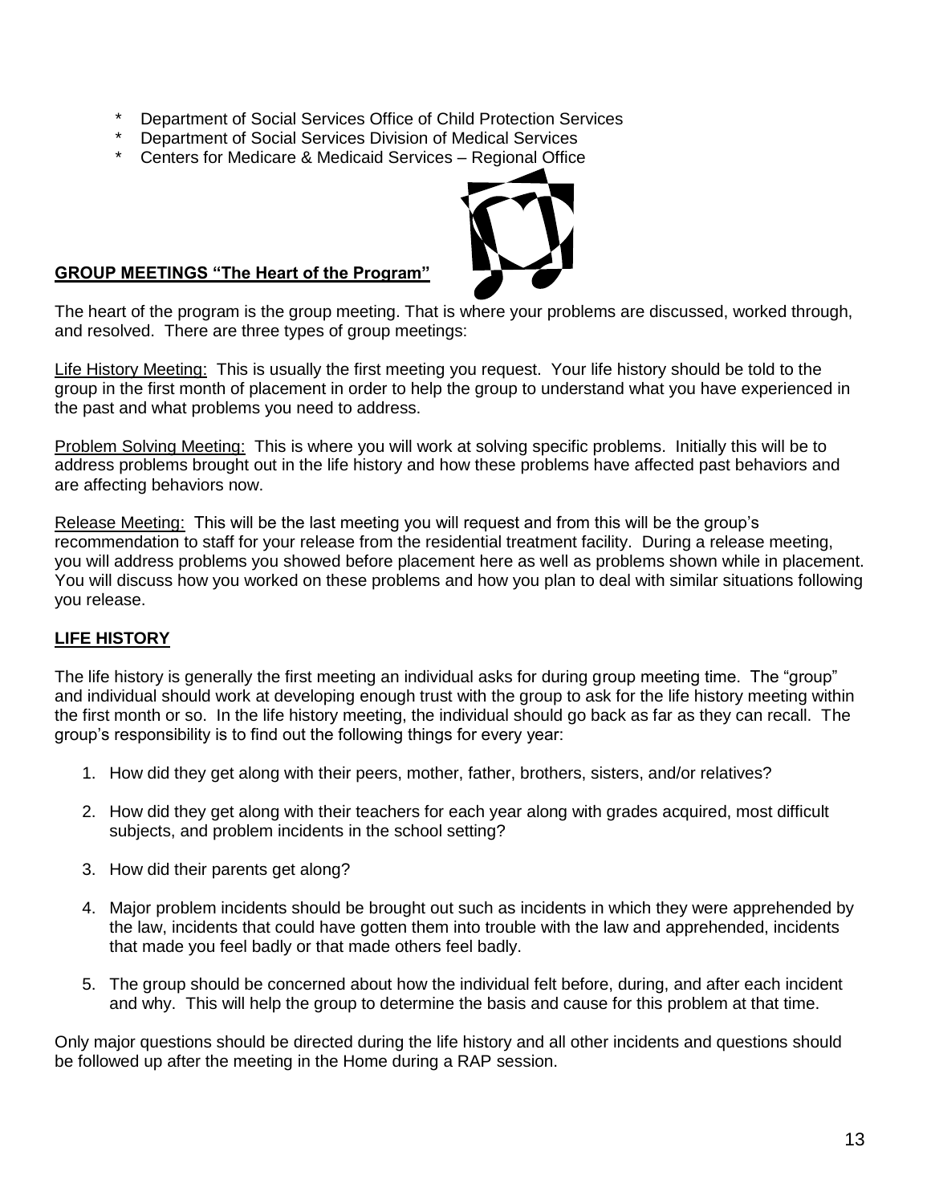- Department of Social Services Office of Child Protection Services
- Department of Social Services Division of Medical Services
- Centers for Medicare & Medicaid Services – Regional Office

**GROUP MEETINGS "The Heart of the Program"**

The heart of the program is the group meeting. That is where your problems are discussed, worked through, and resolved. There are three types of group meetings:

Life History Meeting: This is usually the first meeting you request. Your life history should be told to the group in the first month of placement in order to help the group to understand what you have experienced in the past and what problems you need to address.

Problem Solving Meeting: This is where you will work at solving specific problems. Initially this will be to address problems brought out in the life history and how these problems have affected past behaviors and are affecting behaviors now.

Release Meeting: This will be the last meeting you will request and from this will be the group's recommendation to staff for your release from the residential treatment facility. During a release meeting, you will address problems you showed before placement here as well as problems shown while in placement. You will discuss how you worked on these problems and how you plan to deal with similar situations following you release.

**LIFE HISTORY**

The life history is generally the first meeting an individual asks for during group meeting time. The "group" and individual should work at developing enough trust with the group to ask for the life history meeting within the first month or so. In the life history meeting, the individual should go back as far as they can recall. The group's responsibility is to find out the following things for every year:

1. How did they get along with their peers, mother, father, brothers, sisters, and/or relatives?
2. How did they get along with their teachers for each year along with grades acquired, most difficult subjects, and problem incidents in the school setting?
3. How did their parents get along?
4. Major problem incidents should be brought out such as incidents in which they were apprehended by the law, incidents that could have gotten them into trouble with the law and apprehended, incidents that made you feel badly or that made others feel badly.
5. The group should be concerned about how the individual felt before, during, and after each incident and why. This will help the group to determine the basis and cause for this problem at that time.

Only major questions should be directed during the life history and all other incidents and questions should be followed up after the meeting in the Home during a RAP session.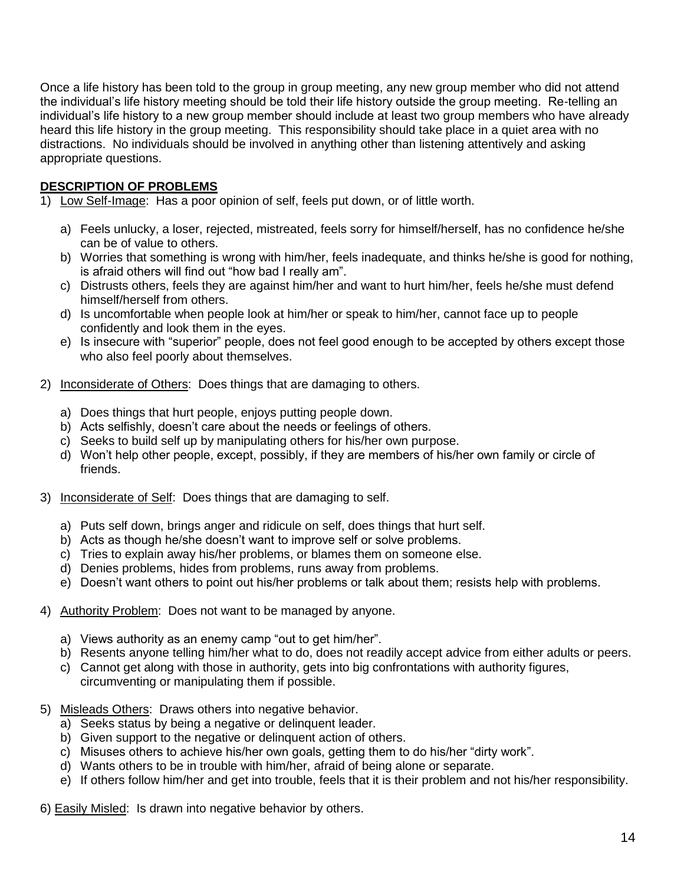Once a life history has been told to the group in group meeting, any new group member who did not attend the individual's life history meeting should be told their life history outside the group meeting. Re-telling an individual's life history to a new group member should include at least two group members who have already heard this life history in the group meeting. This responsibility should take place in a quiet area with no distractions. No individuals should be involved in anything other than listening attentively and asking appropriate questions.

## DESCRIPTION OF PROBLEMS

1) Low Self-Image: Has a poor opinion of self, feels put down, or of little worth.

   a) Feels unlucky, a loser, rejected, mistreated, feels sorry for himself/herself, has no confidence he/she can be of value to others.
   b) Worries that something is wrong with him/her, feels inadequate, and thinks he/she is good for nothing, is afraid others will find out "how bad I really am".
   c) Distrusts others, feels they are against him/her and want to hurt him/her, feels he/she must defend himself/herself from others.
   d) Is uncomfortable when people look at him/her or speak to him/her, cannot face up to people confidently and look them in the eyes.
   e) Is insecure with "superior" people, does not feel good enough to be accepted by others except those who also feel poorly about themselves.

2) Inconsiderate of Others: Does things that are damaging to others.

   a) Does things that hurt people, enjoys putting people down.
   b) Acts selfishly, doesn't care about the needs or feelings of others.
   c) Seeks to build self up by manipulating others for his/her own purpose.
   d) Won't help other people, except, possibly, if they are members of his/her own family or circle of friends.

3) Inconsiderate of Self: Does things that are damaging to self.

   a) Puts self down, brings anger and ridicule on self, does things that hurt self.
   b) Acts as though he/she doesn't want to improve self or solve problems.
   c) Tries to explain away his/her problems, or blames them on someone else.
   d) Denies problems, hides from problems, runs away from problems.
   e) Doesn't want others to point out his/her problems or talk about them; resists help with problems.

4) Authority Problem: Does not want to be managed by anyone.

   a) Views authority as an enemy camp "out to get him/her".
   b) Resents anyone telling him/her what to do, does not readily accept advice from either adults or peers.
   c) Cannot get along with those in authority, gets into big confrontations with authority figures, circumventing or manipulating them if possible.

5) Misleads Others: Draws others into negative behavior.
   a) Seeks status by being a negative or delinquent leader.
   b) Given support to the negative or delinquent action of others.
   c) Misuses others to achieve his/her own goals, getting them to do his/her "dirty work".
   d) Wants others to be in trouble with him/her, afraid of being alone or separate.
   e) If others follow him/her and get into trouble, feels that it is their problem and not his/her responsibility.

6) Easily Misled: Is drawn into negative behavior by others.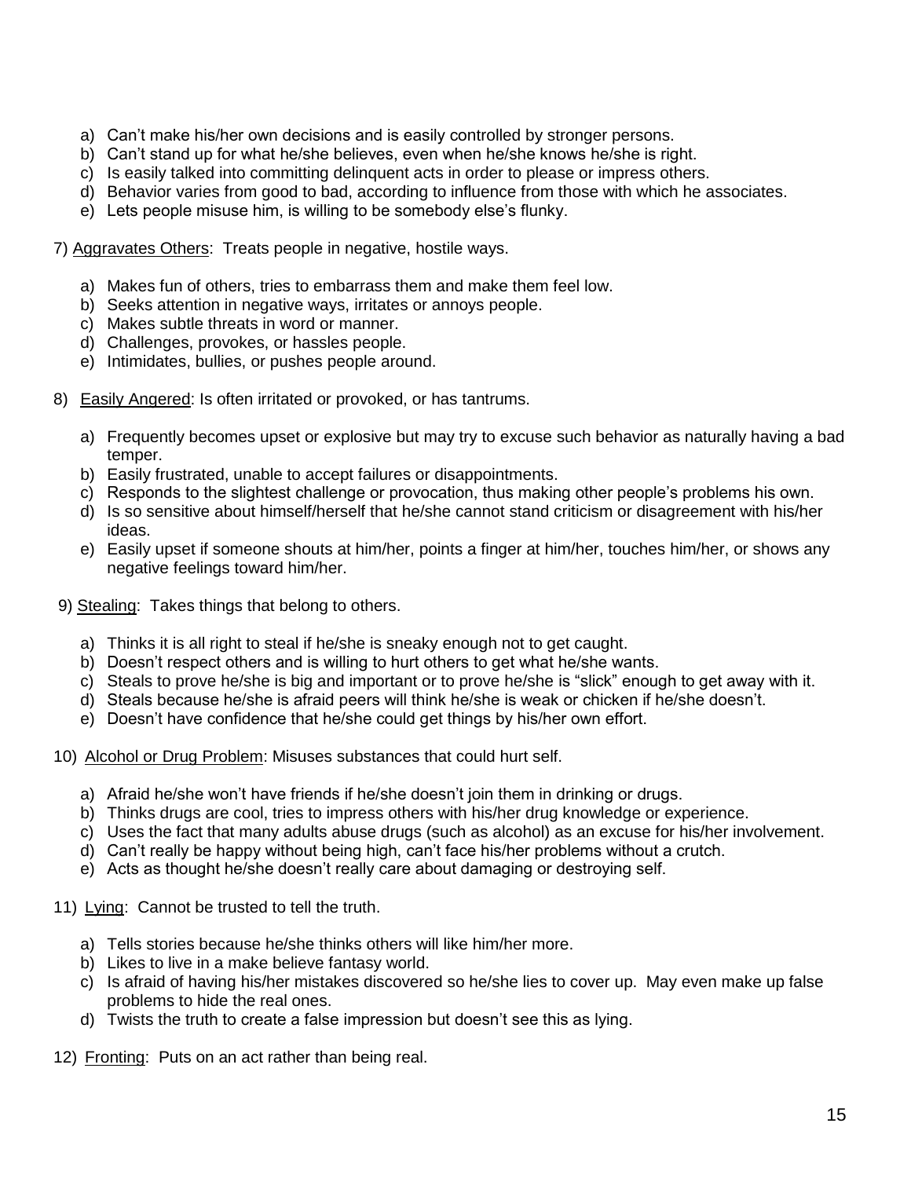a) Can't make his/her own decisions and is easily controlled by stronger persons.
b) Can't stand up for what he/she believes, even when he/she knows he/she is right.
c) Is easily talked into committing delinquent acts in order to please or impress others.
d) Behavior varies from good to bad, according to influence from those with which he associates.
e) Lets people misuse him, is willing to be somebody else's flunky.

7) <u>Aggravates Others</u>: Treats people in negative, hostile ways.

a) Makes fun of others, tries to embarrass them and make them feel low.
b) Seeks attention in negative ways, irritates or annoys people.
c) Makes subtle threats in word or manner.
d) Challenges, provokes, or hassles people.
e) Intimidates, bullies, or pushes people around.

8) <u>Easily Angered</u>: Is often irritated or provoked, or has tantrums.

a) Frequently becomes upset or explosive but may try to excuse such behavior as naturally having a bad temper.
b) Easily frustrated, unable to accept failures or disappointments.
c) Responds to the slightest challenge or provocation, thus making other people's problems his own.
d) Is so sensitive about himself/herself that he/she cannot stand criticism or disagreement with his/her ideas.
e) Easily upset if someone shouts at him/her, points a finger at him/her, touches him/her, or shows any negative feelings toward him/her.

9) <u>Stealing</u>: Takes things that belong to others.

a) Thinks it is all right to steal if he/she is sneaky enough not to get caught.
b) Doesn't respect others and is willing to hurt others to get what he/she wants.
c) Steals to prove he/she is big and important or to prove he/she is "slick" enough to get away with it.
d) Steals because he/she is afraid peers will think he/she is weak or chicken if he/she doesn't.
e) Doesn't have confidence that he/she could get things by his/her own effort.

10) <u>Alcohol or Drug Problem</u>: Misuses substances that could hurt self.

a) Afraid he/she won't have friends if he/she doesn't join them in drinking or drugs.
b) Thinks drugs are cool, tries to impress others with his/her drug knowledge or experience.
c) Uses the fact that many adults abuse drugs (such as alcohol) as an excuse for his/her involvement.
d) Can't really be happy without being high, can't face his/her problems without a crutch.
e) Acts as thought he/she doesn't really care about damaging or destroying self.

11) <u>Lying</u>: Cannot be trusted to tell the truth.

a) Tells stories because he/she thinks others will like him/her more.
b) Likes to live in a make believe fantasy world.
c) Is afraid of having his/her mistakes discovered so he/she lies to cover up. May even make up false problems to hide the real ones.
d) Twists the truth to create a false impression but doesn't see this as lying.

12) <u>Fronting</u>: Puts on an act rather than being real.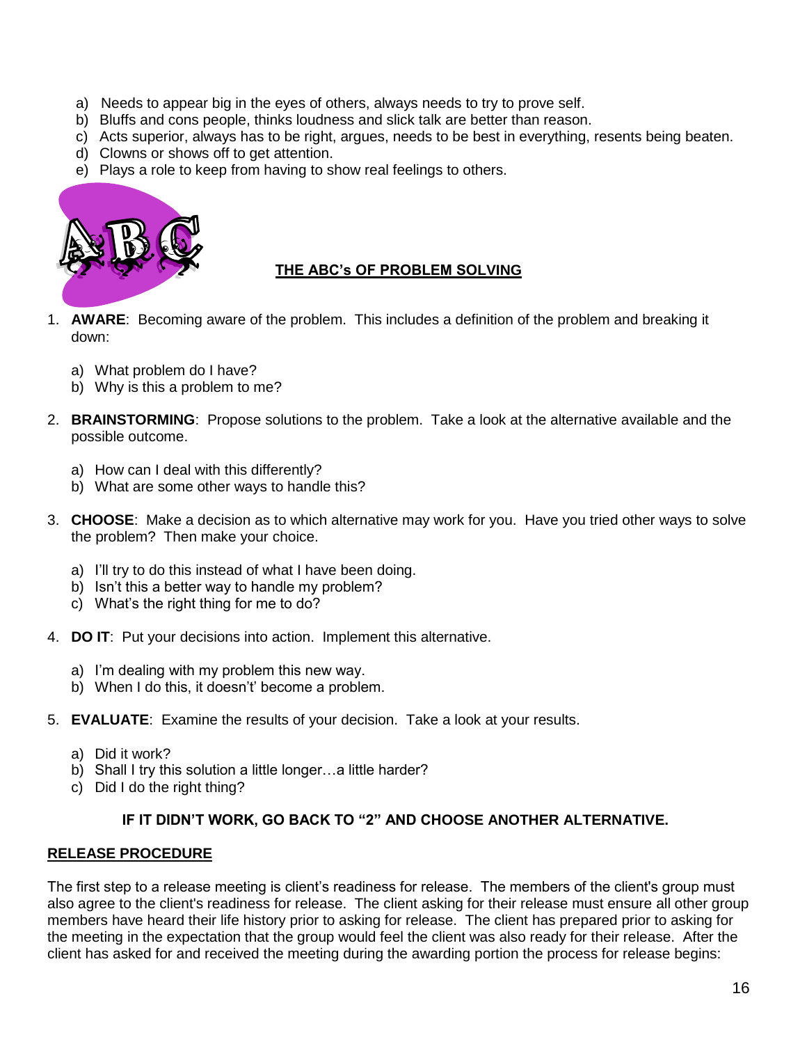a) Needs to appear big in the eyes of others, always needs to try to prove self.
b) Bluffs and cons people, thinks loudness and slick talk are better than reason.
c) Acts superior, always has to be right, argues, needs to be best in everything, resents being beaten.
d) Clowns or shows off to get attention.
e) Plays a role to keep from having to show real feelings to others.

## THE ABC's OF PROBLEM SOLVING

1. **AWARE**: Becoming aware of the problem. This includes a definition of the problem and breaking it down:

   a) What problem do I have?
   b) Why is this a problem to me?

2. **BRAINSTORMING**: Propose solutions to the problem. Take a look at the alternative available and the possible outcome.

   a) How can I deal with this differently?
   b) What are some other ways to handle this?

3. **CHOOSE**: Make a decision as to which alternative may work for you. Have you tried other ways to solve the problem? Then make your choice.

   a) I'll try to do this instead of what I have been doing.
   b) Isn't this a better way to handle my problem?
   c) What's the right thing for me to do?

4. **DO IT**: Put your decisions into action. Implement this alternative.

   a) I'm dealing with my problem this new way.
   b) When I do this, it doesn't' become a problem.

5. **EVALUATE**: Examine the results of your decision. Take a look at your results.

   a) Did it work?
   b) Shall I try this solution a little longer…a little harder?
   c) Did I do the right thing?

**IF IT DIDN'T WORK, GO BACK TO "2" AND CHOOSE ANOTHER ALTERNATIVE.**

## RELEASE PROCEDURE

The first step to a release meeting is client's readiness for release. The members of the client's group must also agree to the client's readiness for release. The client asking for their release must ensure all other group members have heard their life history prior to asking for release. The client has prepared prior to asking for the meeting in the expectation that the group would feel the client was also ready for their release. After the client has asked for and received the meeting during the awarding portion the process for release begins: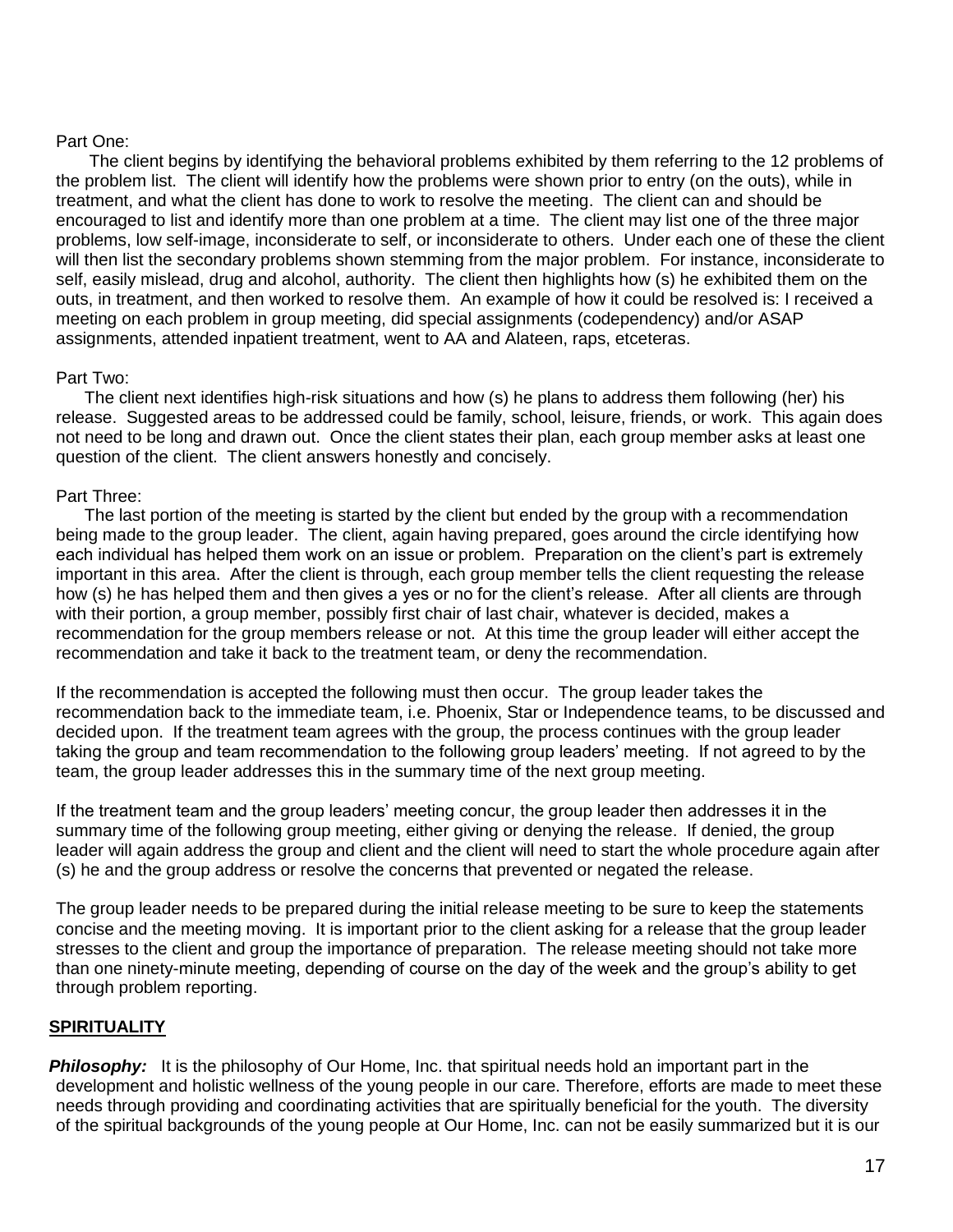Part One:

The client begins by identifying the behavioral problems exhibited by them referring to the 12 problems of the problem list. The client will identify how the problems were shown prior to entry (on the outs), while in treatment, and what the client has done to work to resolve the meeting. The client can and should be encouraged to list and identify more than one problem at a time. The client may list one of the three major problems, low self-image, inconsiderate to self, or inconsiderate to others. Under each one of these the client will then list the secondary problems shown stemming from the major problem. For instance, inconsiderate to self, easily mislead, drug and alcohol, authority. The client then highlights how (s) he exhibited them on the outs, in treatment, and then worked to resolve them. An example of how it could be resolved is: I received a meeting on each problem in group meeting, did special assignments (codependency) and/or ASAP assignments, attended inpatient treatment, went to AA and Alateen, raps, etceteras.

Part Two:

The client next identifies high-risk situations and how (s) he plans to address them following (her) his release. Suggested areas to be addressed could be family, school, leisure, friends, or work. This again does not need to be long and drawn out. Once the client states their plan, each group member asks at least one question of the client. The client answers honestly and concisely.

Part Three:

The last portion of the meeting is started by the client but ended by the group with a recommendation being made to the group leader. The client, again having prepared, goes around the circle identifying how each individual has helped them work on an issue or problem. Preparation on the client's part is extremely important in this area. After the client is through, each group member tells the client requesting the release how (s) he has helped them and then gives a yes or no for the client's release. After all clients are through with their portion, a group member, possibly first chair of last chair, whatever is decided, makes a recommendation for the group members release or not. At this time the group leader will either accept the recommendation and take it back to the treatment team, or deny the recommendation.

If the recommendation is accepted the following must then occur. The group leader takes the recommendation back to the immediate team, i.e. Phoenix, Star or Independence teams, to be discussed and decided upon. If the treatment team agrees with the group, the process continues with the group leader taking the group and team recommendation to the following group leaders' meeting. If not agreed to by the team, the group leader addresses this in the summary time of the next group meeting.

If the treatment team and the group leaders' meeting concur, the group leader then addresses it in the summary time of the following group meeting, either giving or denying the release. If denied, the group leader will again address the group and client and the client will need to start the whole procedure again after (s) he and the group address or resolve the concerns that prevented or negated the release.

The group leader needs to be prepared during the initial release meeting to be sure to keep the statements concise and the meeting moving. It is important prior to the client asking for a release that the group leader stresses to the client and group the importance of preparation. The release meeting should not take more than one ninety-minute meeting, depending of course on the day of the week and the group's ability to get through problem reporting.

## SPIRITUALITY

***Philosophy:*** It is the philosophy of Our Home, Inc. that spiritual needs hold an important part in the development and holistic wellness of the young people in our care. Therefore, efforts are made to meet these needs through providing and coordinating activities that are spiritually beneficial for the youth. The diversity of the spiritual backgrounds of the young people at Our Home, Inc. can not be easily summarized but it is our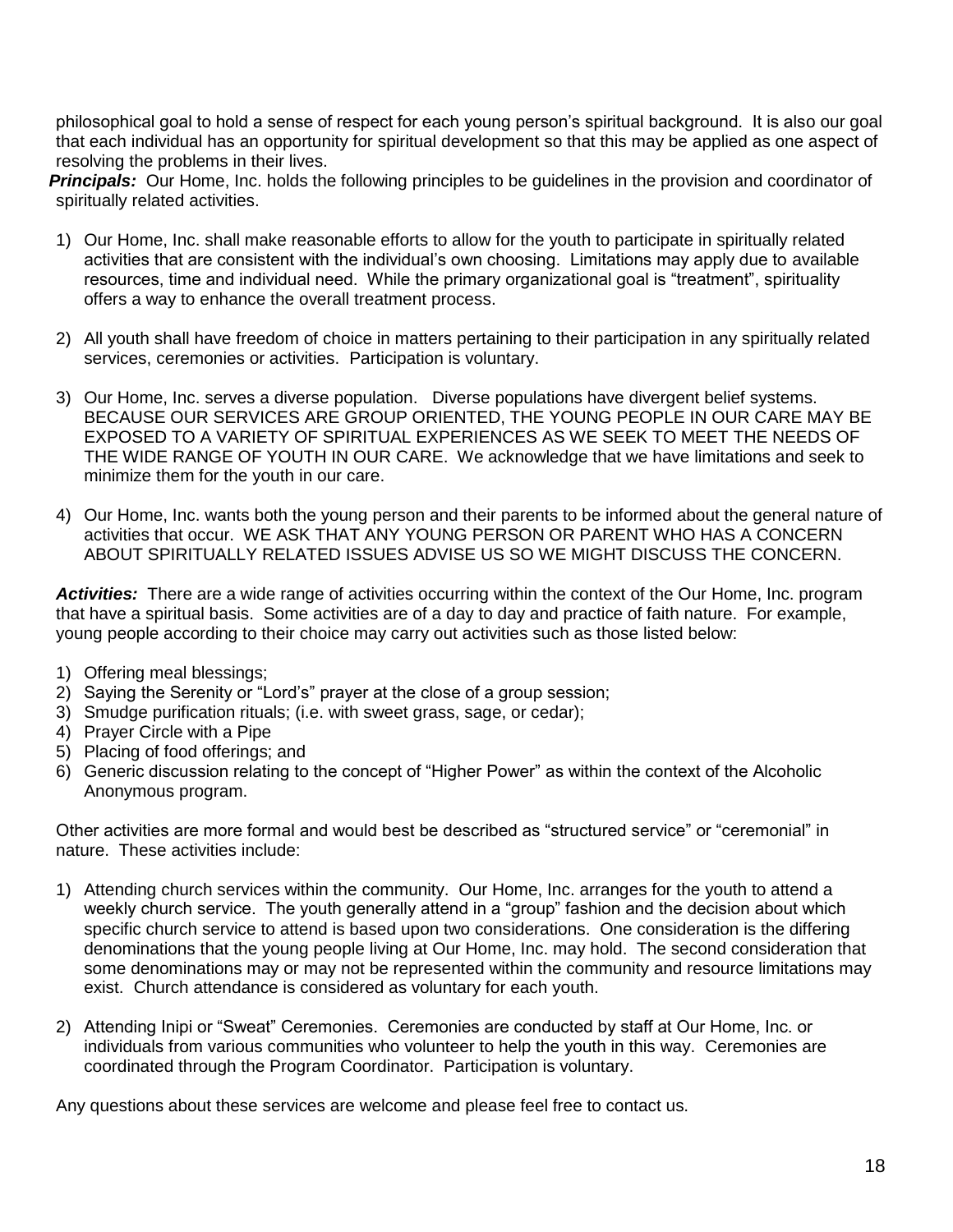philosophical goal to hold a sense of respect for each young person's spiritual background. It is also our goal that each individual has an opportunity for spiritual development so that this may be applied as one aspect of resolving the problems in their lives.

***Principals:*** Our Home, Inc. holds the following principles to be guidelines in the provision and coordinator of spiritually related activities.

1) Our Home, Inc. shall make reasonable efforts to allow for the youth to participate in spiritually related activities that are consistent with the individual's own choosing. Limitations may apply due to available resources, time and individual need. While the primary organizational goal is "treatment", spirituality offers a way to enhance the overall treatment process.

2) All youth shall have freedom of choice in matters pertaining to their participation in any spiritually related services, ceremonies or activities. Participation is voluntary.

3) Our Home, Inc. serves a diverse population. Diverse populations have divergent belief systems. BECAUSE OUR SERVICES ARE GROUP ORIENTED, THE YOUNG PEOPLE IN OUR CARE MAY BE EXPOSED TO A VARIETY OF SPIRITUAL EXPERIENCES AS WE SEEK TO MEET THE NEEDS OF THE WIDE RANGE OF YOUTH IN OUR CARE. We acknowledge that we have limitations and seek to minimize them for the youth in our care.

4) Our Home, Inc. wants both the young person and their parents to be informed about the general nature of activities that occur. WE ASK THAT ANY YOUNG PERSON OR PARENT WHO HAS A CONCERN ABOUT SPIRITUALLY RELATED ISSUES ADVISE US SO WE MIGHT DISCUSS THE CONCERN.

***Activities:*** There are a wide range of activities occurring within the context of the Our Home, Inc. program that have a spiritual basis. Some activities are of a day to day and practice of faith nature. For example, young people according to their choice may carry out activities such as those listed below:

1) Offering meal blessings;
2) Saying the Serenity or "Lord's" prayer at the close of a group session;
3) Smudge purification rituals; (i.e. with sweet grass, sage, or cedar);
4) Prayer Circle with a Pipe
5) Placing of food offerings; and
6) Generic discussion relating to the concept of "Higher Power" as within the context of the Alcoholic Anonymous program.

Other activities are more formal and would best be described as "structured service" or "ceremonial" in nature. These activities include:

1) Attending church services within the community. Our Home, Inc. arranges for the youth to attend a weekly church service. The youth generally attend in a "group" fashion and the decision about which specific church service to attend is based upon two considerations. One consideration is the differing denominations that the young people living at Our Home, Inc. may hold. The second consideration that some denominations may or may not be represented within the community and resource limitations may exist. Church attendance is considered as voluntary for each youth.

2) Attending Inipi or "Sweat" Ceremonies. Ceremonies are conducted by staff at Our Home, Inc. or individuals from various communities who volunteer to help the youth in this way. Ceremonies are coordinated through the Program Coordinator. Participation is voluntary.

Any questions about these services are welcome and please feel free to contact us.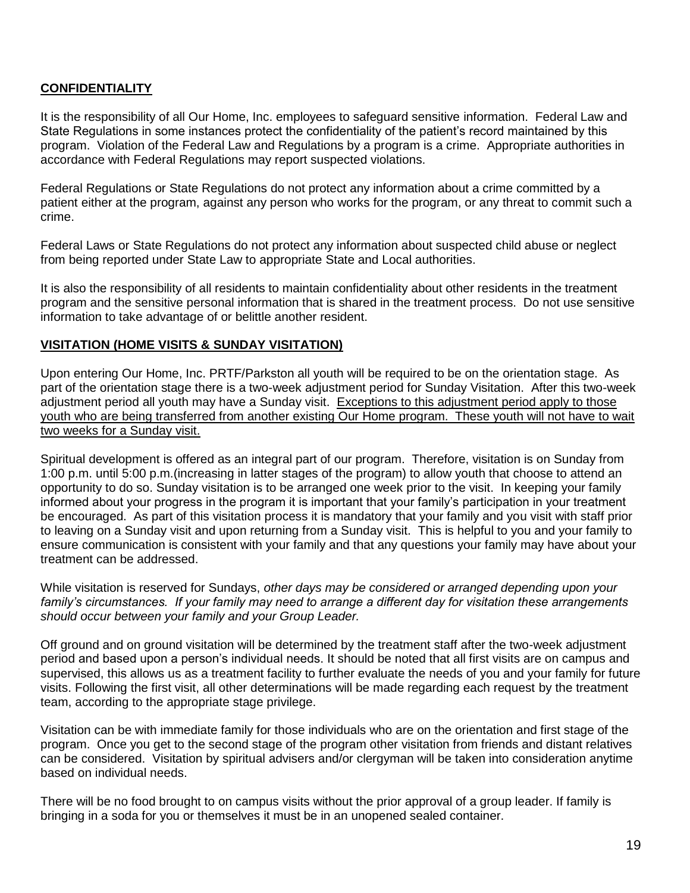## CONFIDENTIALITY

It is the responsibility of all Our Home, Inc. employees to safeguard sensitive information. Federal Law and State Regulations in some instances protect the confidentiality of the patient's record maintained by this program. Violation of the Federal Law and Regulations by a program is a crime. Appropriate authorities in accordance with Federal Regulations may report suspected violations.

Federal Regulations or State Regulations do not protect any information about a crime committed by a patient either at the program, against any person who works for the program, or any threat to commit such a crime.

Federal Laws or State Regulations do not protect any information about suspected child abuse or neglect from being reported under State Law to appropriate State and Local authorities.

It is also the responsibility of all residents to maintain confidentiality about other residents in the treatment program and the sensitive personal information that is shared in the treatment process. Do not use sensitive information to take advantage of or belittle another resident.

## VISITATION (HOME VISITS & SUNDAY VISITATION)

Upon entering Our Home, Inc. PRTF/Parkston all youth will be required to be on the orientation stage. As part of the orientation stage there is a two-week adjustment period for Sunday Visitation. After this two-week adjustment period all youth may have a Sunday visit. Exceptions to this adjustment period apply to those youth who are being transferred from another existing Our Home program. These youth will not have to wait two weeks for a Sunday visit.

Spiritual development is offered as an integral part of our program. Therefore, visitation is on Sunday from 1:00 p.m. until 5:00 p.m.(increasing in latter stages of the program) to allow youth that choose to attend an opportunity to do so. Sunday visitation is to be arranged one week prior to the visit. In keeping your family informed about your progress in the program it is important that your family's participation in your treatment be encouraged. As part of this visitation process it is mandatory that your family and you visit with staff prior to leaving on a Sunday visit and upon returning from a Sunday visit. This is helpful to you and your family to ensure communication is consistent with your family and that any questions your family may have about your treatment can be addressed.

While visitation is reserved for Sundays, *other days may be considered or arranged depending upon your family's circumstances. If your family may need to arrange a different day for visitation these arrangements should occur between your family and your Group Leader.*

Off ground and on ground visitation will be determined by the treatment staff after the two-week adjustment period and based upon a person's individual needs. It should be noted that all first visits are on campus and supervised, this allows us as a treatment facility to further evaluate the needs of you and your family for future visits. Following the first visit, all other determinations will be made regarding each request by the treatment team, according to the appropriate stage privilege.

Visitation can be with immediate family for those individuals who are on the orientation and first stage of the program. Once you get to the second stage of the program other visitation from friends and distant relatives can be considered. Visitation by spiritual advisers and/or clergyman will be taken into consideration anytime based on individual needs.

There will be no food brought to on campus visits without the prior approval of a group leader. If family is bringing in a soda for you or themselves it must be in an unopened sealed container.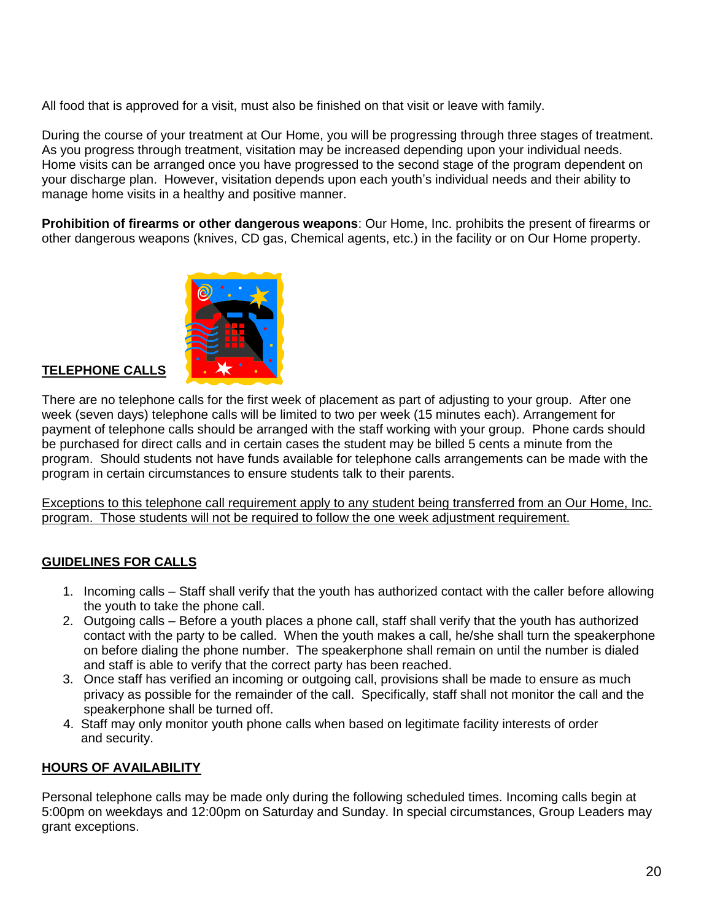All food that is approved for a visit, must also be finished on that visit or leave with family.

During the course of your treatment at Our Home, you will be progressing through three stages of treatment. As you progress through treatment, visitation may be increased depending upon your individual needs. Home visits can be arranged once you have progressed to the second stage of the program dependent on your discharge plan. However, visitation depends upon each youth's individual needs and their ability to manage home visits in a healthy and positive manner.

**Prohibition of firearms or other dangerous weapons**: Our Home, Inc. prohibits the present of firearms or other dangerous weapons (knives, CD gas, Chemical agents, etc.) in the facility or on Our Home property.

## TELEPHONE CALLS

There are no telephone calls for the first week of placement as part of adjusting to your group. After one week (seven days) telephone calls will be limited to two per week (15 minutes each). Arrangement for payment of telephone calls should be arranged with the staff working with your group. Phone cards should be purchased for direct calls and in certain cases the student may be billed 5 cents a minute from the program. Should students not have funds available for telephone calls arrangements can be made with the program in certain circumstances to ensure students talk to their parents.

<u>Exceptions to this telephone call requirement apply to any student being transferred from an Our Home, Inc. program. Those students will not be required to follow the one week adjustment requirement.</u>

## GUIDELINES FOR CALLS

1. Incoming calls – Staff shall verify that the youth has authorized contact with the caller before allowing the youth to take the phone call.
2. Outgoing calls – Before a youth places a phone call, staff shall verify that the youth has authorized contact with the party to be called. When the youth makes a call, he/she shall turn the speakerphone on before dialing the phone number. The speakerphone shall remain on until the number is dialed and staff is able to verify that the correct party has been reached.
3. Once staff has verified an incoming or outgoing call, provisions shall be made to ensure as much privacy as possible for the remainder of the call. Specifically, staff shall not monitor the call and the speakerphone shall be turned off.
4. Staff may only monitor youth phone calls when based on legitimate facility interests of order and security.

## HOURS OF AVAILABILITY

Personal telephone calls may be made only during the following scheduled times. Incoming calls begin at 5:00pm on weekdays and 12:00pm on Saturday and Sunday. In special circumstances, Group Leaders may grant exceptions.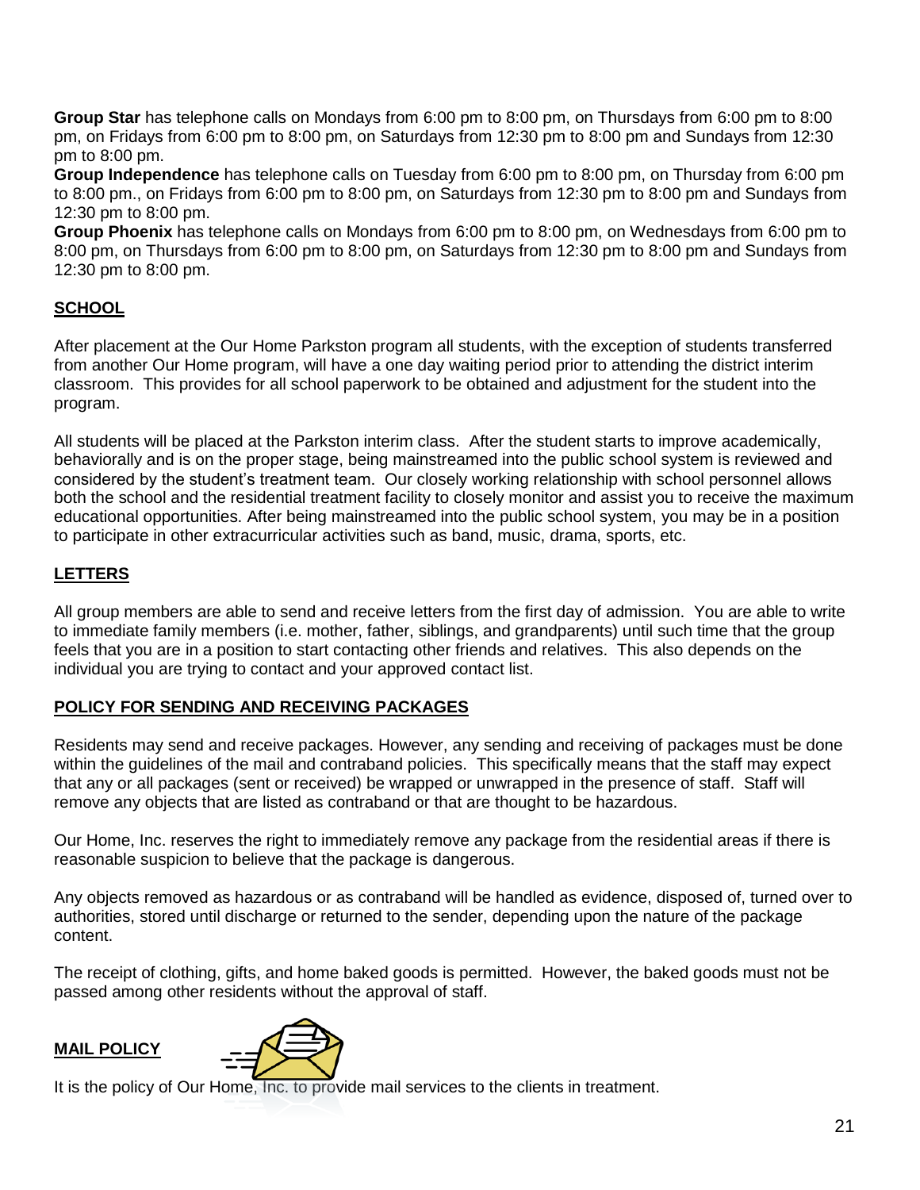**Group Star** has telephone calls on Mondays from 6:00 pm to 8:00 pm, on Thursdays from 6:00 pm to 8:00 pm, on Fridays from 6:00 pm to 8:00 pm, on Saturdays from 12:30 pm to 8:00 pm and Sundays from 12:30 pm to 8:00 pm.

**Group Independence** has telephone calls on Tuesday from 6:00 pm to 8:00 pm, on Thursday from 6:00 pm to 8:00 pm., on Fridays from 6:00 pm to 8:00 pm, on Saturdays from 12:30 pm to 8:00 pm and Sundays from 12:30 pm to 8:00 pm.

**Group Phoenix** has telephone calls on Mondays from 6:00 pm to 8:00 pm, on Wednesdays from 6:00 pm to 8:00 pm, on Thursdays from 6:00 pm to 8:00 pm, on Saturdays from 12:30 pm to 8:00 pm and Sundays from 12:30 pm to 8:00 pm.

## SCHOOL

After placement at the Our Home Parkston program all students, with the exception of students transferred from another Our Home program, will have a one day waiting period prior to attending the district interim classroom. This provides for all school paperwork to be obtained and adjustment for the student into the program.

All students will be placed at the Parkston interim class. After the student starts to improve academically, behaviorally and is on the proper stage, being mainstreamed into the public school system is reviewed and considered by the student's treatment team. Our closely working relationship with school personnel allows both the school and the residential treatment facility to closely monitor and assist you to receive the maximum educational opportunities. After being mainstreamed into the public school system, you may be in a position to participate in other extracurricular activities such as band, music, drama, sports, etc.

## LETTERS

All group members are able to send and receive letters from the first day of admission. You are able to write to immediate family members (i.e. mother, father, siblings, and grandparents) until such time that the group feels that you are in a position to start contacting other friends and relatives. This also depends on the individual you are trying to contact and your approved contact list.

## POLICY FOR SENDING AND RECEIVING PACKAGES

Residents may send and receive packages. However, any sending and receiving of packages must be done within the guidelines of the mail and contraband policies. This specifically means that the staff may expect that any or all packages (sent or received) be wrapped or unwrapped in the presence of staff. Staff will remove any objects that are listed as contraband or that are thought to be hazardous.

Our Home, Inc. reserves the right to immediately remove any package from the residential areas if there is reasonable suspicion to believe that the package is dangerous.

Any objects removed as hazardous or as contraband will be handled as evidence, disposed of, turned over to authorities, stored until discharge or returned to the sender, depending upon the nature of the package content.

The receipt of clothing, gifts, and home baked goods is permitted. However, the baked goods must not be passed among other residents without the approval of staff.

## MAIL POLICY

It is the policy of Our Home, Inc. to provide mail services to the clients in treatment.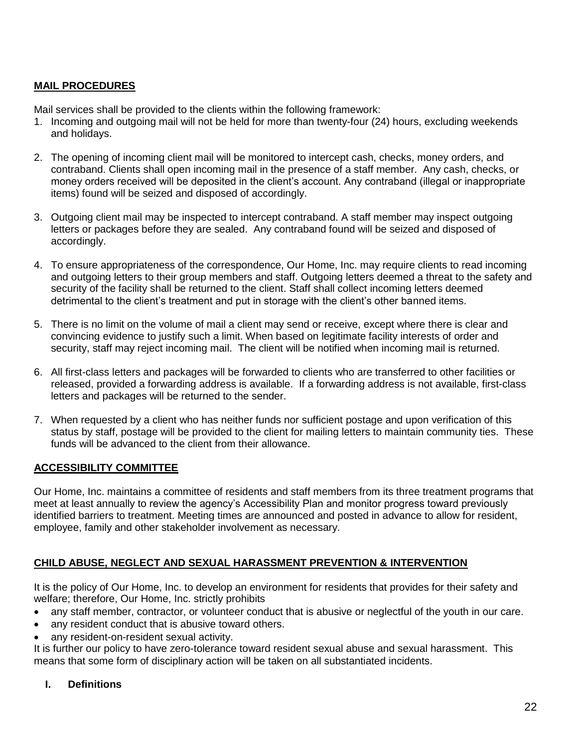## MAIL PROCEDURES

Mail services shall be provided to the clients within the following framework:

1. Incoming and outgoing mail will not be held for more than twenty-four (24) hours, excluding weekends and holidays.

2. The opening of incoming client mail will be monitored to intercept cash, checks, money orders, and contraband. Clients shall open incoming mail in the presence of a staff member. Any cash, checks, or money orders received will be deposited in the client's account. Any contraband (illegal or inappropriate items) found will be seized and disposed of accordingly.

3. Outgoing client mail may be inspected to intercept contraband. A staff member may inspect outgoing letters or packages before they are sealed. Any contraband found will be seized and disposed of accordingly.

4. To ensure appropriateness of the correspondence, Our Home, Inc. may require clients to read incoming and outgoing letters to their group members and staff. Outgoing letters deemed a threat to the safety and security of the facility shall be returned to the client. Staff shall collect incoming letters deemed detrimental to the client's treatment and put in storage with the client's other banned items.

5. There is no limit on the volume of mail a client may send or receive, except where there is clear and convincing evidence to justify such a limit. When based on legitimate facility interests of order and security, staff may reject incoming mail. The client will be notified when incoming mail is returned.

6. All first-class letters and packages will be forwarded to clients who are transferred to other facilities or released, provided a forwarding address is available. If a forwarding address is not available, first-class letters and packages will be returned to the sender.

7. When requested by a client who has neither funds nor sufficient postage and upon verification of this status by staff, postage will be provided to the client for mailing letters to maintain community ties. These funds will be advanced to the client from their allowance.

## ACCESSIBILITY COMMITTEE

Our Home, Inc. maintains a committee of residents and staff members from its three treatment programs that meet at least annually to review the agency's Accessibility Plan and monitor progress toward previously identified barriers to treatment. Meeting times are announced and posted in advance to allow for resident, employee, family and other stakeholder involvement as necessary.

## CHILD ABUSE, NEGLECT AND SEXUAL HARASSMENT PREVENTION & INTERVENTION

It is the policy of Our Home, Inc. to develop an environment for residents that provides for their safety and welfare; therefore, Our Home, Inc. strictly prohibits

- any staff member, contractor, or volunteer conduct that is abusive or neglectful of the youth in our care.
- any resident conduct that is abusive toward others.
- any resident-on-resident sexual activity.

It is further our policy to have zero-tolerance toward resident sexual abuse and sexual harassment. This means that some form of disciplinary action will be taken on all substantiated incidents.

### I. Definitions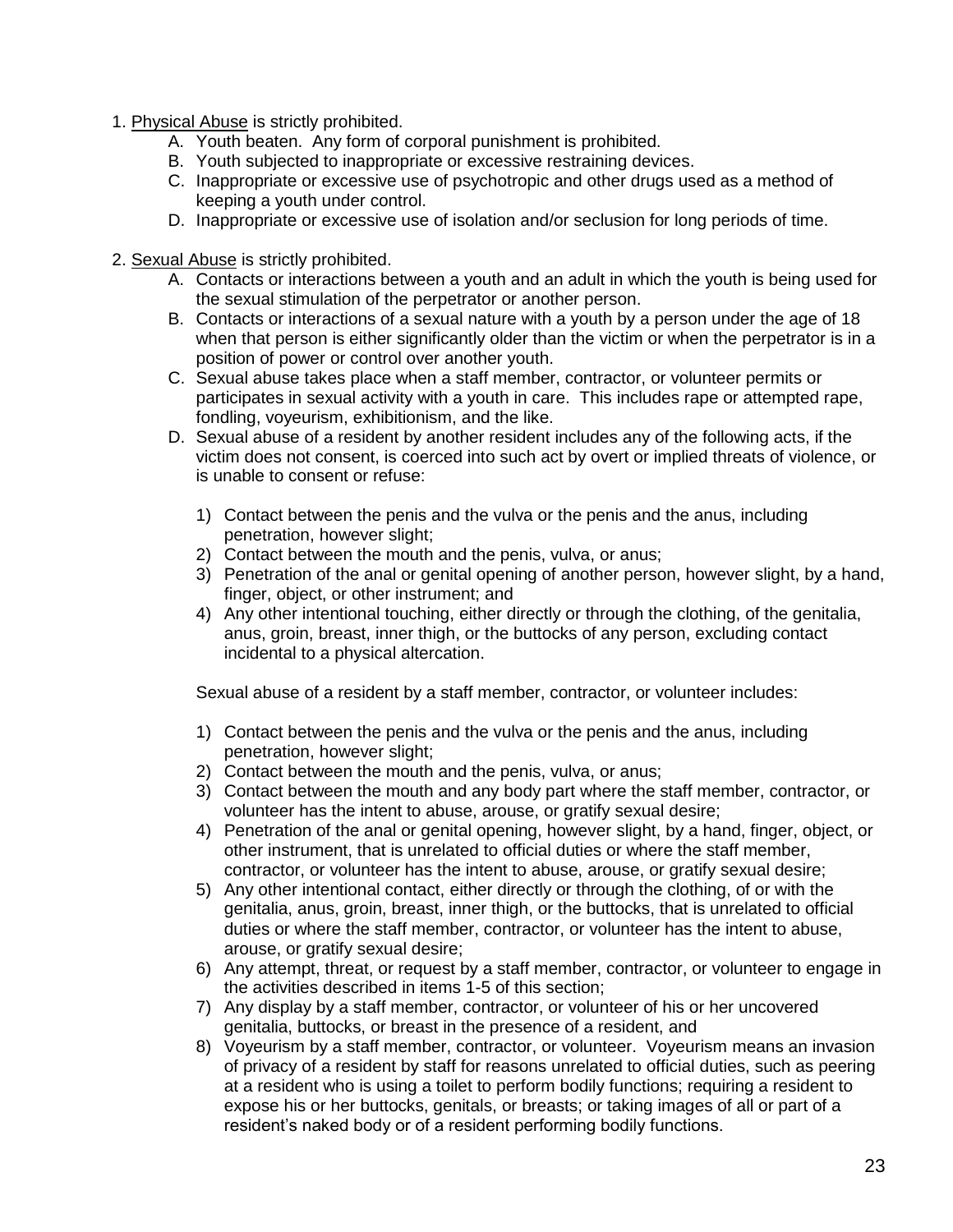1. <u>Physical Abuse</u> is strictly prohibited.
   - A. Youth beaten. Any form of corporal punishment is prohibited.
   - B. Youth subjected to inappropriate or excessive restraining devices.
   - C. Inappropriate or excessive use of psychotropic and other drugs used as a method of keeping a youth under control.
   - D. Inappropriate or excessive use of isolation and/or seclusion for long periods of time.

2. <u>Sexual Abuse</u> is strictly prohibited.
   - A. Contacts or interactions between a youth and an adult in which the youth is being used for the sexual stimulation of the perpetrator or another person.
   - B. Contacts or interactions of a sexual nature with a youth by a person under the age of 18 when that person is either significantly older than the victim or when the perpetrator is in a position of power or control over another youth.
   - C. Sexual abuse takes place when a staff member, contractor, or volunteer permits or participates in sexual activity with a youth in care. This includes rape or attempted rape, fondling, voyeurism, exhibitionism, and the like.
   - D. Sexual abuse of a resident by another resident includes any of the following acts, if the victim does not consent, is coerced into such act by overt or implied threats of violence, or is unable to consent or refuse:

     1) Contact between the penis and the vulva or the penis and the anus, including penetration, however slight;
     2) Contact between the mouth and the penis, vulva, or anus;
     3) Penetration of the anal or genital opening of another person, however slight, by a hand, finger, object, or other instrument; and
     4) Any other intentional touching, either directly or through the clothing, of the genitalia, anus, groin, breast, inner thigh, or the buttocks of any person, excluding contact incidental to a physical altercation.

     Sexual abuse of a resident by a staff member, contractor, or volunteer includes:

     1) Contact between the penis and the vulva or the penis and the anus, including penetration, however slight;
     2) Contact between the mouth and the penis, vulva, or anus;
     3) Contact between the mouth and any body part where the staff member, contractor, or volunteer has the intent to abuse, arouse, or gratify sexual desire;
     4) Penetration of the anal or genital opening, however slight, by a hand, finger, object, or other instrument, that is unrelated to official duties or where the staff member, contractor, or volunteer has the intent to abuse, arouse, or gratify sexual desire;
     5) Any other intentional contact, either directly or through the clothing, of or with the genitalia, anus, groin, breast, inner thigh, or the buttocks, that is unrelated to official duties or where the staff member, contractor, or volunteer has the intent to abuse, arouse, or gratify sexual desire;
     6) Any attempt, threat, or request by a staff member, contractor, or volunteer to engage in the activities described in items 1-5 of this section;
     7) Any display by a staff member, contractor, or volunteer of his or her uncovered genitalia, buttocks, or breast in the presence of a resident, and
     8) Voyeurism by a staff member, contractor, or volunteer. Voyeurism means an invasion of privacy of a resident by staff for reasons unrelated to official duties, such as peering at a resident who is using a toilet to perform bodily functions; requiring a resident to expose his or her buttocks, genitals, or breasts; or taking images of all or part of a resident's naked body or of a resident performing bodily functions.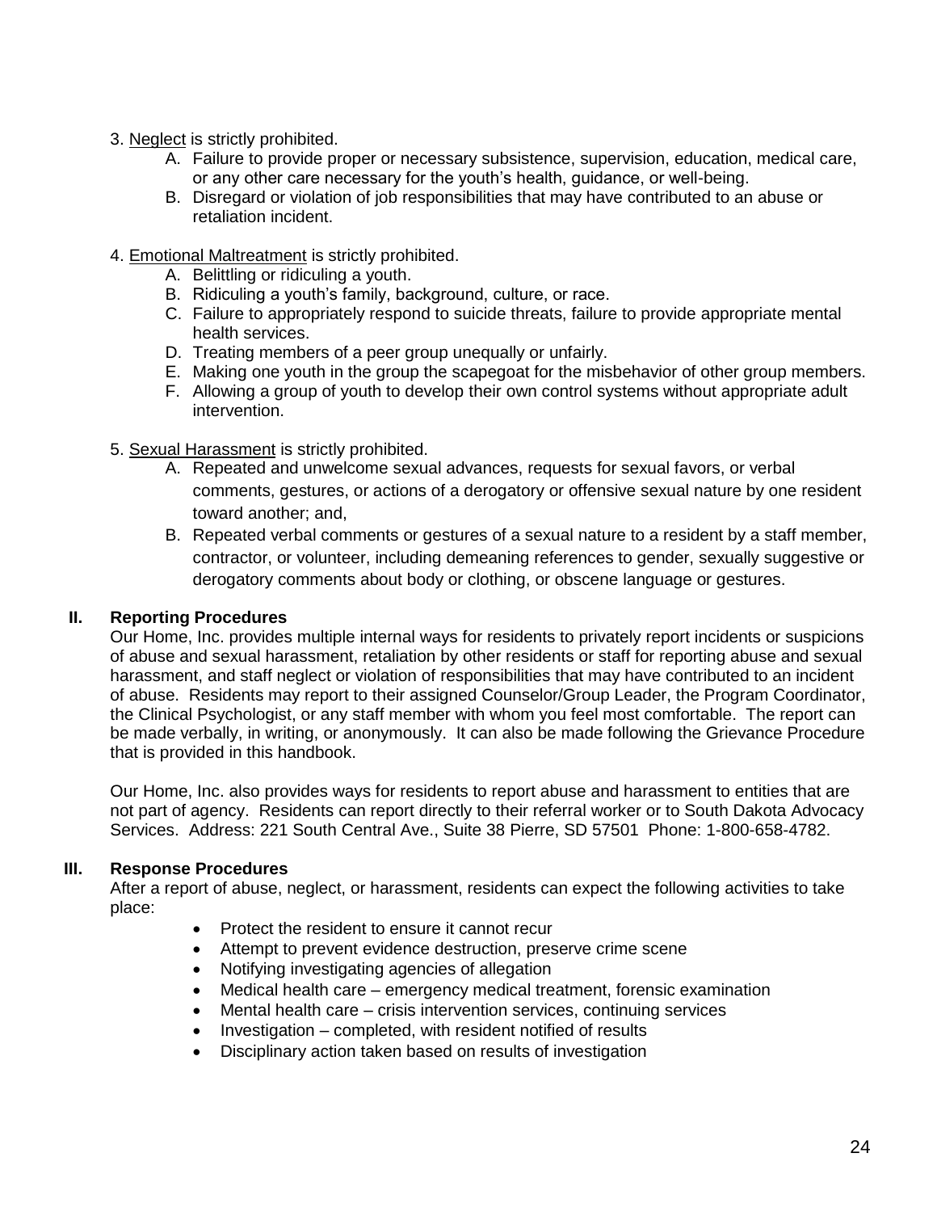3. Neglect is strictly prohibited.
   A. Failure to provide proper or necessary subsistence, supervision, education, medical care, or any other care necessary for the youth's health, guidance, or well-being.
   B. Disregard or violation of job responsibilities that may have contributed to an abuse or retaliation incident.

4. Emotional Maltreatment is strictly prohibited.
   A. Belittling or ridiculing a youth.
   B. Ridiculing a youth's family, background, culture, or race.
   C. Failure to appropriately respond to suicide threats, failure to provide appropriate mental health services.
   D. Treating members of a peer group unequally or unfairly.
   E. Making one youth in the group the scapegoat for the misbehavior of other group members.
   F. Allowing a group of youth to develop their own control systems without appropriate adult intervention.

5. Sexual Harassment is strictly prohibited.
   A. Repeated and unwelcome sexual advances, requests for sexual favors, or verbal comments, gestures, or actions of a derogatory or offensive sexual nature by one resident toward another; and,
   B. Repeated verbal comments or gestures of a sexual nature to a resident by a staff member, contractor, or volunteer, including demeaning references to gender, sexually suggestive or derogatory comments about body or clothing, or obscene language or gestures.

## II. Reporting Procedures

Our Home, Inc. provides multiple internal ways for residents to privately report incidents or suspicions of abuse and sexual harassment, retaliation by other residents or staff for reporting abuse and sexual harassment, and staff neglect or violation of responsibilities that may have contributed to an incident of abuse. Residents may report to their assigned Counselor/Group Leader, the Program Coordinator, the Clinical Psychologist, or any staff member with whom you feel most comfortable. The report can be made verbally, in writing, or anonymously. It can also be made following the Grievance Procedure that is provided in this handbook.

Our Home, Inc. also provides ways for residents to report abuse and harassment to entities that are not part of agency. Residents can report directly to their referral worker or to South Dakota Advocacy Services. Address: 221 South Central Ave., Suite 38 Pierre, SD 57501 Phone: 1-800-658-4782.

## III. Response Procedures

After a report of abuse, neglect, or harassment, residents can expect the following activities to take place:

- Protect the resident to ensure it cannot recur
- Attempt to prevent evidence destruction, preserve crime scene
- Notifying investigating agencies of allegation
- Medical health care – emergency medical treatment, forensic examination
- Mental health care – crisis intervention services, continuing services
- Investigation – completed, with resident notified of results
- Disciplinary action taken based on results of investigation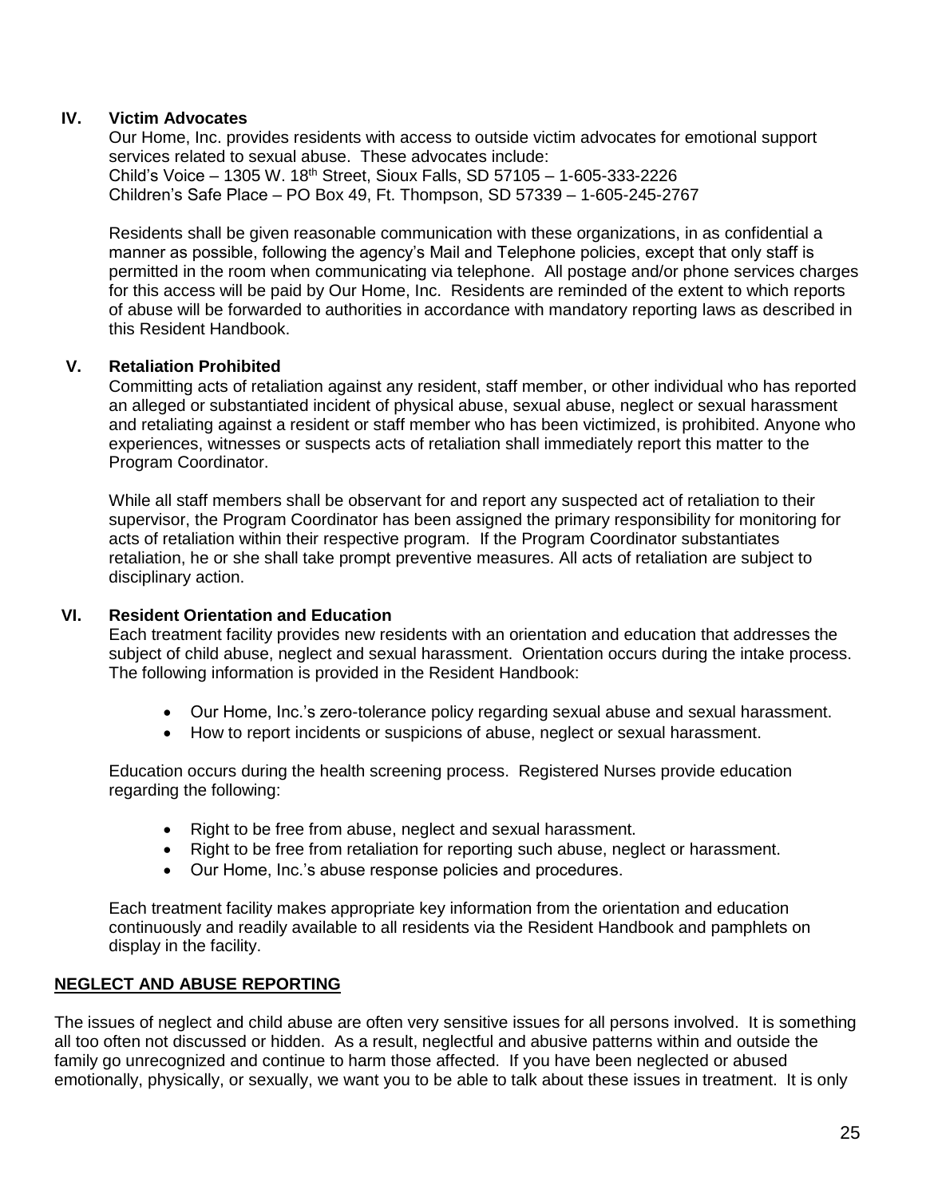### IV. Victim Advocates

Our Home, Inc. provides residents with access to outside victim advocates for emotional support services related to sexual abuse. These advocates include:
Child's Voice – 1305 W. 18th Street, Sioux Falls, SD 57105 – 1-605-333-2226
Children's Safe Place – PO Box 49, Ft. Thompson, SD 57339 – 1-605-245-2767

Residents shall be given reasonable communication with these organizations, in as confidential a manner as possible, following the agency's Mail and Telephone policies, except that only staff is permitted in the room when communicating via telephone. All postage and/or phone services charges for this access will be paid by Our Home, Inc. Residents are reminded of the extent to which reports of abuse will be forwarded to authorities in accordance with mandatory reporting laws as described in this Resident Handbook.

### V. Retaliation Prohibited

Committing acts of retaliation against any resident, staff member, or other individual who has reported an alleged or substantiated incident of physical abuse, sexual abuse, neglect or sexual harassment and retaliating against a resident or staff member who has been victimized, is prohibited. Anyone who experiences, witnesses or suspects acts of retaliation shall immediately report this matter to the Program Coordinator.

While all staff members shall be observant for and report any suspected act of retaliation to their supervisor, the Program Coordinator has been assigned the primary responsibility for monitoring for acts of retaliation within their respective program. If the Program Coordinator substantiates retaliation, he or she shall take prompt preventive measures. All acts of retaliation are subject to disciplinary action.

### VI. Resident Orientation and Education

Each treatment facility provides new residents with an orientation and education that addresses the subject of child abuse, neglect and sexual harassment. Orientation occurs during the intake process. The following information is provided in the Resident Handbook:

- Our Home, Inc.'s zero-tolerance policy regarding sexual abuse and sexual harassment.
- How to report incidents or suspicions of abuse, neglect or sexual harassment.

Education occurs during the health screening process. Registered Nurses provide education regarding the following:

- Right to be free from abuse, neglect and sexual harassment.
- Right to be free from retaliation for reporting such abuse, neglect or harassment.
- Our Home, Inc.'s abuse response policies and procedures.

Each treatment facility makes appropriate key information from the orientation and education continuously and readily available to all residents via the Resident Handbook and pamphlets on display in the facility.

## NEGLECT AND ABUSE REPORTING

The issues of neglect and child abuse are often very sensitive issues for all persons involved. It is something all too often not discussed or hidden. As a result, neglectful and abusive patterns within and outside the family go unrecognized and continue to harm those affected. If you have been neglected or abused emotionally, physically, or sexually, we want you to be able to talk about these issues in treatment. It is only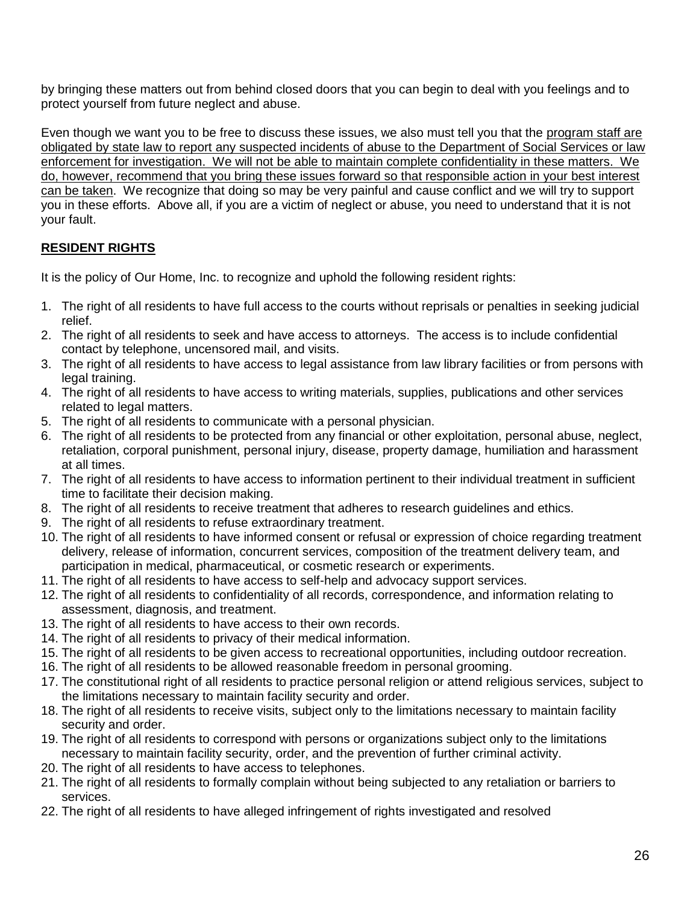by bringing these matters out from behind closed doors that you can begin to deal with you feelings and to protect yourself from future neglect and abuse.

Even though we want you to be free to discuss these issues, we also must tell you that the <u>program staff are obligated by state law to report any suspected incidents of abuse to the Department of Social Services or law enforcement for investigation. We will not be able to maintain complete confidentiality in these matters. We do, however, recommend that you bring these issues forward so that responsible action in your best interest can be taken</u>. We recognize that doing so may be very painful and cause conflict and we will try to support you in these efforts. Above all, if you are a victim of neglect or abuse, you need to understand that it is not your fault.

## **<u>RESIDENT RIGHTS</u>**

It is the policy of Our Home, Inc. to recognize and uphold the following resident rights:

1. The right of all residents to have full access to the courts without reprisals or penalties in seeking judicial relief.
2. The right of all residents to seek and have access to attorneys. The access is to include confidential contact by telephone, uncensored mail, and visits.
3. The right of all residents to have access to legal assistance from law library facilities or from persons with legal training.
4. The right of all residents to have access to writing materials, supplies, publications and other services related to legal matters.
5. The right of all residents to communicate with a personal physician.
6. The right of all residents to be protected from any financial or other exploitation, personal abuse, neglect, retaliation, corporal punishment, personal injury, disease, property damage, humiliation and harassment at all times.
7. The right of all residents to have access to information pertinent to their individual treatment in sufficient time to facilitate their decision making.
8. The right of all residents to receive treatment that adheres to research guidelines and ethics.
9. The right of all residents to refuse extraordinary treatment.
10. The right of all residents to have informed consent or refusal or expression of choice regarding treatment delivery, release of information, concurrent services, composition of the treatment delivery team, and participation in medical, pharmaceutical, or cosmetic research or experiments.
11. The right of all residents to have access to self-help and advocacy support services.
12. The right of all residents to confidentiality of all records, correspondence, and information relating to assessment, diagnosis, and treatment.
13. The right of all residents to have access to their own records.
14. The right of all residents to privacy of their medical information.
15. The right of all residents to be given access to recreational opportunities, including outdoor recreation.
16. The right of all residents to be allowed reasonable freedom in personal grooming.
17. The constitutional right of all residents to practice personal religion or attend religious services, subject to the limitations necessary to maintain facility security and order.
18. The right of all residents to receive visits, subject only to the limitations necessary to maintain facility security and order.
19. The right of all residents to correspond with persons or organizations subject only to the limitations necessary to maintain facility security, order, and the prevention of further criminal activity.
20. The right of all residents to have access to telephones.
21. The right of all residents to formally complain without being subjected to any retaliation or barriers to services.
22. The right of all residents to have alleged infringement of rights investigated and resolved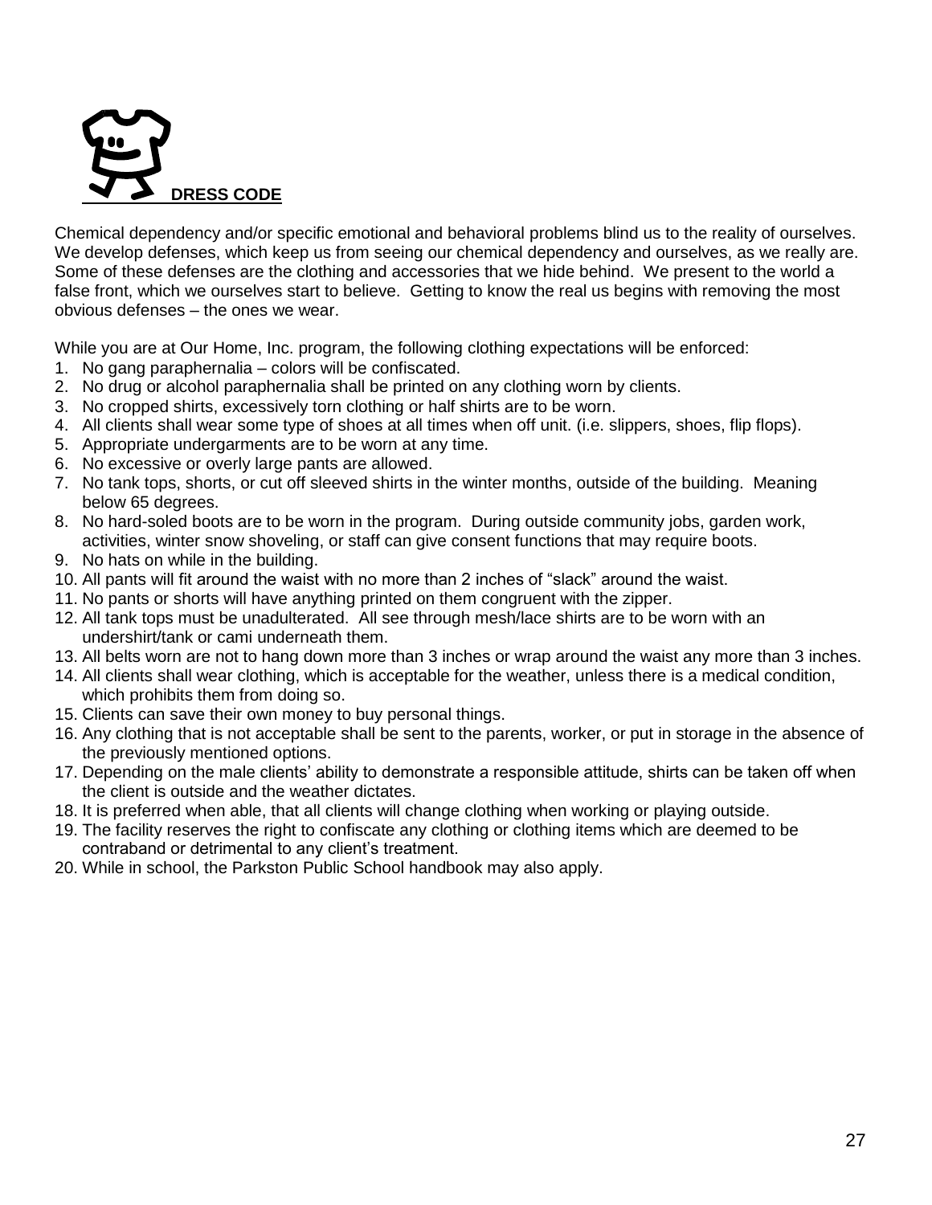## DRESS CODE

Chemical dependency and/or specific emotional and behavioral problems blind us to the reality of ourselves. We develop defenses, which keep us from seeing our chemical dependency and ourselves, as we really are. Some of these defenses are the clothing and accessories that we hide behind. We present to the world a false front, which we ourselves start to believe. Getting to know the real us begins with removing the most obvious defenses – the ones we wear.

While you are at Our Home, Inc. program, the following clothing expectations will be enforced:

1. No gang paraphernalia – colors will be confiscated.
2. No drug or alcohol paraphernalia shall be printed on any clothing worn by clients.
3. No cropped shirts, excessively torn clothing or half shirts are to be worn.
4. All clients shall wear some type of shoes at all times when off unit. (i.e. slippers, shoes, flip flops).
5. Appropriate undergarments are to be worn at any time.
6. No excessive or overly large pants are allowed.
7. No tank tops, shorts, or cut off sleeved shirts in the winter months, outside of the building. Meaning below 65 degrees.
8. No hard-soled boots are to be worn in the program. During outside community jobs, garden work, activities, winter snow shoveling, or staff can give consent functions that may require boots.
9. No hats on while in the building.
10. All pants will fit around the waist with no more than 2 inches of "slack" around the waist.
11. No pants or shorts will have anything printed on them congruent with the zipper.
12. All tank tops must be unadulterated. All see through mesh/lace shirts are to be worn with an undershirt/tank or cami underneath them.
13. All belts worn are not to hang down more than 3 inches or wrap around the waist any more than 3 inches.
14. All clients shall wear clothing, which is acceptable for the weather, unless there is a medical condition, which prohibits them from doing so.
15. Clients can save their own money to buy personal things.
16. Any clothing that is not acceptable shall be sent to the parents, worker, or put in storage in the absence of the previously mentioned options.
17. Depending on the male clients' ability to demonstrate a responsible attitude, shirts can be taken off when the client is outside and the weather dictates.
18. It is preferred when able, that all clients will change clothing when working or playing outside.
19. The facility reserves the right to confiscate any clothing or clothing items which are deemed to be contraband or detrimental to any client's treatment.
20. While in school, the Parkston Public School handbook may also apply.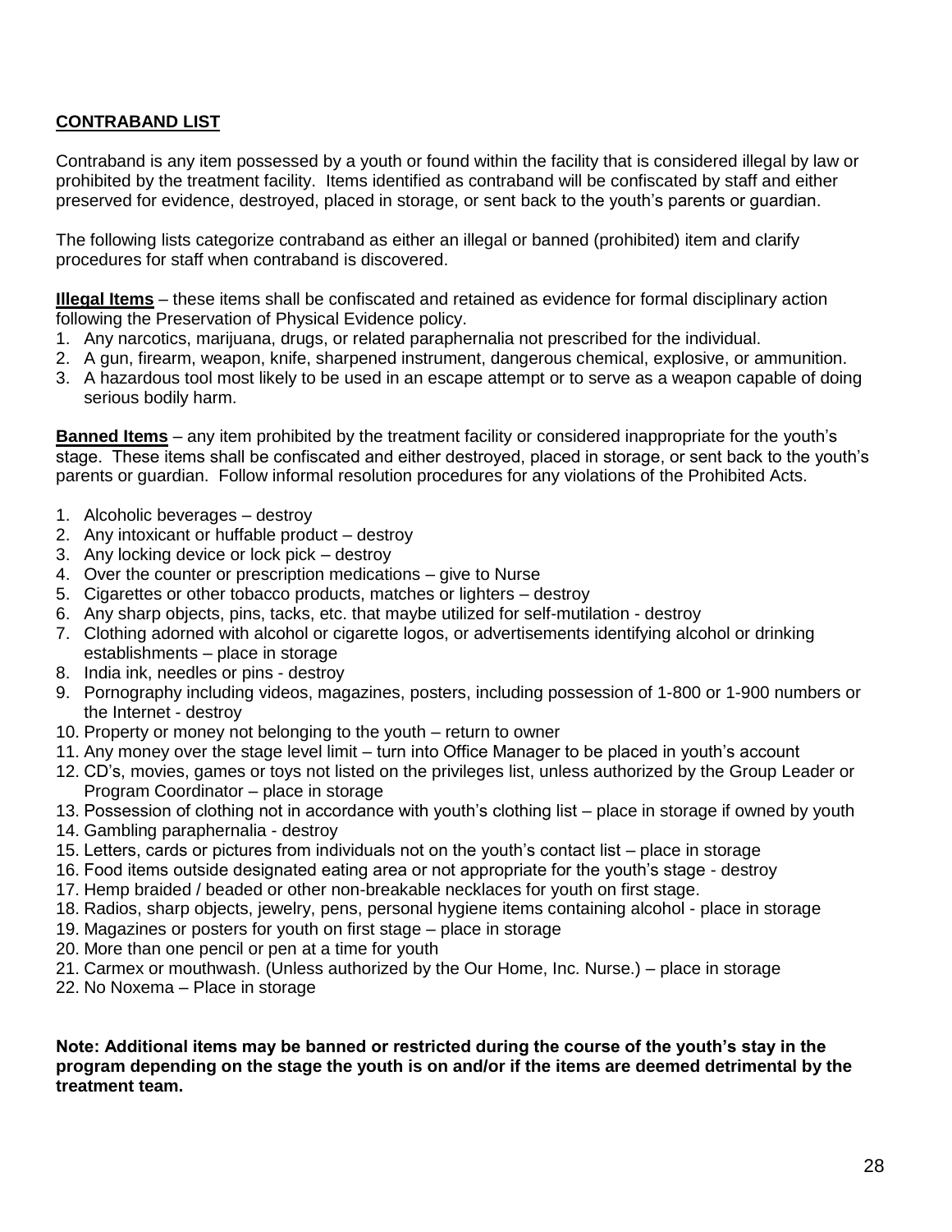**<u>CONTRABAND LIST</u>**

Contraband is any item possessed by a youth or found within the facility that is considered illegal by law or prohibited by the treatment facility. Items identified as contraband will be confiscated by staff and either preserved for evidence, destroyed, placed in storage, or sent back to the youth's parents or guardian.

The following lists categorize contraband as either an illegal or banned (prohibited) item and clarify procedures for staff when contraband is discovered.

**<u>Illegal Items</u>** – these items shall be confiscated and retained as evidence for formal disciplinary action following the Preservation of Physical Evidence policy.

1. Any narcotics, marijuana, drugs, or related paraphernalia not prescribed for the individual.
2. A gun, firearm, weapon, knife, sharpened instrument, dangerous chemical, explosive, or ammunition.
3. A hazardous tool most likely to be used in an escape attempt or to serve as a weapon capable of doing serious bodily harm.

**<u>Banned Items</u>** – any item prohibited by the treatment facility or considered inappropriate for the youth's stage. These items shall be confiscated and either destroyed, placed in storage, or sent back to the youth's parents or guardian. Follow informal resolution procedures for any violations of the Prohibited Acts.

1. Alcoholic beverages – destroy
2. Any intoxicant or huffable product – destroy
3. Any locking device or lock pick – destroy
4. Over the counter or prescription medications – give to Nurse
5. Cigarettes or other tobacco products, matches or lighters – destroy
6. Any sharp objects, pins, tacks, etc. that maybe utilized for self-mutilation - destroy
7. Clothing adorned with alcohol or cigarette logos, or advertisements identifying alcohol or drinking establishments – place in storage
8. India ink, needles or pins - destroy
9. Pornography including videos, magazines, posters, including possession of 1-800 or 1-900 numbers or the Internet - destroy
10. Property or money not belonging to the youth – return to owner
11. Any money over the stage level limit – turn into Office Manager to be placed in youth's account
12. CD's, movies, games or toys not listed on the privileges list, unless authorized by the Group Leader or Program Coordinator – place in storage
13. Possession of clothing not in accordance with youth's clothing list – place in storage if owned by youth
14. Gambling paraphernalia - destroy
15. Letters, cards or pictures from individuals not on the youth's contact list – place in storage
16. Food items outside designated eating area or not appropriate for the youth's stage - destroy
17. Hemp braided / beaded or other non-breakable necklaces for youth on first stage.
18. Radios, sharp objects, jewelry, pens, personal hygiene items containing alcohol - place in storage
19. Magazines or posters for youth on first stage – place in storage
20. More than one pencil or pen at a time for youth
21. Carmex or mouthwash. (Unless authorized by the Our Home, Inc. Nurse.) – place in storage
22. No Noxema – Place in storage

**Note: Additional items may be banned or restricted during the course of the youth's stay in the program depending on the stage the youth is on and/or if the items are deemed detrimental by the treatment team.**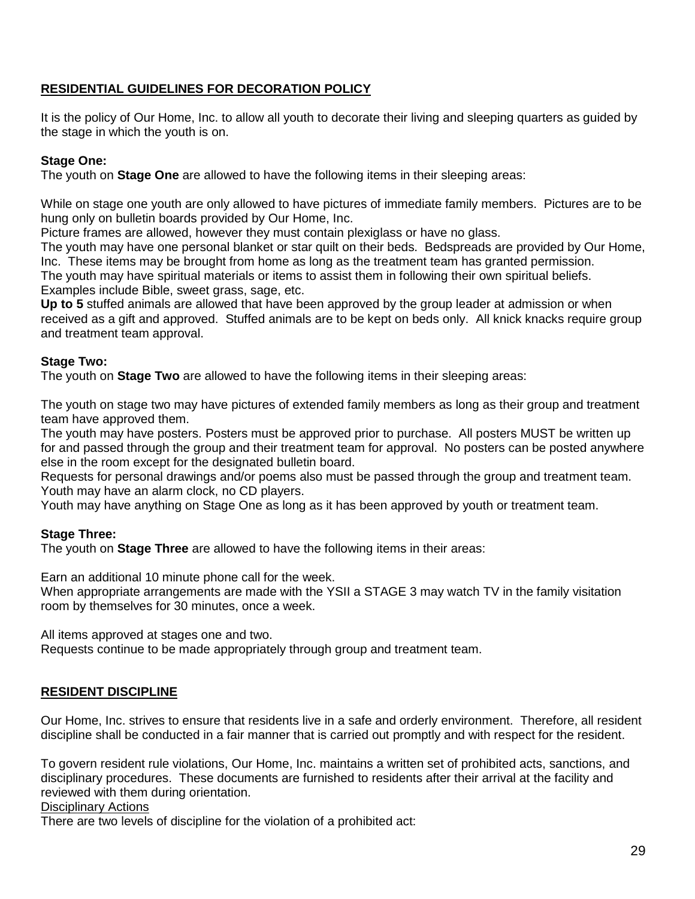## RESIDENTIAL GUIDELINES FOR DECORATION POLICY

It is the policy of Our Home, Inc. to allow all youth to decorate their living and sleeping quarters as guided by the stage in which the youth is on.

**Stage One:**
The youth on **Stage One** are allowed to have the following items in their sleeping areas:

While on stage one youth are only allowed to have pictures of immediate family members. Pictures are to be hung only on bulletin boards provided by Our Home, Inc.
Picture frames are allowed, however they must contain plexiglass or have no glass.
The youth may have one personal blanket or star quilt on their beds. Bedspreads are provided by Our Home, Inc. These items may be brought from home as long as the treatment team has granted permission.
The youth may have spiritual materials or items to assist them in following their own spiritual beliefs. Examples include Bible, sweet grass, sage, etc.
**Up to 5** stuffed animals are allowed that have been approved by the group leader at admission or when received as a gift and approved. Stuffed animals are to be kept on beds only. All knick knacks require group and treatment team approval.

**Stage Two:**
The youth on **Stage Two** are allowed to have the following items in their sleeping areas:

The youth on stage two may have pictures of extended family members as long as their group and treatment team have approved them.
The youth may have posters. Posters must be approved prior to purchase. All posters MUST be written up for and passed through the group and their treatment team for approval. No posters can be posted anywhere else in the room except for the designated bulletin board.
Requests for personal drawings and/or poems also must be passed through the group and treatment team.
Youth may have an alarm clock, no CD players.
Youth may have anything on Stage One as long as it has been approved by youth or treatment team.

**Stage Three:**
The youth on **Stage Three** are allowed to have the following items in their areas:

Earn an additional 10 minute phone call for the week.
When appropriate arrangements are made with the YSII a STAGE 3 may watch TV in the family visitation room by themselves for 30 minutes, once a week.

All items approved at stages one and two.
Requests continue to be made appropriately through group and treatment team.

## RESIDENT DISCIPLINE

Our Home, Inc. strives to ensure that residents live in a safe and orderly environment. Therefore, all resident discipline shall be conducted in a fair manner that is carried out promptly and with respect for the resident.

To govern resident rule violations, Our Home, Inc. maintains a written set of prohibited acts, sanctions, and disciplinary procedures. These documents are furnished to residents after their arrival at the facility and reviewed with them during orientation.

Disciplinary Actions

There are two levels of discipline for the violation of a prohibited act: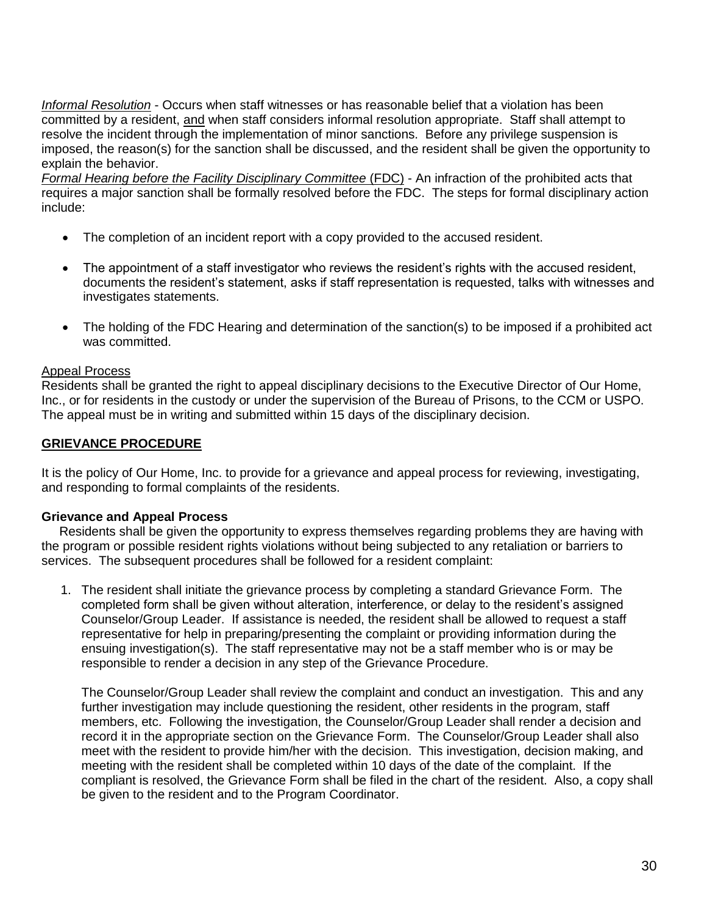*Informal Resolution* - Occurs when staff witnesses or has reasonable belief that a violation has been committed by a resident, <u>and</u> when staff considers informal resolution appropriate. Staff shall attempt to resolve the incident through the implementation of minor sanctions. Before any privilege suspension is imposed, the reason(s) for the sanction shall be discussed, and the resident shall be given the opportunity to explain the behavior.

*Formal Hearing before the Facility Disciplinary Committee* <u>(FDC)</u> - An infraction of the prohibited acts that requires a major sanction shall be formally resolved before the FDC. The steps for formal disciplinary action include:

- The completion of an incident report with a copy provided to the accused resident.
- The appointment of a staff investigator who reviews the resident's rights with the accused resident, documents the resident's statement, asks if staff representation is requested, talks with witnesses and investigates statements.
- The holding of the FDC Hearing and determination of the sanction(s) to be imposed if a prohibited act was committed.

<u>Appeal Process</u>

Residents shall be granted the right to appeal disciplinary decisions to the Executive Director of Our Home, Inc., or for residents in the custody or under the supervision of the Bureau of Prisons, to the CCM or USPO. The appeal must be in writing and submitted within 15 days of the disciplinary decision.

## <u>GRIEVANCE PROCEDURE</u>

It is the policy of Our Home, Inc. to provide for a grievance and appeal process for reviewing, investigating, and responding to formal complaints of the residents.

### Grievance and Appeal Process

Residents shall be given the opportunity to express themselves regarding problems they are having with the program or possible resident rights violations without being subjected to any retaliation or barriers to services. The subsequent procedures shall be followed for a resident complaint:

1. The resident shall initiate the grievance process by completing a standard Grievance Form. The completed form shall be given without alteration, interference, or delay to the resident's assigned Counselor/Group Leader. If assistance is needed, the resident shall be allowed to request a staff representative for help in preparing/presenting the complaint or providing information during the ensuing investigation(s). The staff representative may not be a staff member who is or may be responsible to render a decision in any step of the Grievance Procedure.

   The Counselor/Group Leader shall review the complaint and conduct an investigation. This and any further investigation may include questioning the resident, other residents in the program, staff members, etc. Following the investigation, the Counselor/Group Leader shall render a decision and record it in the appropriate section on the Grievance Form. The Counselor/Group Leader shall also meet with the resident to provide him/her with the decision. This investigation, decision making, and meeting with the resident shall be completed within 10 days of the date of the complaint. If the compliant is resolved, the Grievance Form shall be filed in the chart of the resident. Also, a copy shall be given to the resident and to the Program Coordinator.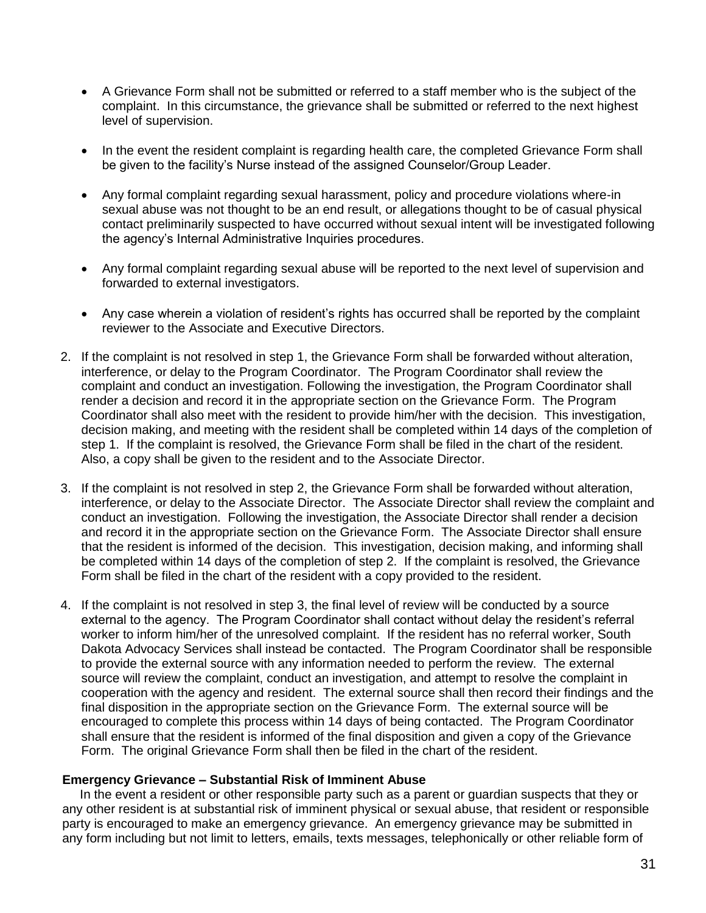- A Grievance Form shall not be submitted or referred to a staff member who is the subject of the complaint. In this circumstance, the grievance shall be submitted or referred to the next highest level of supervision.
- In the event the resident complaint is regarding health care, the completed Grievance Form shall be given to the facility's Nurse instead of the assigned Counselor/Group Leader.
- Any formal complaint regarding sexual harassment, policy and procedure violations where-in sexual abuse was not thought to be an end result, or allegations thought to be of casual physical contact preliminarily suspected to have occurred without sexual intent will be investigated following the agency's Internal Administrative Inquiries procedures.
- Any formal complaint regarding sexual abuse will be reported to the next level of supervision and forwarded to external investigators.
- Any case wherein a violation of resident's rights has occurred shall be reported by the complaint reviewer to the Associate and Executive Directors.

2. If the complaint is not resolved in step 1, the Grievance Form shall be forwarded without alteration, interference, or delay to the Program Coordinator. The Program Coordinator shall review the complaint and conduct an investigation. Following the investigation, the Program Coordinator shall render a decision and record it in the appropriate section on the Grievance Form. The Program Coordinator shall also meet with the resident to provide him/her with the decision. This investigation, decision making, and meeting with the resident shall be completed within 14 days of the completion of step 1. If the complaint is resolved, the Grievance Form shall be filed in the chart of the resident. Also, a copy shall be given to the resident and to the Associate Director.
3. If the complaint is not resolved in step 2, the Grievance Form shall be forwarded without alteration, interference, or delay to the Associate Director. The Associate Director shall review the complaint and conduct an investigation. Following the investigation, the Associate Director shall render a decision and record it in the appropriate section on the Grievance Form. The Associate Director shall ensure that the resident is informed of the decision. This investigation, decision making, and informing shall be completed within 14 days of the completion of step 2. If the complaint is resolved, the Grievance Form shall be filed in the chart of the resident with a copy provided to the resident.
4. If the complaint is not resolved in step 3, the final level of review will be conducted by a source external to the agency. The Program Coordinator shall contact without delay the resident's referral worker to inform him/her of the unresolved complaint. If the resident has no referral worker, South Dakota Advocacy Services shall instead be contacted. The Program Coordinator shall be responsible to provide the external source with any information needed to perform the review. The external source will review the complaint, conduct an investigation, and attempt to resolve the complaint in cooperation with the agency and resident. The external source shall then record their findings and the final disposition in the appropriate section on the Grievance Form. The external source will be encouraged to complete this process within 14 days of being contacted. The Program Coordinator shall ensure that the resident is informed of the final disposition and given a copy of the Grievance Form. The original Grievance Form shall then be filed in the chart of the resident.

**Emergency Grievance – Substantial Risk of Imminent Abuse**

In the event a resident or other responsible party such as a parent or guardian suspects that they or any other resident is at substantial risk of imminent physical or sexual abuse, that resident or responsible party is encouraged to make an emergency grievance. An emergency grievance may be submitted in any form including but not limit to letters, emails, texts messages, telephonically or other reliable form of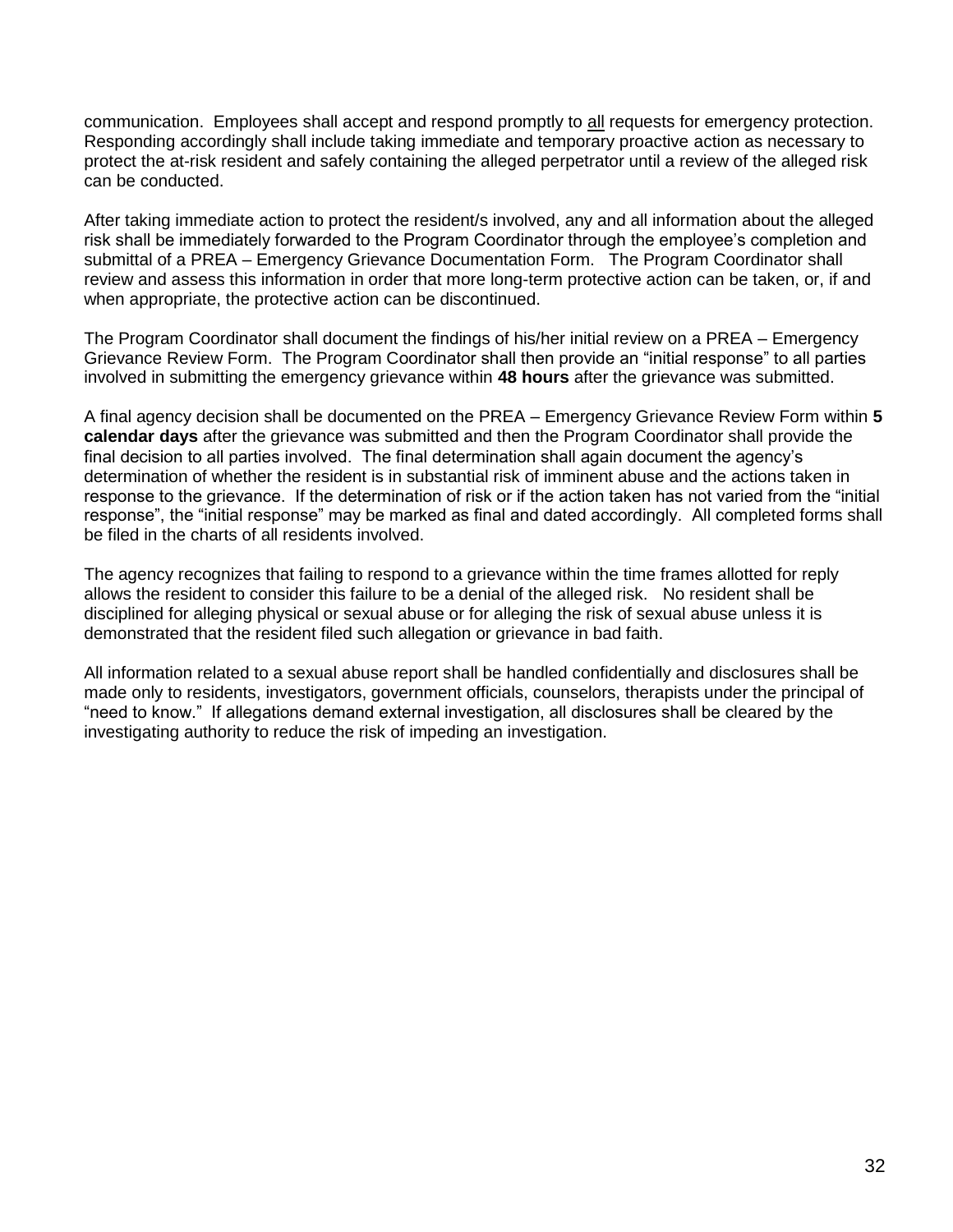communication. Employees shall accept and respond promptly to <u>all</u> requests for emergency protection. Responding accordingly shall include taking immediate and temporary proactive action as necessary to protect the at-risk resident and safely containing the alleged perpetrator until a review of the alleged risk can be conducted.

After taking immediate action to protect the resident/s involved, any and all information about the alleged risk shall be immediately forwarded to the Program Coordinator through the employee's completion and submittal of a PREA – Emergency Grievance Documentation Form. The Program Coordinator shall review and assess this information in order that more long-term protective action can be taken, or, if and when appropriate, the protective action can be discontinued.

The Program Coordinator shall document the findings of his/her initial review on a PREA – Emergency Grievance Review Form. The Program Coordinator shall then provide an "initial response" to all parties involved in submitting the emergency grievance within **48 hours** after the grievance was submitted.

A final agency decision shall be documented on the PREA – Emergency Grievance Review Form within **5 calendar days** after the grievance was submitted and then the Program Coordinator shall provide the final decision to all parties involved. The final determination shall again document the agency's determination of whether the resident is in substantial risk of imminent abuse and the actions taken in response to the grievance. If the determination of risk or if the action taken has not varied from the "initial response", the "initial response" may be marked as final and dated accordingly. All completed forms shall be filed in the charts of all residents involved.

The agency recognizes that failing to respond to a grievance within the time frames allotted for reply allows the resident to consider this failure to be a denial of the alleged risk. No resident shall be disciplined for alleging physical or sexual abuse or for alleging the risk of sexual abuse unless it is demonstrated that the resident filed such allegation or grievance in bad faith.

All information related to a sexual abuse report shall be handled confidentially and disclosures shall be made only to residents, investigators, government officials, counselors, therapists under the principal of "need to know." If allegations demand external investigation, all disclosures shall be cleared by the investigating authority to reduce the risk of impeding an investigation.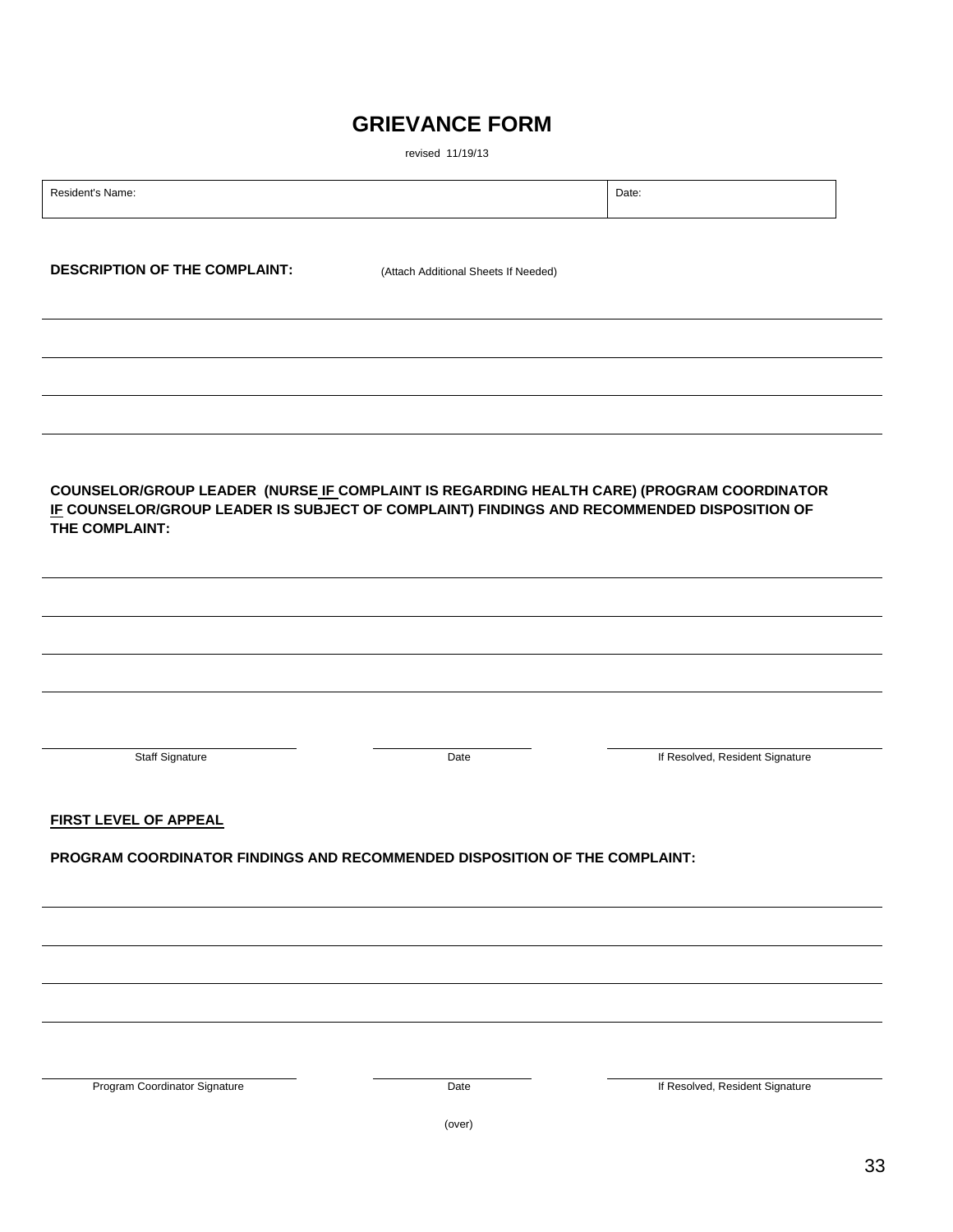# GRIEVANCE FORM

revised 11/19/13

| Resident's Name: | Date: |
|---|---|
| | |

**DESCRIPTION OF THE COMPLAINT:** (Attach Additional Sheets If Needed)

______________________________________________________________________

______________________________________________________________________

______________________________________________________________________

______________________________________________________________________

**COUNSELOR/GROUP LEADER (NURSE IF COMPLAINT IS REGARDING HEALTH CARE) (PROGRAM COORDINATOR IF COUNSELOR/GROUP LEADER IS SUBJECT OF COMPLAINT) FINDINGS AND RECOMMENDED DISPOSITION OF THE COMPLAINT:**

______________________________________________________________________

______________________________________________________________________

______________________________________________________________________

______________________________________________________________________

| Staff Signature | Date | If Resolved, Resident Signature |
|---|---|---|
| | | |

**FIRST LEVEL OF APPEAL**

**PROGRAM COORDINATOR FINDINGS AND RECOMMENDED DISPOSITION OF THE COMPLAINT:**

______________________________________________________________________

______________________________________________________________________

______________________________________________________________________

______________________________________________________________________

| Program Coordinator Signature | Date | If Resolved, Resident Signature |
|---|---|---|
| | | |

(over)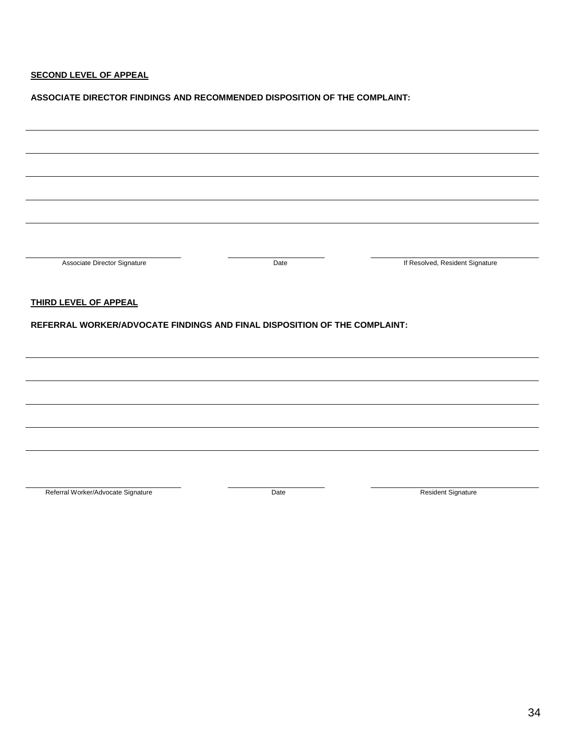**SECOND LEVEL OF APPEAL**

**ASSOCIATE DIRECTOR FINDINGS AND RECOMMENDED DISPOSITION OF THE COMPLAINT:**

\_\_\_\_\_\_\_\_\_\_\_\_\_\_\_\_\_\_\_\_\_\_\_\_\_\_\_\_\_\_\_\_\_\_\_\_\_\_\_\_\_\_\_\_\_\_\_\_\_\_\_\_\_\_\_\_\_\_\_\_\_\_\_\_\_\_\_\_\_\_\_\_\_\_\_\_\_\_

\_\_\_\_\_\_\_\_\_\_\_\_\_\_\_\_\_\_\_\_\_\_\_\_\_\_\_\_\_\_\_\_\_\_\_\_\_\_\_\_\_\_\_\_\_\_\_\_\_\_\_\_\_\_\_\_\_\_\_\_\_\_\_\_\_\_\_\_\_\_\_\_\_\_\_\_\_\_

\_\_\_\_\_\_\_\_\_\_\_\_\_\_\_\_\_\_\_\_\_\_\_\_\_\_\_\_\_\_\_\_\_\_\_\_\_\_\_\_\_\_\_\_\_\_\_\_\_\_\_\_\_\_\_\_\_\_\_\_\_\_\_\_\_\_\_\_\_\_\_\_\_\_\_\_\_\_

\_\_\_\_\_\_\_\_\_\_\_\_\_\_\_\_\_\_\_\_\_\_\_\_\_\_\_\_\_\_\_\_\_\_\_\_\_\_\_\_\_\_\_\_\_\_\_\_\_\_\_\_\_\_\_\_\_\_\_\_\_\_\_\_\_\_\_\_\_\_\_\_\_\_\_\_\_\_

\_\_\_\_\_\_\_\_\_\_\_\_\_\_\_\_\_\_\_\_\_\_\_\_\_\_\_\_\_\_\_\_\_\_\_\_\_\_\_\_\_\_\_\_\_\_\_\_\_\_\_\_\_\_\_\_\_\_\_\_\_\_\_\_\_\_\_\_\_\_\_\_\_\_\_\_\_\_

| \_\_\_\_\_\_\_\_\_\_\_\_\_\_\_\_\_\_\_\_\_\_\_\_\_\_ | \_\_\_\_\_\_\_\_\_\_\_\_\_\_\_\_ | \_\_\_\_\_\_\_\_\_\_\_\_\_\_\_\_\_\_\_\_\_\_\_\_\_\_ |
|---|---|---|
| Associate Director Signature | Date | If Resolved, Resident Signature |

**THIRD LEVEL OF APPEAL**

**REFERRAL WORKER/ADVOCATE FINDINGS AND FINAL DISPOSITION OF THE COMPLAINT:**

\_\_\_\_\_\_\_\_\_\_\_\_\_\_\_\_\_\_\_\_\_\_\_\_\_\_\_\_\_\_\_\_\_\_\_\_\_\_\_\_\_\_\_\_\_\_\_\_\_\_\_\_\_\_\_\_\_\_\_\_\_\_\_\_\_\_\_\_\_\_\_\_\_\_\_\_\_\_

\_\_\_\_\_\_\_\_\_\_\_\_\_\_\_\_\_\_\_\_\_\_\_\_\_\_\_\_\_\_\_\_\_\_\_\_\_\_\_\_\_\_\_\_\_\_\_\_\_\_\_\_\_\_\_\_\_\_\_\_\_\_\_\_\_\_\_\_\_\_\_\_\_\_\_\_\_\_

\_\_\_\_\_\_\_\_\_\_\_\_\_\_\_\_\_\_\_\_\_\_\_\_\_\_\_\_\_\_\_\_\_\_\_\_\_\_\_\_\_\_\_\_\_\_\_\_\_\_\_\_\_\_\_\_\_\_\_\_\_\_\_\_\_\_\_\_\_\_\_\_\_\_\_\_\_\_

\_\_\_\_\_\_\_\_\_\_\_\_\_\_\_\_\_\_\_\_\_\_\_\_\_\_\_\_\_\_\_\_\_\_\_\_\_\_\_\_\_\_\_\_\_\_\_\_\_\_\_\_\_\_\_\_\_\_\_\_\_\_\_\_\_\_\_\_\_\_\_\_\_\_\_\_\_\_

\_\_\_\_\_\_\_\_\_\_\_\_\_\_\_\_\_\_\_\_\_\_\_\_\_\_\_\_\_\_\_\_\_\_\_\_\_\_\_\_\_\_\_\_\_\_\_\_\_\_\_\_\_\_\_\_\_\_\_\_\_\_\_\_\_\_\_\_\_\_\_\_\_\_\_\_\_\_

| \_\_\_\_\_\_\_\_\_\_\_\_\_\_\_\_\_\_\_\_\_\_\_\_\_\_ | \_\_\_\_\_\_\_\_\_\_\_\_\_\_\_\_ | \_\_\_\_\_\_\_\_\_\_\_\_\_\_\_\_\_\_\_\_\_\_\_\_\_\_ |
|---|---|---|
| Referral Worker/Advocate Signature | Date | Resident Signature |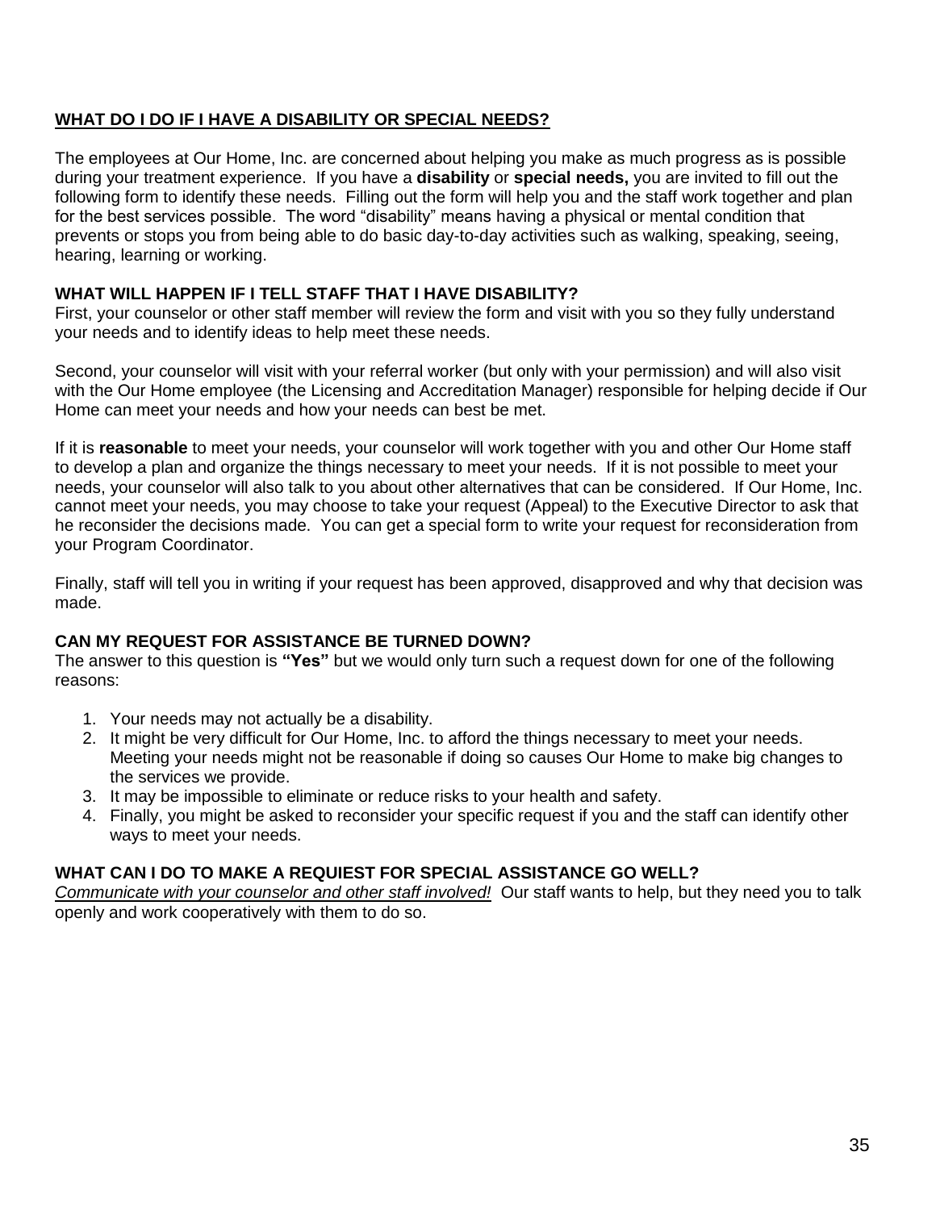## **WHAT DO I DO IF I HAVE A DISABILITY OR SPECIAL NEEDS?**

The employees at Our Home, Inc. are concerned about helping you make as much progress as is possible during your treatment experience. If you have a **disability** or **special needs,** you are invited to fill out the following form to identify these needs. Filling out the form will help you and the staff work together and plan for the best services possible. The word "disability" means having a physical or mental condition that prevents or stops you from being able to do basic day-to-day activities such as walking, speaking, seeing, hearing, learning or working.

### **WHAT WILL HAPPEN IF I TELL STAFF THAT I HAVE DISABILITY?**

First, your counselor or other staff member will review the form and visit with you so they fully understand your needs and to identify ideas to help meet these needs.

Second, your counselor will visit with your referral worker (but only with your permission) and will also visit with the Our Home employee (the Licensing and Accreditation Manager) responsible for helping decide if Our Home can meet your needs and how your needs can best be met.

If it is **reasonable** to meet your needs, your counselor will work together with you and other Our Home staff to develop a plan and organize the things necessary to meet your needs. If it is not possible to meet your needs, your counselor will also talk to you about other alternatives that can be considered. If Our Home, Inc. cannot meet your needs, you may choose to take your request (Appeal) to the Executive Director to ask that he reconsider the decisions made. You can get a special form to write your request for reconsideration from your Program Coordinator.

Finally, staff will tell you in writing if your request has been approved, disapproved and why that decision was made.

### **CAN MY REQUEST FOR ASSISTANCE BE TURNED DOWN?**

The answer to this question is **"Yes"** but we would only turn such a request down for one of the following reasons:

1. Your needs may not actually be a disability.
2. It might be very difficult for Our Home, Inc. to afford the things necessary to meet your needs. Meeting your needs might not be reasonable if doing so causes Our Home to make big changes to the services we provide.
3. It may be impossible to eliminate or reduce risks to your health and safety.
4. Finally, you might be asked to reconsider your specific request if you and the staff can identify other ways to meet your needs.

### **WHAT CAN I DO TO MAKE A REQUIEST FOR SPECIAL ASSISTANCE GO WELL?**

*Communicate with your counselor and other staff involved!* Our staff wants to help, but they need you to talk openly and work cooperatively with them to do so.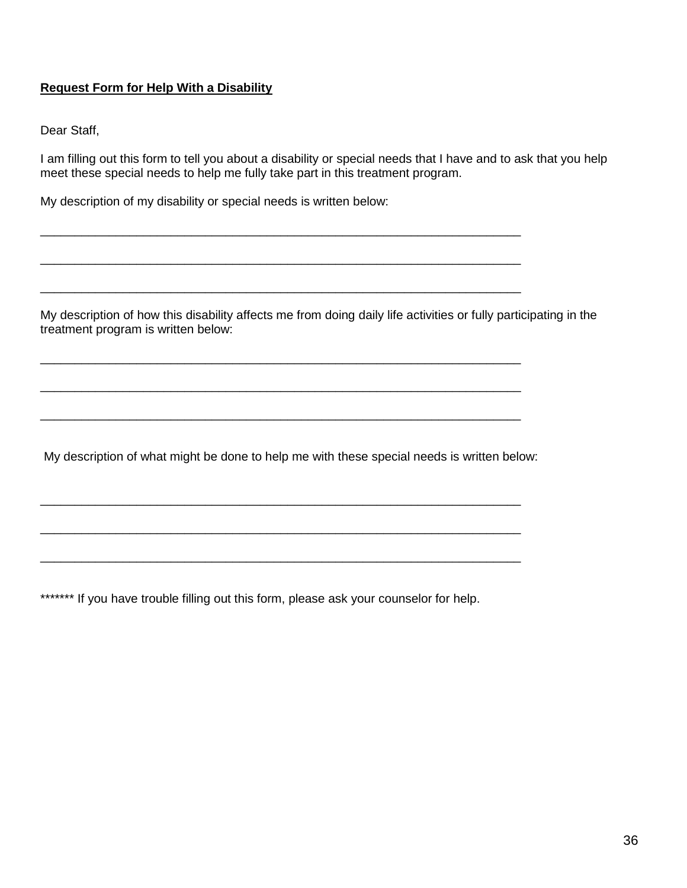**<u>Request Form for Help With a Disability</u>**

Dear Staff,

I am filling out this form to tell you about a disability or special needs that I have and to ask that you help meet these special needs to help me fully take part in this treatment program.

My description of my disability or special needs is written below:

______________________________________________________________________

______________________________________________________________________

______________________________________________________________________

My description of how this disability affects me from doing daily life activities or fully participating in the treatment program is written below:

______________________________________________________________________

______________________________________________________________________

______________________________________________________________________

My description of what might be done to help me with these special needs is written below:

______________________________________________________________________

______________________________________________________________________

______________________________________________________________________

******* If you have trouble filling out this form, please ask your counselor for help.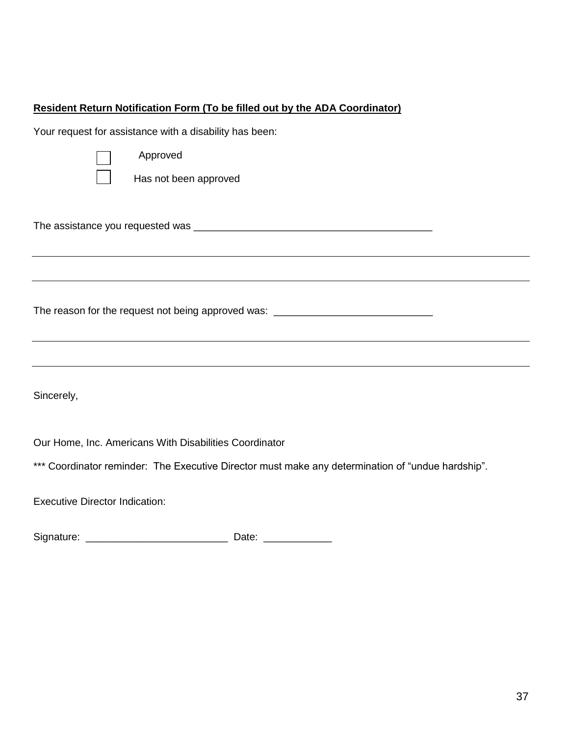**Resident Return Notification Form (To be filled out by the ADA Coordinator)**

Your request for assistance with a disability has been:

- ☐ Approved
- ☐ Has not been approved

The assistance you requested was ___________________________________________

_____________________________________________________________________________

_____________________________________________________________________________

The reason for the request not being approved was: ____________________________

_____________________________________________________________________________

_____________________________________________________________________________

Sincerely,

Our Home, Inc. Americans With Disabilities Coordinator

*** Coordinator reminder: The Executive Director must make any determination of "undue hardship".

Executive Director Indication:

Signature: _________________________ Date: ____________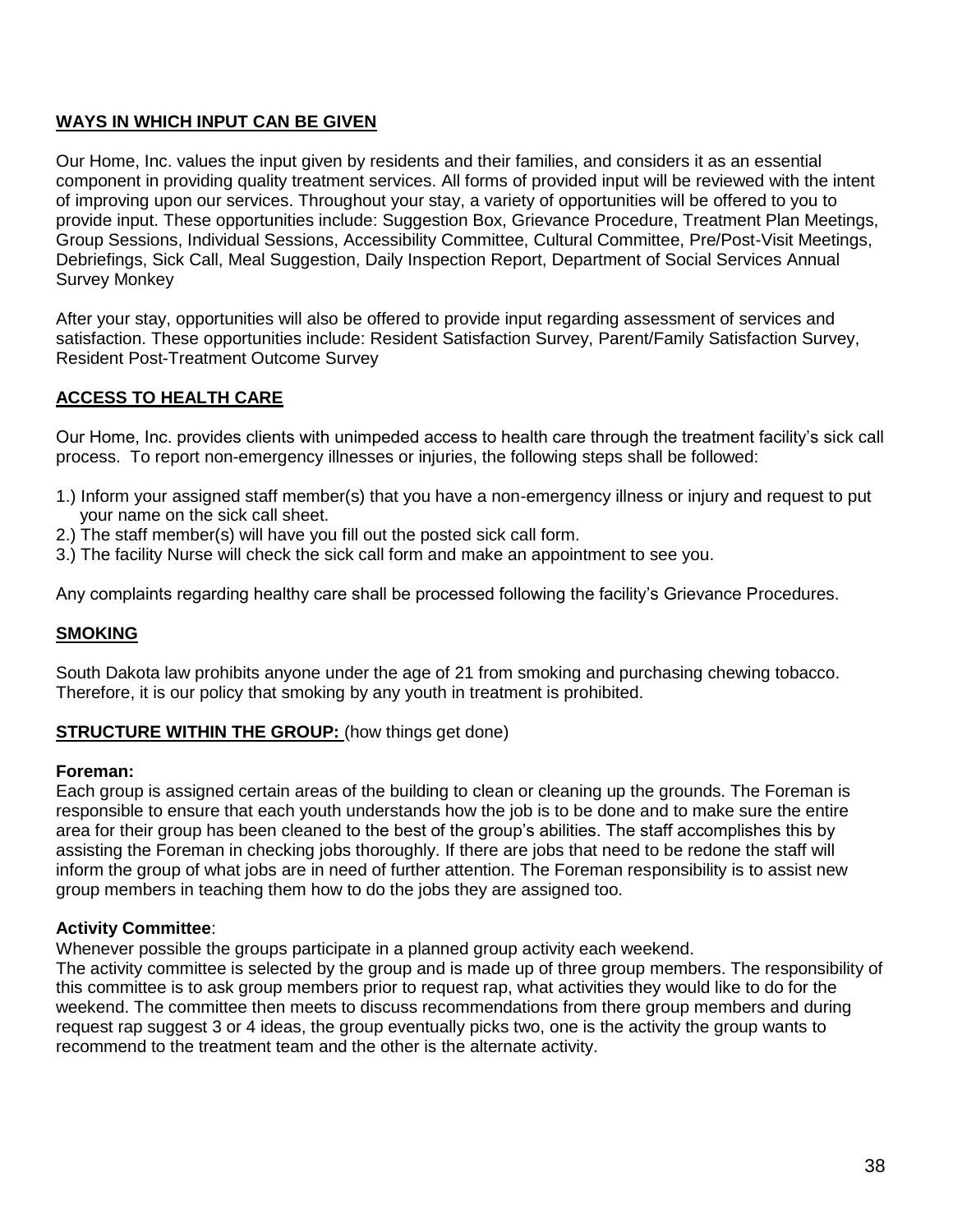## WAYS IN WHICH INPUT CAN BE GIVEN

Our Home, Inc. values the input given by residents and their families, and considers it as an essential component in providing quality treatment services. All forms of provided input will be reviewed with the intent of improving upon our services. Throughout your stay, a variety of opportunities will be offered to you to provide input. These opportunities include: Suggestion Box, Grievance Procedure, Treatment Plan Meetings, Group Sessions, Individual Sessions, Accessibility Committee, Cultural Committee, Pre/Post-Visit Meetings, Debriefings, Sick Call, Meal Suggestion, Daily Inspection Report, Department of Social Services Annual Survey Monkey

After your stay, opportunities will also be offered to provide input regarding assessment of services and satisfaction. These opportunities include: Resident Satisfaction Survey, Parent/Family Satisfaction Survey, Resident Post-Treatment Outcome Survey

## ACCESS TO HEALTH CARE

Our Home, Inc. provides clients with unimpeded access to health care through the treatment facility's sick call process. To report non-emergency illnesses or injuries, the following steps shall be followed:

1.) Inform your assigned staff member(s) that you have a non-emergency illness or injury and request to put your name on the sick call sheet.
2.) The staff member(s) will have you fill out the posted sick call form.
3.) The facility Nurse will check the sick call form and make an appointment to see you.

Any complaints regarding healthy care shall be processed following the facility's Grievance Procedures.

## SMOKING

South Dakota law prohibits anyone under the age of 21 from smoking and purchasing chewing tobacco. Therefore, it is our policy that smoking by any youth in treatment is prohibited.

## STRUCTURE WITHIN THE GROUP: (how things get done)

**Foreman:**
Each group is assigned certain areas of the building to clean or cleaning up the grounds. The Foreman is responsible to ensure that each youth understands how the job is to be done and to make sure the entire area for their group has been cleaned to the best of the group's abilities. The staff accomplishes this by assisting the Foreman in checking jobs thoroughly. If there are jobs that need to be redone the staff will inform the group of what jobs are in need of further attention. The Foreman responsibility is to assist new group members in teaching them how to do the jobs they are assigned too.

**Activity Committee**:
Whenever possible the groups participate in a planned group activity each weekend.
The activity committee is selected by the group and is made up of three group members. The responsibility of this committee is to ask group members prior to request rap, what activities they would like to do for the weekend. The committee then meets to discuss recommendations from there group members and during request rap suggest 3 or 4 ideas, the group eventually picks two, one is the activity the group wants to recommend to the treatment team and the other is the alternate activity.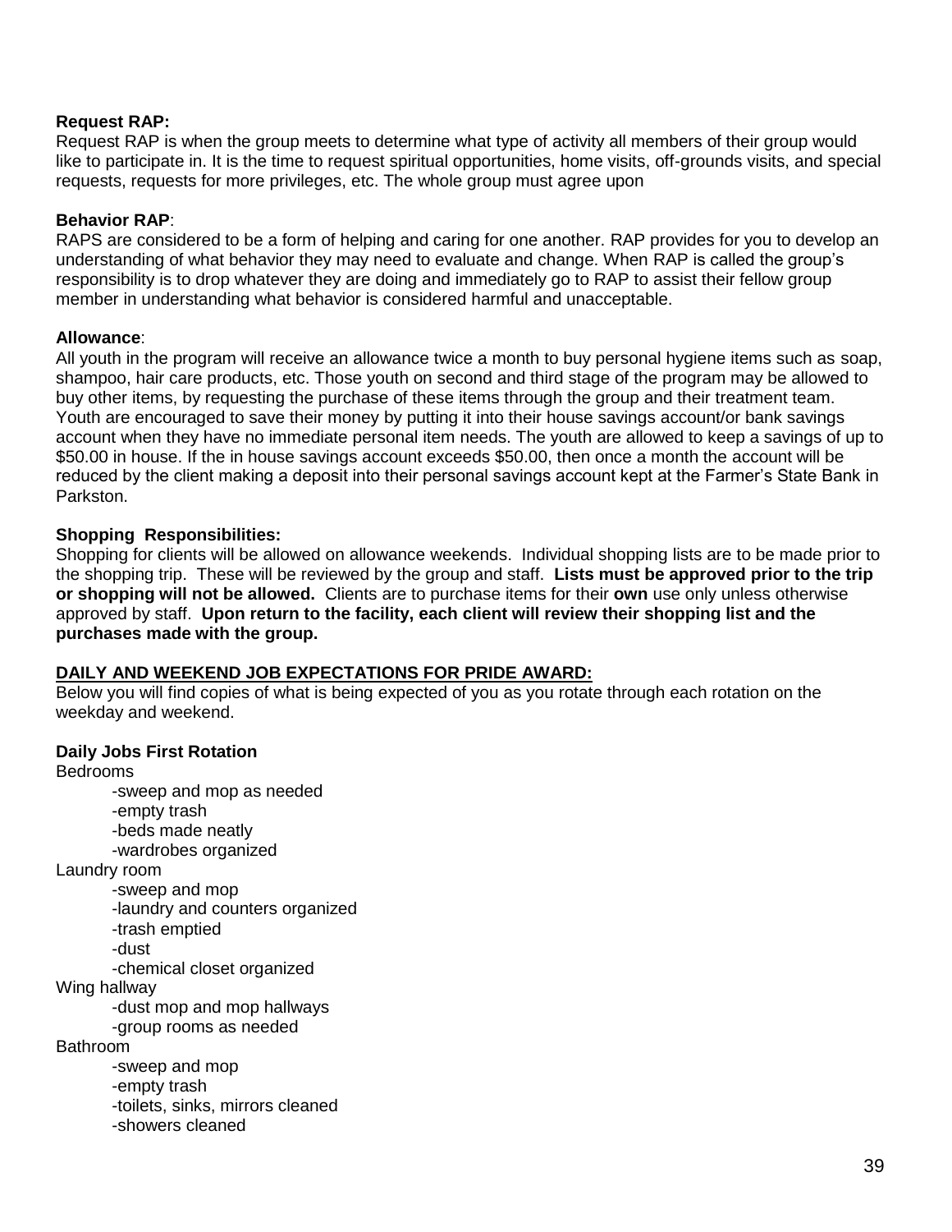**Request RAP:**
Request RAP is when the group meets to determine what type of activity all members of their group would like to participate in. It is the time to request spiritual opportunities, home visits, off-grounds visits, and special requests, requests for more privileges, etc. The whole group must agree upon

**Behavior RAP**:
RAPS are considered to be a form of helping and caring for one another. RAP provides for you to develop an understanding of what behavior they may need to evaluate and change. When RAP is called the group's responsibility is to drop whatever they are doing and immediately go to RAP to assist their fellow group member in understanding what behavior is considered harmful and unacceptable.

**Allowance**:
All youth in the program will receive an allowance twice a month to buy personal hygiene items such as soap, shampoo, hair care products, etc. Those youth on second and third stage of the program may be allowed to buy other items, by requesting the purchase of these items through the group and their treatment team. Youth are encouraged to save their money by putting it into their house savings account/or bank savings account when they have no immediate personal item needs. The youth are allowed to keep a savings of up to $50.00 in house. If the in house savings account exceeds $50.00, then once a month the account will be reduced by the client making a deposit into their personal savings account kept at the Farmer's State Bank in Parkston.

**Shopping Responsibilities:**
Shopping for clients will be allowed on allowance weekends. Individual shopping lists are to be made prior to the shopping trip. These will be reviewed by the group and staff. **Lists must be approved prior to the trip or shopping will not be allowed.** Clients are to purchase items for their **own** use only unless otherwise approved by staff. **Upon return to the facility, each client will review their shopping list and the purchases made with the group.**

**DAILY AND WEEKEND JOB EXPECTATIONS FOR PRIDE AWARD:**
Below you will find copies of what is being expected of you as you rotate through each rotation on the weekday and weekend.

**Daily Jobs First Rotation**

Bedrooms
- sweep and mop as needed
- empty trash
- beds made neatly
- wardrobes organized

Laundry room
- sweep and mop
- laundry and counters organized
- trash emptied
- dust
- chemical closet organized

Wing hallway
- dust mop and mop hallways
- group rooms as needed

Bathroom
- sweep and mop
- empty trash
- toilets, sinks, mirrors cleaned
- showers cleaned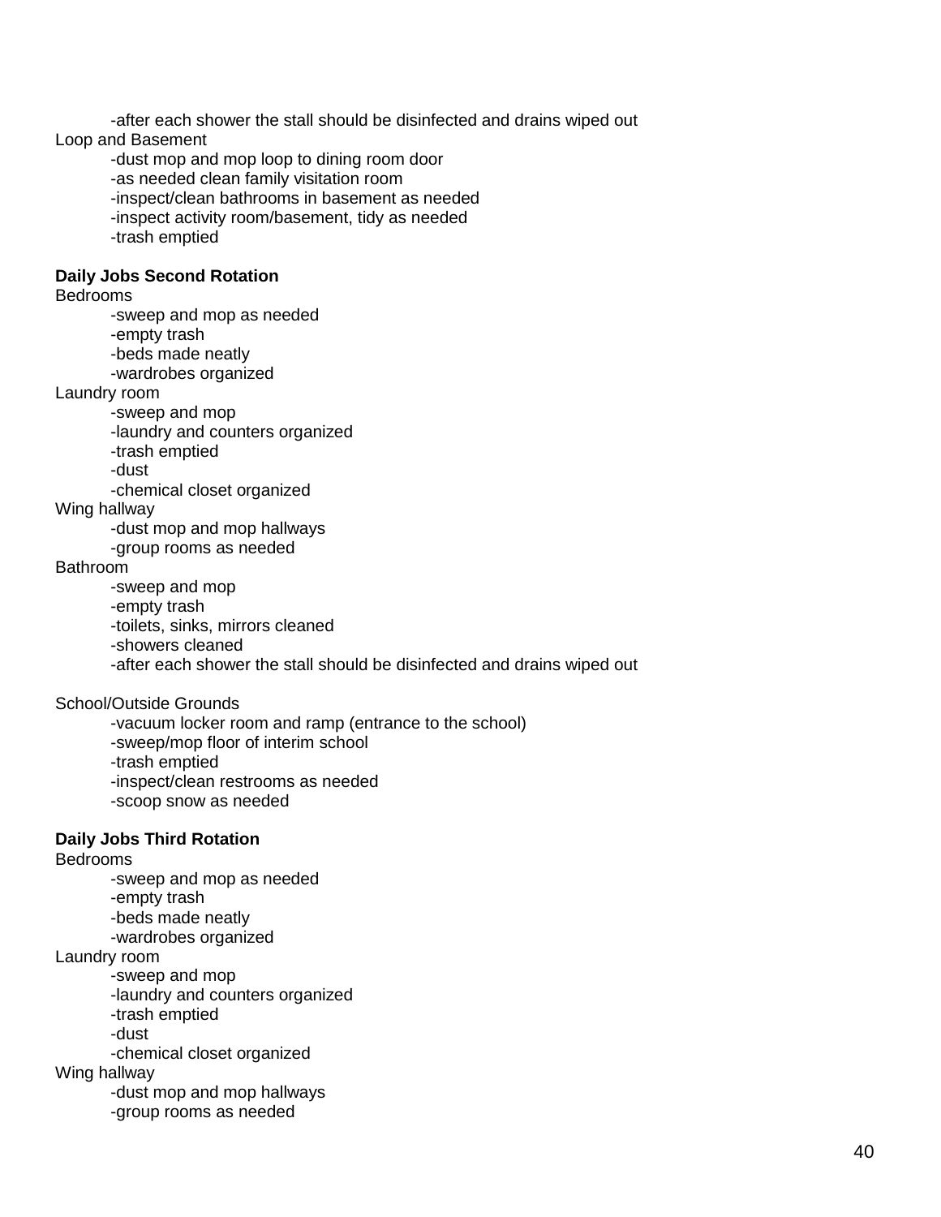-after each shower the stall should be disinfected and drains wiped out

Loop and Basement

- -dust mop and mop loop to dining room door
- -as needed clean family visitation room
- -inspect/clean bathrooms in basement as needed
- -inspect activity room/basement, tidy as needed
- -trash emptied

**Daily Jobs Second Rotation**

Bedrooms

- -sweep and mop as needed
- -empty trash
- -beds made neatly
- -wardrobes organized

Laundry room

- -sweep and mop
- -laundry and counters organized
- -trash emptied
- -dust
- -chemical closet organized

Wing hallway

- -dust mop and mop hallways
- -group rooms as needed

Bathroom

- -sweep and mop
- -empty trash
- -toilets, sinks, mirrors cleaned
- -showers cleaned
- -after each shower the stall should be disinfected and drains wiped out

School/Outside Grounds

- -vacuum locker room and ramp (entrance to the school)
- -sweep/mop floor of interim school
- -trash emptied
- -inspect/clean restrooms as needed
- -scoop snow as needed

**Daily Jobs Third Rotation**

Bedrooms

- -sweep and mop as needed
- -empty trash
- -beds made neatly
- -wardrobes organized

Laundry room

- -sweep and mop
- -laundry and counters organized
- -trash emptied
- -dust
- -chemical closet organized

Wing hallway

- -dust mop and mop hallways
- -group rooms as needed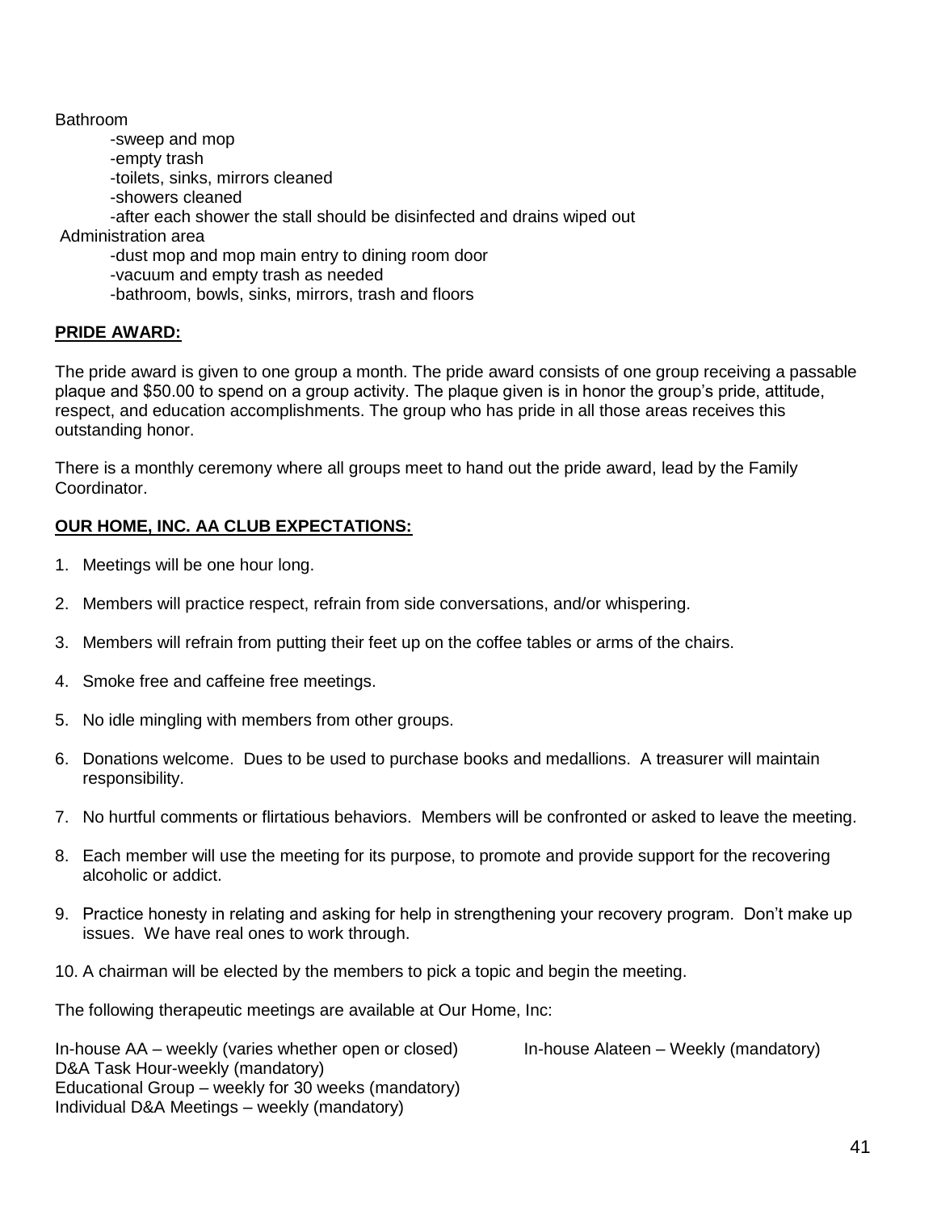Bathroom

- -sweep and mop
- -empty trash
- -toilets, sinks, mirrors cleaned
- -showers cleaned
- -after each shower the stall should be disinfected and drains wiped out

Administration area

- -dust mop and mop main entry to dining room door
- -vacuum and empty trash as needed
- -bathroom, bowls, sinks, mirrors, trash and floors

**PRIDE AWARD:**

The pride award is given to one group a month. The pride award consists of one group receiving a passable plaque and $50.00 to spend on a group activity. The plaque given is in honor the group's pride, attitude, respect, and education accomplishments. The group who has pride in all those areas receives this outstanding honor.

There is a monthly ceremony where all groups meet to hand out the pride award, lead by the Family Coordinator.

**OUR HOME, INC. AA CLUB EXPECTATIONS:**

1. Meetings will be one hour long.
2. Members will practice respect, refrain from side conversations, and/or whispering.
3. Members will refrain from putting their feet up on the coffee tables or arms of the chairs.
4. Smoke free and caffeine free meetings.
5. No idle mingling with members from other groups.
6. Donations welcome. Dues to be used to purchase books and medallions. A treasurer will maintain responsibility.
7. No hurtful comments or flirtatious behaviors. Members will be confronted or asked to leave the meeting.
8. Each member will use the meeting for its purpose, to promote and provide support for the recovering alcoholic or addict.
9. Practice honesty in relating and asking for help in strengthening your recovery program. Don't make up issues. We have real ones to work through.
10. A chairman will be elected by the members to pick a topic and begin the meeting.

The following therapeutic meetings are available at Our Home, Inc:

In-house AA – weekly (varies whether open or closed)
D&A Task Hour-weekly (mandatory)
Educational Group – weekly for 30 weeks (mandatory)
Individual D&A Meetings – weekly (mandatory)
In-house Alateen – Weekly (mandatory)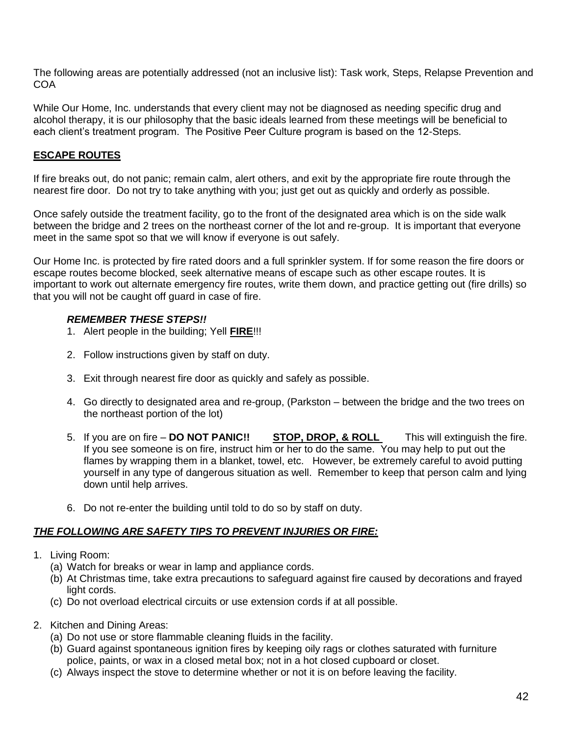The following areas are potentially addressed (not an inclusive list): Task work, Steps, Relapse Prevention and COA

While Our Home, Inc. understands that every client may not be diagnosed as needing specific drug and alcohol therapy, it is our philosophy that the basic ideals learned from these meetings will be beneficial to each client's treatment program. The Positive Peer Culture program is based on the 12-Steps.

## <u>ESCAPE ROUTES</u>

If fire breaks out, do not panic; remain calm, alert others, and exit by the appropriate fire route through the nearest fire door. Do not try to take anything with you; just get out as quickly and orderly as possible.

Once safely outside the treatment facility, go to the front of the designated area which is on the side walk between the bridge and 2 trees on the northeast corner of the lot and re-group. It is important that everyone meet in the same spot so that we will know if everyone is out safely.

Our Home Inc. is protected by fire rated doors and a full sprinkler system. If for some reason the fire doors or escape routes become blocked, seek alternative means of escape such as other escape routes. It is important to work out alternate emergency fire routes, write them down, and practice getting out (fire drills) so that you will not be caught off guard in case of fire.

***REMEMBER THESE STEPS!!***

1. Alert people in the building; Yell **<u>FIRE</u>**!!!
2. Follow instructions given by staff on duty.
3. Exit through nearest fire door as quickly and safely as possible.
4. Go directly to designated area and re-group, (Parkston – between the bridge and the two trees on the northeast portion of the lot)
5. If you are on fire – **DO NOT PANIC!!** **<u>STOP, DROP, & ROLL</u>** This will extinguish the fire. If you see someone is on fire, instruct him or her to do the same. You may help to put out the flames by wrapping them in a blanket, towel, etc. However, be extremely careful to avoid putting yourself in any type of dangerous situation as well. Remember to keep that person calm and lying down until help arrives.
6. Do not re-enter the building until told to do so by staff on duty.

## ***<u>THE FOLLOWING ARE SAFETY TIPS TO PREVENT INJURIES OR FIRE:</u>***

1. Living Room:
   (a) Watch for breaks or wear in lamp and appliance cords.
   (b) At Christmas time, take extra precautions to safeguard against fire caused by decorations and frayed light cords.
   (c) Do not overload electrical circuits or use extension cords if at all possible.

2. Kitchen and Dining Areas:
   (a) Do not use or store flammable cleaning fluids in the facility.
   (b) Guard against spontaneous ignition fires by keeping oily rags or clothes saturated with furniture police, paints, or wax in a closed metal box; not in a hot closed cupboard or closet.
   (c) Always inspect the stove to determine whether or not it is on before leaving the facility.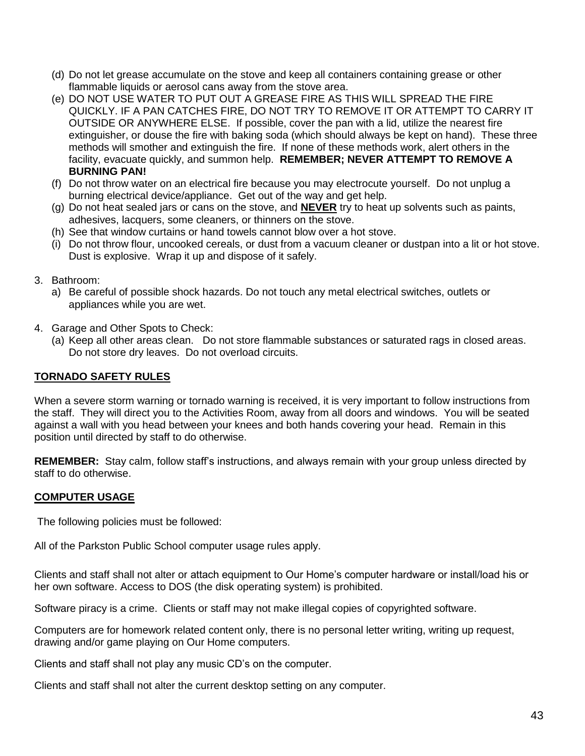(d) Do not let grease accumulate on the stove and keep all containers containing grease or other flammable liquids or aerosol cans away from the stove area.

(e) DO NOT USE WATER TO PUT OUT A GREASE FIRE AS THIS WILL SPREAD THE FIRE QUICKLY. IF A PAN CATCHES FIRE, DO NOT TRY TO REMOVE IT OR ATTEMPT TO CARRY IT OUTSIDE OR ANYWHERE ELSE. If possible, cover the pan with a lid, utilize the nearest fire extinguisher, or douse the fire with baking soda (which should always be kept on hand). These three methods will smother and extinguish the fire. If none of these methods work, alert others in the facility, evacuate quickly, and summon help. **REMEMBER; NEVER ATTEMPT TO REMOVE A BURNING PAN!**

(f) Do not throw water on an electrical fire because you may electrocute yourself. Do not unplug a burning electrical device/appliance. Get out of the way and get help.

(g) Do not heat sealed jars or cans on the stove, and **<u>NEVER</u>** try to heat up solvents such as paints, adhesives, lacquers, some cleaners, or thinners on the stove.

(h) See that window curtains or hand towels cannot blow over a hot stove.

(i) Do not throw flour, uncooked cereals, or dust from a vacuum cleaner or dustpan into a lit or hot stove. Dust is explosive. Wrap it up and dispose of it safely.

3. Bathroom:
   a) Be careful of possible shock hazards. Do not touch any metal electrical switches, outlets or appliances while you are wet.

4. Garage and Other Spots to Check:
   (a) Keep all other areas clean. Do not store flammable substances or saturated rags in closed areas. Do not store dry leaves. Do not overload circuits.

## <u>TORNADO SAFETY RULES</u>

When a severe storm warning or tornado warning is received, it is very important to follow instructions from the staff. They will direct you to the Activities Room, away from all doors and windows. You will be seated against a wall with you head between your knees and both hands covering your head. Remain in this position until directed by staff to do otherwise.

**REMEMBER:** Stay calm, follow staff's instructions, and always remain with your group unless directed by staff to do otherwise.

## <u>COMPUTER USAGE</u>

The following policies must be followed:

All of the Parkston Public School computer usage rules apply.

Clients and staff shall not alter or attach equipment to Our Home's computer hardware or install/load his or her own software. Access to DOS (the disk operating system) is prohibited.

Software piracy is a crime. Clients or staff may not make illegal copies of copyrighted software.

Computers are for homework related content only, there is no personal letter writing, writing up request, drawing and/or game playing on Our Home computers.

Clients and staff shall not play any music CD's on the computer.

Clients and staff shall not alter the current desktop setting on any computer.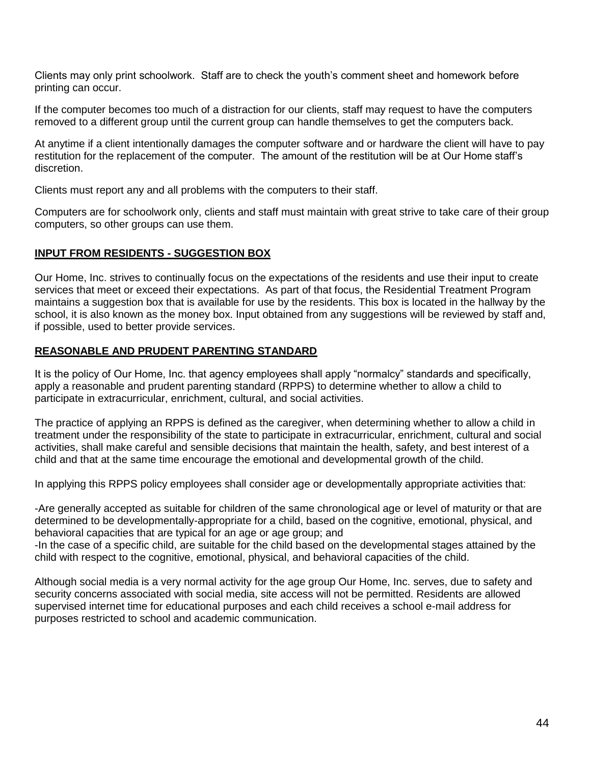Clients may only print schoolwork. Staff are to check the youth's comment sheet and homework before printing can occur.

If the computer becomes too much of a distraction for our clients, staff may request to have the computers removed to a different group until the current group can handle themselves to get the computers back.

At anytime if a client intentionally damages the computer software and or hardware the client will have to pay restitution for the replacement of the computer. The amount of the restitution will be at Our Home staff's discretion.

Clients must report any and all problems with the computers to their staff.

Computers are for schoolwork only, clients and staff must maintain with great strive to take care of their group computers, so other groups can use them.

## INPUT FROM RESIDENTS - SUGGESTION BOX

Our Home, Inc. strives to continually focus on the expectations of the residents and use their input to create services that meet or exceed their expectations. As part of that focus, the Residential Treatment Program maintains a suggestion box that is available for use by the residents. This box is located in the hallway by the school, it is also known as the money box. Input obtained from any suggestions will be reviewed by staff and, if possible, used to better provide services.

## REASONABLE AND PRUDENT PARENTING STANDARD

It is the policy of Our Home, Inc. that agency employees shall apply "normalcy" standards and specifically, apply a reasonable and prudent parenting standard (RPPS) to determine whether to allow a child to participate in extracurricular, enrichment, cultural, and social activities.

The practice of applying an RPPS is defined as the caregiver, when determining whether to allow a child in treatment under the responsibility of the state to participate in extracurricular, enrichment, cultural and social activities, shall make careful and sensible decisions that maintain the health, safety, and best interest of a child and that at the same time encourage the emotional and developmental growth of the child.

In applying this RPPS policy employees shall consider age or developmentally appropriate activities that:

-Are generally accepted as suitable for children of the same chronological age or level of maturity or that are determined to be developmentally-appropriate for a child, based on the cognitive, emotional, physical, and behavioral capacities that are typical for an age or age group; and
-In the case of a specific child, are suitable for the child based on the developmental stages attained by the child with respect to the cognitive, emotional, physical, and behavioral capacities of the child.

Although social media is a very normal activity for the age group Our Home, Inc. serves, due to safety and security concerns associated with social media, site access will not be permitted. Residents are allowed supervised internet time for educational purposes and each child receives a school e-mail address for purposes restricted to school and academic communication.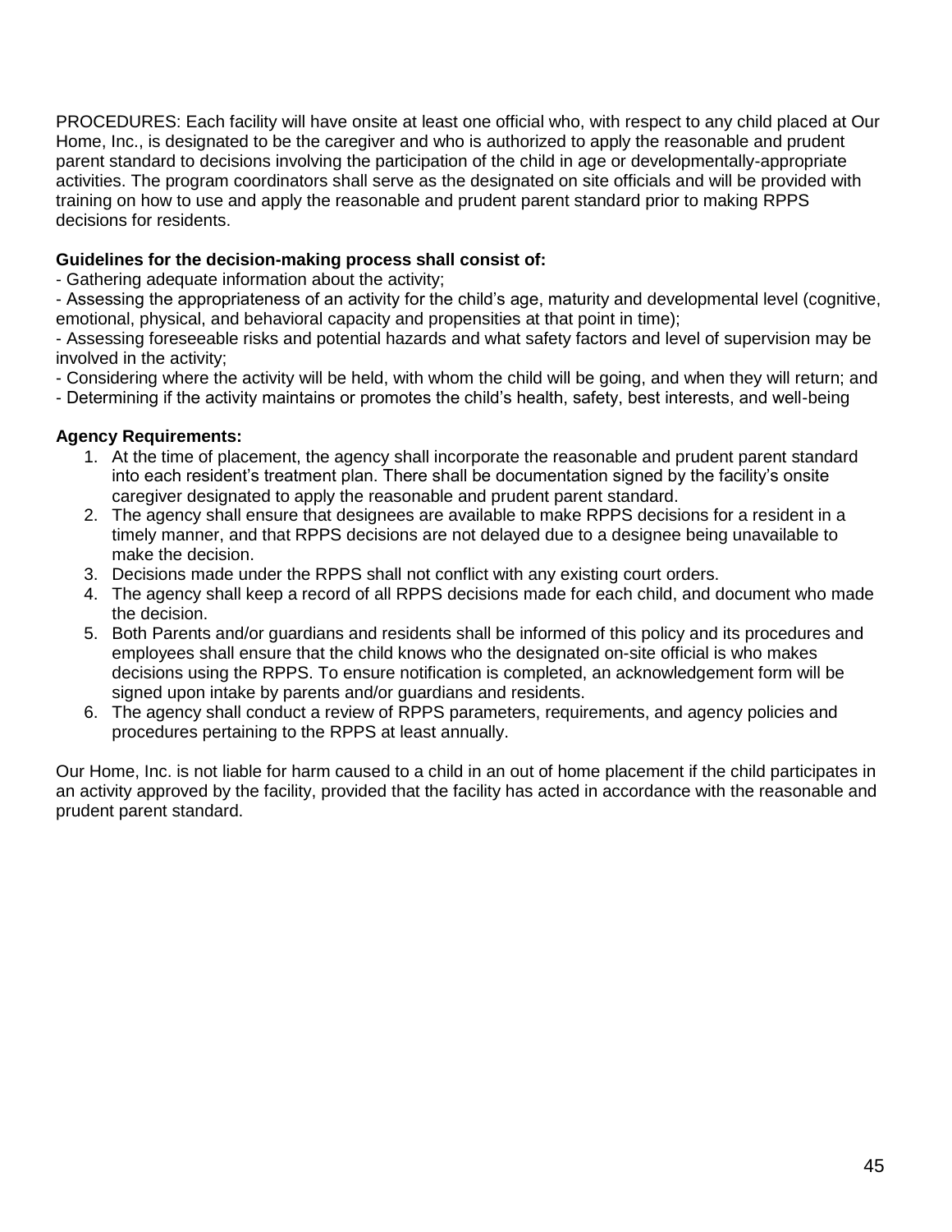PROCEDURES: Each facility will have onsite at least one official who, with respect to any child placed at Our Home, Inc., is designated to be the caregiver and who is authorized to apply the reasonable and prudent parent standard to decisions involving the participation of the child in age or developmentally-appropriate activities. The program coordinators shall serve as the designated on site officials and will be provided with training on how to use and apply the reasonable and prudent parent standard prior to making RPPS decisions for residents.

**Guidelines for the decision-making process shall consist of:**

- Gathering adequate information about the activity;
- Assessing the appropriateness of an activity for the child's age, maturity and developmental level (cognitive, emotional, physical, and behavioral capacity and propensities at that point in time);
- Assessing foreseeable risks and potential hazards and what safety factors and level of supervision may be involved in the activity;
- Considering where the activity will be held, with whom the child will be going, and when they will return; and
- Determining if the activity maintains or promotes the child's health, safety, best interests, and well-being

**Agency Requirements:**

1. At the time of placement, the agency shall incorporate the reasonable and prudent parent standard into each resident's treatment plan. There shall be documentation signed by the facility's onsite caregiver designated to apply the reasonable and prudent parent standard.
2. The agency shall ensure that designees are available to make RPPS decisions for a resident in a timely manner, and that RPPS decisions are not delayed due to a designee being unavailable to make the decision.
3. Decisions made under the RPPS shall not conflict with any existing court orders.
4. The agency shall keep a record of all RPPS decisions made for each child, and document who made the decision.
5. Both Parents and/or guardians and residents shall be informed of this policy and its procedures and employees shall ensure that the child knows who the designated on-site official is who makes decisions using the RPPS. To ensure notification is completed, an acknowledgement form will be signed upon intake by parents and/or guardians and residents.
6. The agency shall conduct a review of RPPS parameters, requirements, and agency policies and procedures pertaining to the RPPS at least annually.

Our Home, Inc. is not liable for harm caused to a child in an out of home placement if the child participates in an activity approved by the facility, provided that the facility has acted in accordance with the reasonable and prudent parent standard.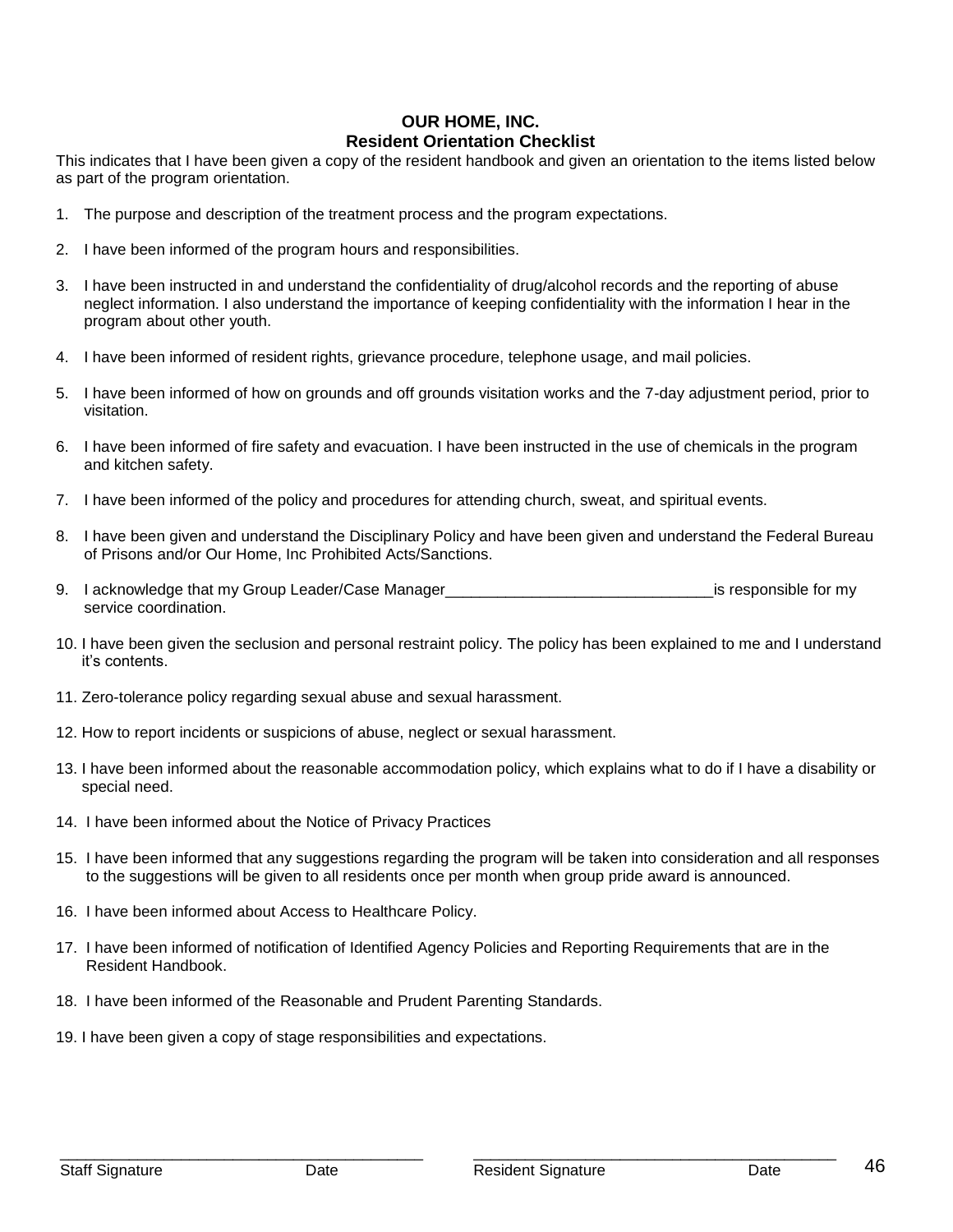**OUR HOME, INC.**
**Resident Orientation Checklist**

This indicates that I have been given a copy of the resident handbook and given an orientation to the items listed below as part of the program orientation.

1. The purpose and description of the treatment process and the program expectations.

2. I have been informed of the program hours and responsibilities.

3. I have been instructed in and understand the confidentiality of drug/alcohol records and the reporting of abuse neglect information. I also understand the importance of keeping confidentiality with the information I hear in the program about other youth.

4. I have been informed of resident rights, grievance procedure, telephone usage, and mail policies.

5. I have been informed of how on grounds and off grounds visitation works and the 7-day adjustment period, prior to visitation.

6. I have been informed of fire safety and evacuation. I have been instructed in the use of chemicals in the program and kitchen safety.

7. I have been informed of the policy and procedures for attending church, sweat, and spiritual events.

8. I have been given and understand the Disciplinary Policy and have been given and understand the Federal Bureau of Prisons and/or Our Home, Inc Prohibited Acts/Sanctions.

9. I acknowledge that my Group Leader/Case Manager_______________________________is responsible for my service coordination.

10. I have been given the seclusion and personal restraint policy. The policy has been explained to me and I understand it's contents.

11. Zero-tolerance policy regarding sexual abuse and sexual harassment.

12. How to report incidents or suspicions of abuse, neglect or sexual harassment.

13. I have been informed about the reasonable accommodation policy, which explains what to do if I have a disability or special need.

14. I have been informed about the Notice of Privacy Practices

15. I have been informed that any suggestions regarding the program will be taken into consideration and all responses to the suggestions will be given to all residents once per month when group pride award is announced.

16. I have been informed about Access to Healthcare Policy.

17. I have been informed of notification of Identified Agency Policies and Reporting Requirements that are in the Resident Handbook.

18. I have been informed of the Reasonable and Prudent Parenting Standards.

19. I have been given a copy of stage responsibilities and expectations.

_________________________________________ _________________________________________

Staff Signature Date Resident Signature Date